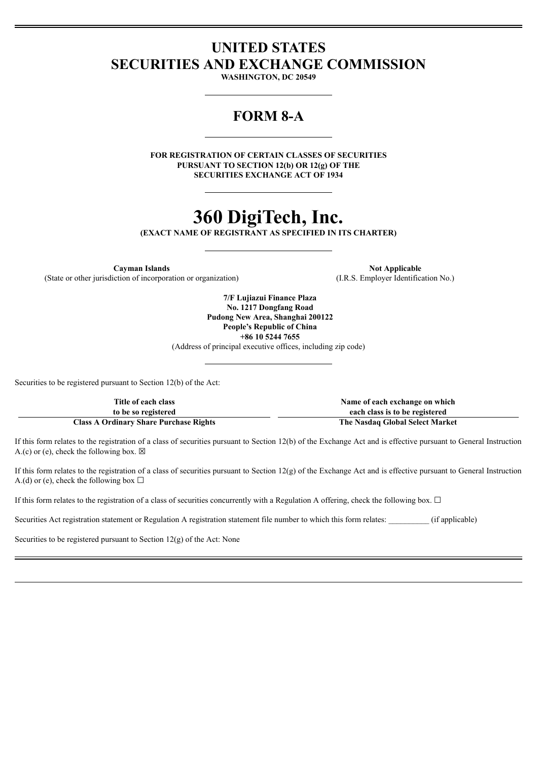# UNITED STATES SECURITIES AND EXCHANGE COMMISSION

**WASHINGTON, DC 20549**

## FORM 8-A

**FOR REGISTRATION OF CERTAIN CLASSES OF SECURITIES PURSUANT TO SECTION 12(b) OR 12(g) OF THE SECURITIES EXCHANGE ACT OF 1934**

# 360 DigiTech, Inc.

**(EXACT NAME OF REGISTRANT AS SPECIFIED IN ITS CHARTER)**

| **Cayman Islands** | **Not Applicable** |
|---|---|
| (State or other jurisdiction of incorporation or organization) | (I.R.S. Employer Identification No.) |

**7/F Lujiazui Finance Plaza**
**No. 1217 Dongfang Road**
**Pudong New Area, Shanghai 200122**
**People's Republic of China**
**+86 10 5244 7655**
(Address of principal executive offices, including zip code)

Securities to be registered pursuant to Section 12(b) of the Act:

| Title of each class to be so registered | Name of each exchange on which each class is to be registered |
|---|---|
| **Class A Ordinary Share Purchase Rights** | **The Nasdaq Global Select Market** |

If this form relates to the registration of a class of securities pursuant to Section 12(b) of the Exchange Act and is effective pursuant to General Instruction A.(c) or (e), check the following box. ☒

If this form relates to the registration of a class of securities pursuant to Section 12(g) of the Exchange Act and is effective pursuant to General Instruction A.(d) or (e), check the following box ☐

If this form relates to the registration of a class of securities concurrently with a Regulation A offering, check the following box. ☐

Securities Act registration statement or Regulation A registration statement file number to which this form relates: __________ (if applicable)

Securities to be registered pursuant to Section 12(g) of the Act: None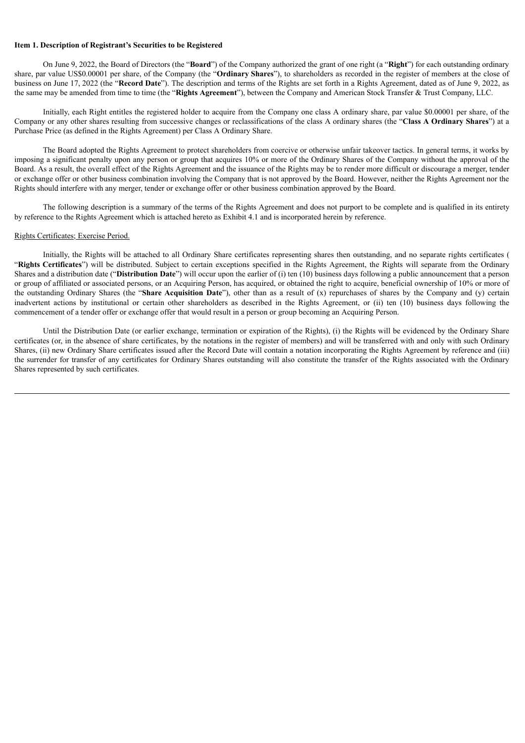**Item 1. Description of Registrant's Securities to be Registered**

On June 9, 2022, the Board of Directors (the "**Board**") of the Company authorized the grant of one right (a "**Right**") for each outstanding ordinary share, par value US$0.00001 per share, of the Company (the "**Ordinary Shares**"), to shareholders as recorded in the register of members at the close of business on June 17, 2022 (the "**Record Date**"). The description and terms of the Rights are set forth in a Rights Agreement, dated as of June 9, 2022, as the same may be amended from time to time (the "**Rights Agreement**"), between the Company and American Stock Transfer & Trust Company, LLC.

Initially, each Right entitles the registered holder to acquire from the Company one class A ordinary share, par value $0.00001 per share, of the Company or any other shares resulting from successive changes or reclassifications of the class A ordinary shares (the "**Class A Ordinary Shares**") at a Purchase Price (as defined in the Rights Agreement) per Class A Ordinary Share.

The Board adopted the Rights Agreement to protect shareholders from coercive or otherwise unfair takeover tactics. In general terms, it works by imposing a significant penalty upon any person or group that acquires 10% or more of the Ordinary Shares of the Company without the approval of the Board. As a result, the overall effect of the Rights Agreement and the issuance of the Rights may be to render more difficult or discourage a merger, tender or exchange offer or other business combination involving the Company that is not approved by the Board. However, neither the Rights Agreement nor the Rights should interfere with any merger, tender or exchange offer or other business combination approved by the Board.

The following description is a summary of the terms of the Rights Agreement and does not purport to be complete and is qualified in its entirety by reference to the Rights Agreement which is attached hereto as Exhibit 4.1 and is incorporated herein by reference.

Rights Certificates; Exercise Period.

Initially, the Rights will be attached to all Ordinary Share certificates representing shares then outstanding, and no separate rights certificates ( "**Rights Certificates**") will be distributed. Subject to certain exceptions specified in the Rights Agreement, the Rights will separate from the Ordinary Shares and a distribution date ("**Distribution Date**") will occur upon the earlier of (i) ten (10) business days following a public announcement that a person or group of affiliated or associated persons, or an Acquiring Person, has acquired, or obtained the right to acquire, beneficial ownership of 10% or more of the outstanding Ordinary Shares (the "**Share Acquisition Date**"), other than as a result of (x) repurchases of shares by the Company and (y) certain inadvertent actions by institutional or certain other shareholders as described in the Rights Agreement, or (ii) ten (10) business days following the commencement of a tender offer or exchange offer that would result in a person or group becoming an Acquiring Person.

Until the Distribution Date (or earlier exchange, termination or expiration of the Rights), (i) the Rights will be evidenced by the Ordinary Share certificates (or, in the absence of share certificates, by the notations in the register of members) and will be transferred with and only with such Ordinary Shares, (ii) new Ordinary Share certificates issued after the Record Date will contain a notation incorporating the Rights Agreement by reference and (iii) the surrender for transfer of any certificates for Ordinary Shares outstanding will also constitute the transfer of the Rights associated with the Ordinary Shares represented by such certificates.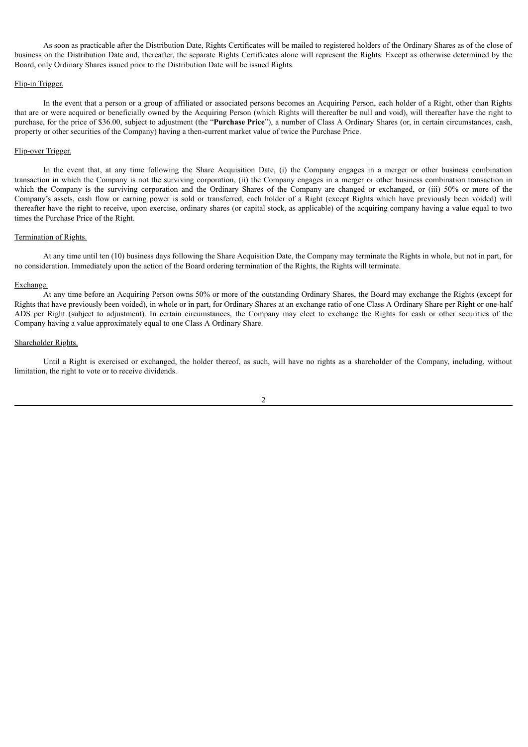As soon as practicable after the Distribution Date, Rights Certificates will be mailed to registered holders of the Ordinary Shares as of the close of business on the Distribution Date and, thereafter, the separate Rights Certificates alone will represent the Rights. Except as otherwise determined by the Board, only Ordinary Shares issued prior to the Distribution Date will be issued Rights.

Flip-in Trigger.

In the event that a person or a group of affiliated or associated persons becomes an Acquiring Person, each holder of a Right, other than Rights that are or were acquired or beneficially owned by the Acquiring Person (which Rights will thereafter be null and void), will thereafter have the right to purchase, for the price of $36.00, subject to adjustment (the "**Purchase Price**"), a number of Class A Ordinary Shares (or, in certain circumstances, cash, property or other securities of the Company) having a then-current market value of twice the Purchase Price.

Flip-over Trigger.

In the event that, at any time following the Share Acquisition Date, (i) the Company engages in a merger or other business combination transaction in which the Company is not the surviving corporation, (ii) the Company engages in a merger or other business combination transaction in which the Company is the surviving corporation and the Ordinary Shares of the Company are changed or exchanged, or (iii) 50% or more of the Company's assets, cash flow or earning power is sold or transferred, each holder of a Right (except Rights which have previously been voided) will thereafter have the right to receive, upon exercise, ordinary shares (or capital stock, as applicable) of the acquiring company having a value equal to two times the Purchase Price of the Right.

Termination of Rights.

At any time until ten (10) business days following the Share Acquisition Date, the Company may terminate the Rights in whole, but not in part, for no consideration. Immediately upon the action of the Board ordering termination of the Rights, the Rights will terminate.

Exchange.

At any time before an Acquiring Person owns 50% or more of the outstanding Ordinary Shares, the Board may exchange the Rights (except for Rights that have previously been voided), in whole or in part, for Ordinary Shares at an exchange ratio of one Class A Ordinary Share per Right or one-half ADS per Right (subject to adjustment). In certain circumstances, the Company may elect to exchange the Rights for cash or other securities of the Company having a value approximately equal to one Class A Ordinary Share.

Shareholder Rights.

Until a Right is exercised or exchanged, the holder thereof, as such, will have no rights as a shareholder of the Company, including, without limitation, the right to vote or to receive dividends.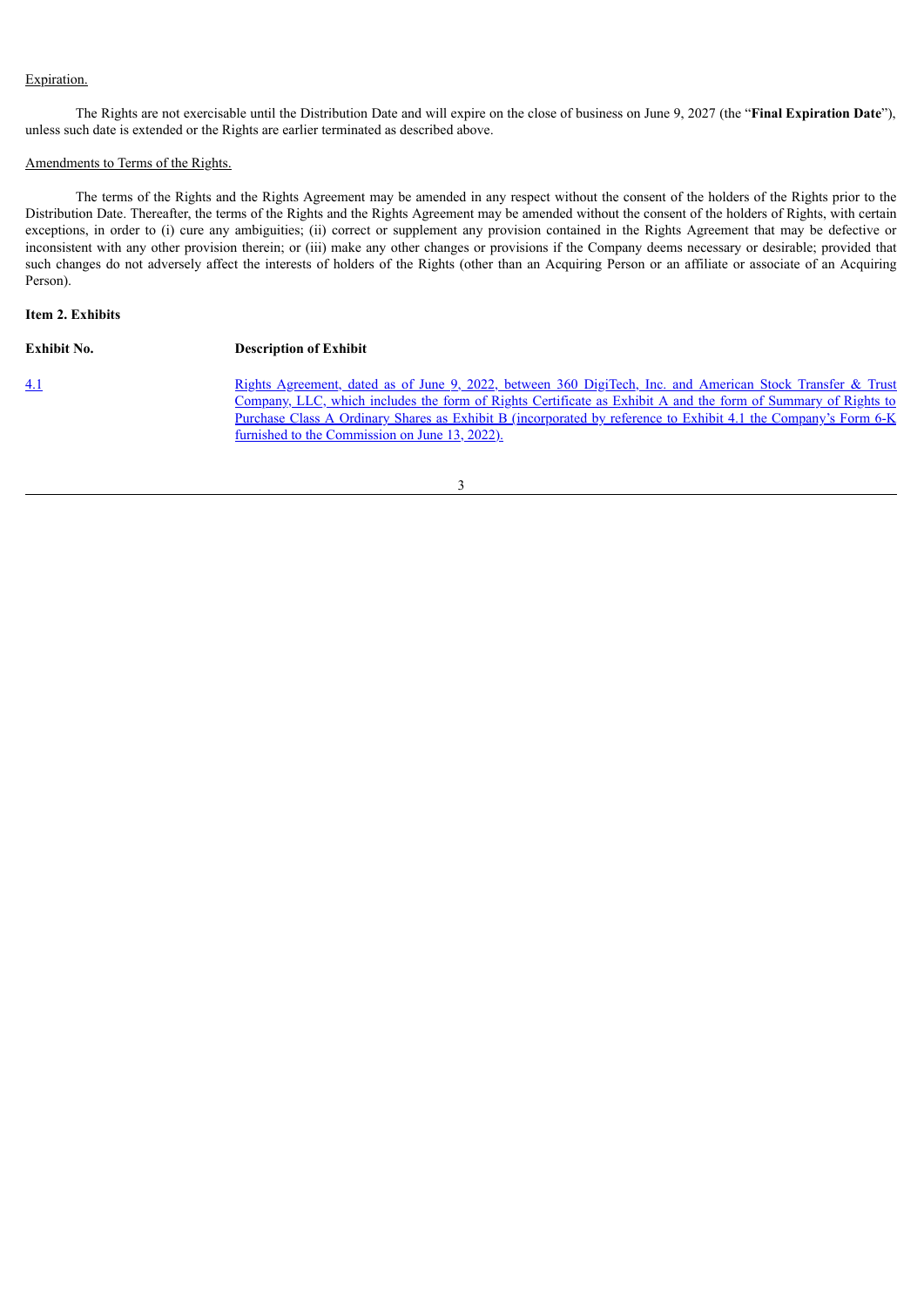Expiration.

The Rights are not exercisable until the Distribution Date and will expire on the close of business on June 9, 2027 (the "**Final Expiration Date**"), unless such date is extended or the Rights are earlier terminated as described above.

Amendments to Terms of the Rights.

The terms of the Rights and the Rights Agreement may be amended in any respect without the consent of the holders of the Rights prior to the Distribution Date. Thereafter, the terms of the Rights and the Rights Agreement may be amended without the consent of the holders of Rights, with certain exceptions, in order to (i) cure any ambiguities; (ii) correct or supplement any provision contained in the Rights Agreement that may be defective or inconsistent with any other provision therein; or (iii) make any other changes or provisions if the Company deems necessary or desirable; provided that such changes do not adversely affect the interests of holders of the Rights (other than an Acquiring Person or an affiliate or associate of an Acquiring Person).

**Item 2. Exhibits**

| Exhibit No. | Description of Exhibit |
| --- | --- |
| 4.1 | Rights Agreement, dated as of June 9, 2022, between 360 DigiTech, Inc. and American Stock Transfer & Trust Company, LLC, which includes the form of Rights Certificate as Exhibit A and the form of Summary of Rights to Purchase Class A Ordinary Shares as Exhibit B (incorporated by reference to Exhibit 4.1 the Company's Form 6-K furnished to the Commission on June 13, 2022). |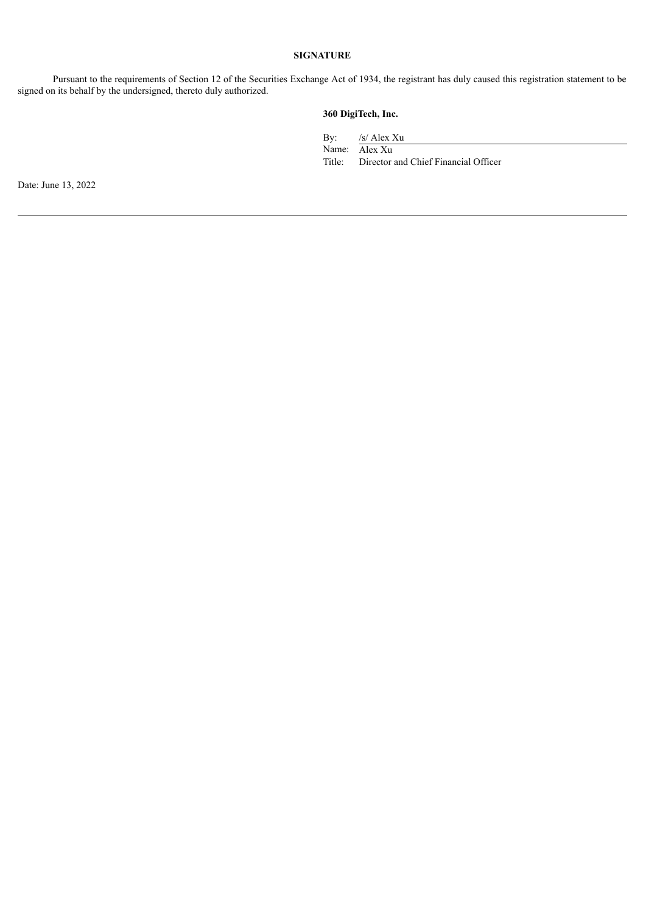## SIGNATURE

Pursuant to the requirements of Section 12 of the Securities Exchange Act of 1934, the registrant has duly caused this registration statement to be signed on its behalf by the undersigned, thereto duly authorized.

**360 DigiTech, Inc.**

By: /s/ Alex Xu
Name: Alex Xu
Title: Director and Chief Financial Officer

Date: June 13, 2022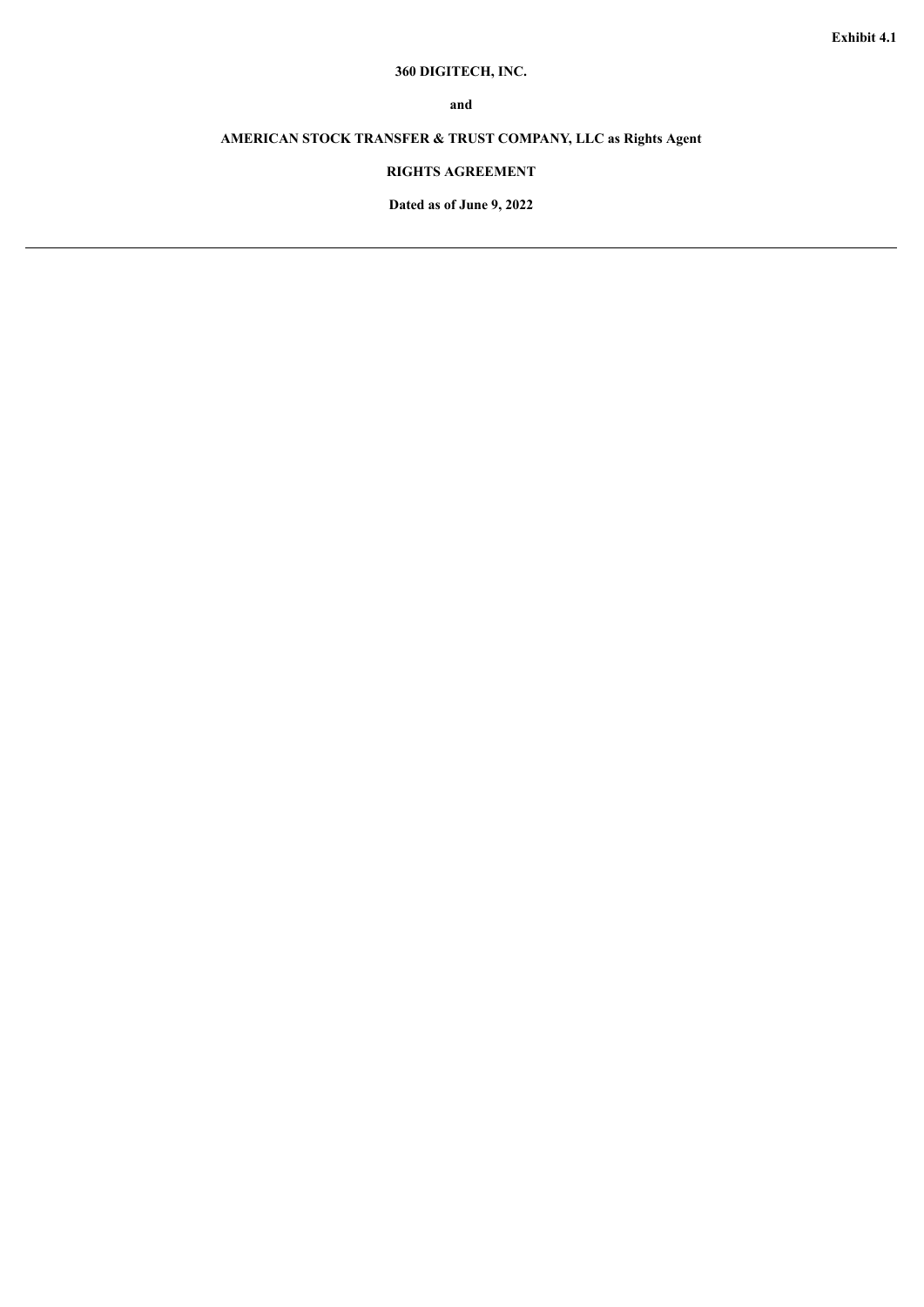**Exhibit 4.1**

**360 DIGITECH, INC.**

**and**

**AMERICAN STOCK TRANSFER & TRUST COMPANY, LLC as Rights Agent**

**RIGHTS AGREEMENT**

**Dated as of June 9, 2022**

---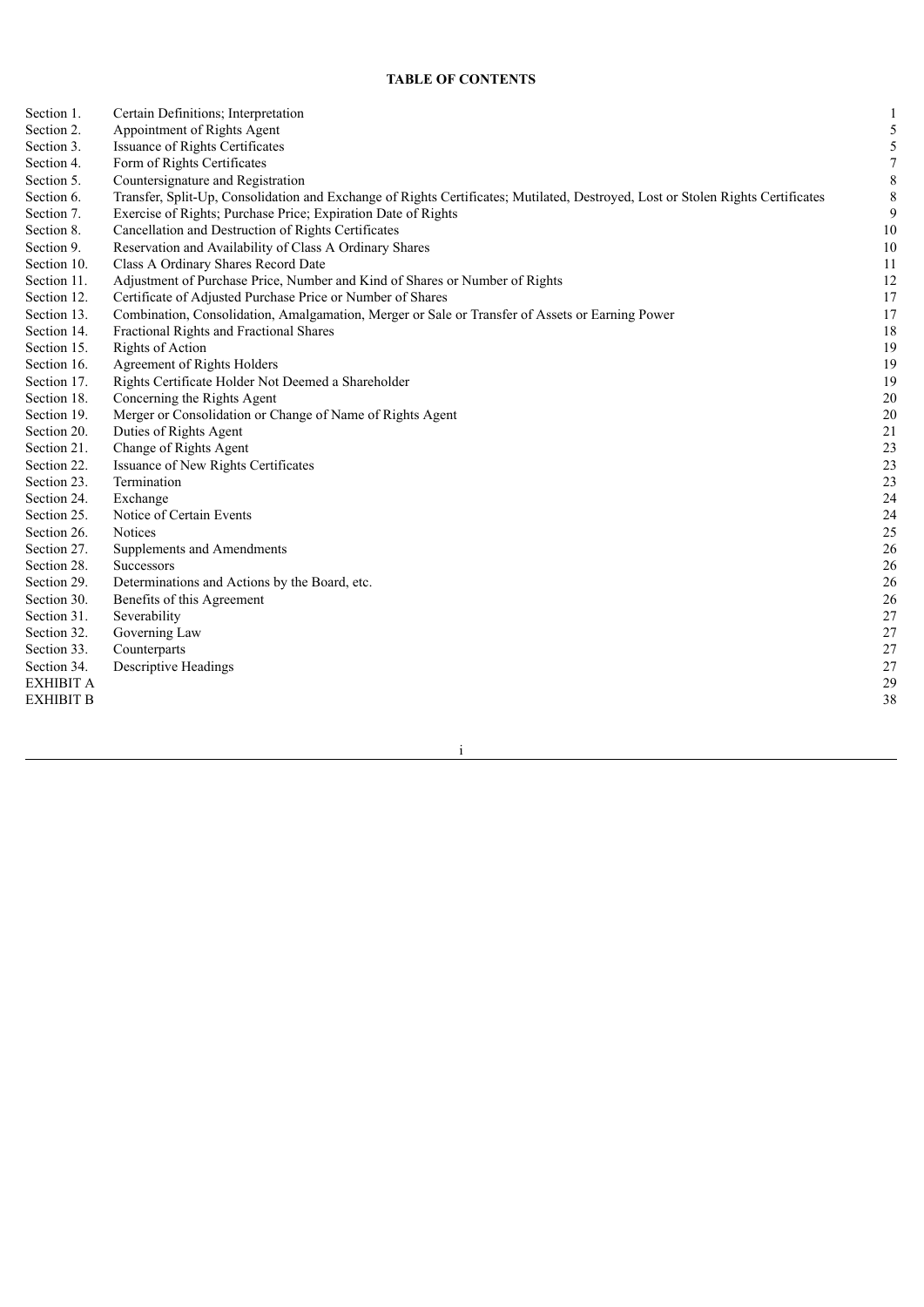**TABLE OF CONTENTS**

| | | |
|---|---|---|
| Section 1. | Certain Definitions; Interpretation | 1 |
| Section 2. | Appointment of Rights Agent | 5 |
| Section 3. | Issuance of Rights Certificates | 5 |
| Section 4. | Form of Rights Certificates | 7 |
| Section 5. | Countersignature and Registration | 8 |
| Section 6. | Transfer, Split-Up, Consolidation and Exchange of Rights Certificates; Mutilated, Destroyed, Lost or Stolen Rights Certificates | 8 |
| Section 7. | Exercise of Rights; Purchase Price; Expiration Date of Rights | 9 |
| Section 8. | Cancellation and Destruction of Rights Certificates | 10 |
| Section 9. | Reservation and Availability of Class A Ordinary Shares | 10 |
| Section 10. | Class A Ordinary Shares Record Date | 11 |
| Section 11. | Adjustment of Purchase Price, Number and Kind of Shares or Number of Rights | 12 |
| Section 12. | Certificate of Adjusted Purchase Price or Number of Shares | 17 |
| Section 13. | Combination, Consolidation, Amalgamation, Merger or Sale or Transfer of Assets or Earning Power | 17 |
| Section 14. | Fractional Rights and Fractional Shares | 18 |
| Section 15. | Rights of Action | 19 |
| Section 16. | Agreement of Rights Holders | 19 |
| Section 17. | Rights Certificate Holder Not Deemed a Shareholder | 19 |
| Section 18. | Concerning the Rights Agent | 20 |
| Section 19. | Merger or Consolidation or Change of Name of Rights Agent | 20 |
| Section 20. | Duties of Rights Agent | 21 |
| Section 21. | Change of Rights Agent | 23 |
| Section 22. | Issuance of New Rights Certificates | 23 |
| Section 23. | Termination | 23 |
| Section 24. | Exchange | 24 |
| Section 25. | Notice of Certain Events | 24 |
| Section 26. | Notices | 25 |
| Section 27. | Supplements and Amendments | 26 |
| Section 28. | Successors | 26 |
| Section 29. | Determinations and Actions by the Board, etc. | 26 |
| Section 30. | Benefits of this Agreement | 26 |
| Section 31. | Severability | 27 |
| Section 32. | Governing Law | 27 |
| Section 33. | Counterparts | 27 |
| Section 34. | Descriptive Headings | 27 |
| EXHIBIT A | | 29 |
| EXHIBIT B | | 38 |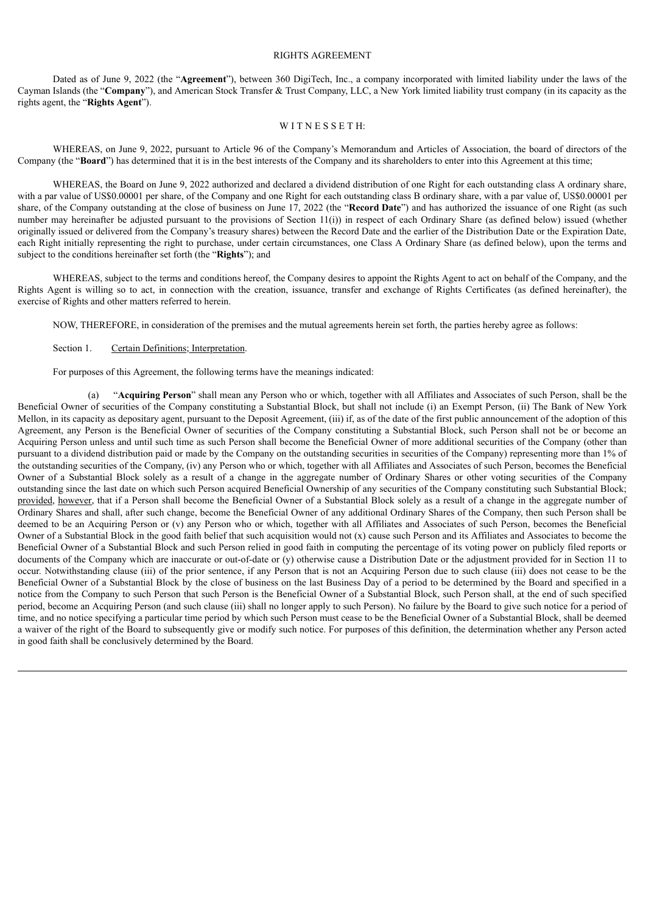RIGHTS AGREEMENT

Dated as of June 9, 2022 (the "**Agreement**"), between 360 DigiTech, Inc., a company incorporated with limited liability under the laws of the Cayman Islands (the "**Company**"), and American Stock Transfer & Trust Company, LLC, a New York limited liability trust company (in its capacity as the rights agent, the "**Rights Agent**").

W I T N E S S E T H:

WHEREAS, on June 9, 2022, pursuant to Article 96 of the Company's Memorandum and Articles of Association, the board of directors of the Company (the "**Board**") has determined that it is in the best interests of the Company and its shareholders to enter into this Agreement at this time;

WHEREAS, the Board on June 9, 2022 authorized and declared a dividend distribution of one Right for each outstanding class A ordinary share, with a par value of US$0.00001 per share, of the Company and one Right for each outstanding class B ordinary share, with a par value of, US$0.00001 per share, of the Company outstanding at the close of business on June 17, 2022 (the "**Record Date**") and has authorized the issuance of one Right (as such number may hereinafter be adjusted pursuant to the provisions of Section 11(i)) in respect of each Ordinary Share (as defined below) issued (whether originally issued or delivered from the Company's treasury shares) between the Record Date and the earlier of the Distribution Date or the Expiration Date, each Right initially representing the right to purchase, under certain circumstances, one Class A Ordinary Share (as defined below), upon the terms and subject to the conditions hereinafter set forth (the "**Rights**"); and

WHEREAS, subject to the terms and conditions hereof, the Company desires to appoint the Rights Agent to act on behalf of the Company, and the Rights Agent is willing so to act, in connection with the creation, issuance, transfer and exchange of Rights Certificates (as defined hereinafter), the exercise of Rights and other matters referred to herein.

NOW, THEREFORE, in consideration of the premises and the mutual agreements herein set forth, the parties hereby agree as follows:

Section 1. Certain Definitions; Interpretation.

For purposes of this Agreement, the following terms have the meanings indicated:

(a) "**Acquiring Person**" shall mean any Person who or which, together with all Affiliates and Associates of such Person, shall be the Beneficial Owner of securities of the Company constituting a Substantial Block, but shall not include (i) an Exempt Person, (ii) The Bank of New York Mellon, in its capacity as depositary agent, pursuant to the Deposit Agreement, (iii) if, as of the date of the first public announcement of the adoption of this Agreement, any Person is the Beneficial Owner of securities of the Company constituting a Substantial Block, such Person shall not be or become an Acquiring Person unless and until such time as such Person shall become the Beneficial Owner of more additional securities of the Company (other than pursuant to a dividend distribution paid or made by the Company on the outstanding securities in securities of the Company) representing more than 1% of the outstanding securities of the Company, (iv) any Person who or which, together with all Affiliates and Associates of such Person, becomes the Beneficial Owner of a Substantial Block solely as a result of a change in the aggregate number of Ordinary Shares or other voting securities of the Company outstanding since the last date on which such Person acquired Beneficial Ownership of any securities of the Company constituting such Substantial Block; provided, however, that if a Person shall become the Beneficial Owner of a Substantial Block solely as a result of a change in the aggregate number of Ordinary Shares and shall, after such change, become the Beneficial Owner of any additional Ordinary Shares of the Company, then such Person shall be deemed to be an Acquiring Person or (v) any Person who or which, together with all Affiliates and Associates of such Person, becomes the Beneficial Owner of a Substantial Block in the good faith belief that such acquisition would not (x) cause such Person and its Affiliates and Associates to become the Beneficial Owner of a Substantial Block and such Person relied in good faith in computing the percentage of its voting power on publicly filed reports or documents of the Company which are inaccurate or out-of-date or (y) otherwise cause a Distribution Date or the adjustment provided for in Section 11 to occur. Notwithstanding clause (iii) of the prior sentence, if any Person that is not an Acquiring Person due to such clause (iii) does not cease to be the Beneficial Owner of a Substantial Block by the close of business on the last Business Day of a period to be determined by the Board and specified in a notice from the Company to such Person that such Person is the Beneficial Owner of a Substantial Block, such Person shall, at the end of such specified period, become an Acquiring Person (and such clause (iii) shall no longer apply to such Person). No failure by the Board to give such notice for a period of time, and no notice specifying a particular time period by which such Person must cease to be the Beneficial Owner of a Substantial Block, shall be deemed a waiver of the right of the Board to subsequently give or modify such notice. For purposes of this definition, the determination whether any Person acted in good faith shall be conclusively determined by the Board.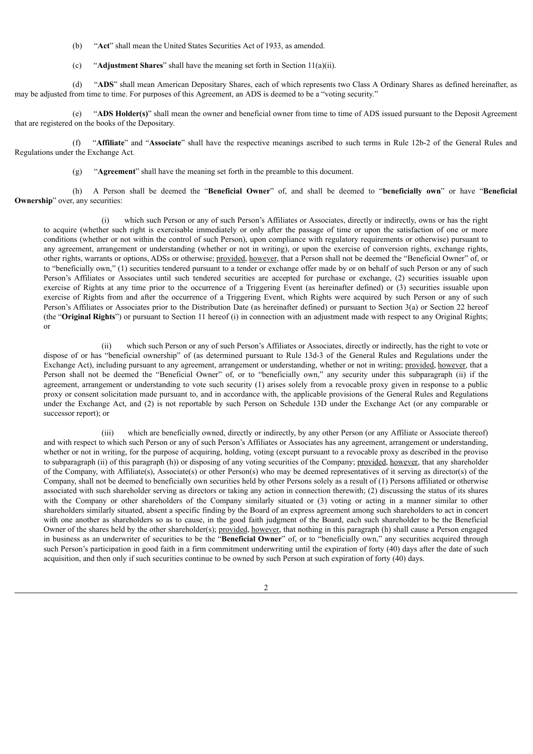(b) "**Act**" shall mean the United States Securities Act of 1933, as amended.

(c) "**Adjustment Shares**" shall have the meaning set forth in Section 11(a)(ii).

(d) "**ADS**" shall mean American Depositary Shares, each of which represents two Class A Ordinary Shares as defined hereinafter, as may be adjusted from time to time. For purposes of this Agreement, an ADS is deemed to be a "voting security."

(e) "**ADS Holder(s)**" shall mean the owner and beneficial owner from time to time of ADS issued pursuant to the Deposit Agreement that are registered on the books of the Depositary.

(f) "**Affiliate**" and "**Associate**" shall have the respective meanings ascribed to such terms in Rule 12b-2 of the General Rules and Regulations under the Exchange Act.

(g) "**Agreement**" shall have the meaning set forth in the preamble to this document.

(h) A Person shall be deemed the "**Beneficial Owner**" of, and shall be deemed to "**beneficially own**" or have "**Beneficial Ownership**" over, any securities:

(i) which such Person or any of such Person's Affiliates or Associates, directly or indirectly, owns or has the right to acquire (whether such right is exercisable immediately or only after the passage of time or upon the satisfaction of one or more conditions (whether or not within the control of such Person), upon compliance with regulatory requirements or otherwise) pursuant to any agreement, arrangement or understanding (whether or not in writing), or upon the exercise of conversion rights, exchange rights, other rights, warrants or options, ADSs or otherwise; provided, however, that a Person shall not be deemed the "Beneficial Owner" of, or to "beneficially own," (1) securities tendered pursuant to a tender or exchange offer made by or on behalf of such Person or any of such Person's Affiliates or Associates until such tendered securities are accepted for purchase or exchange, (2) securities issuable upon exercise of Rights at any time prior to the occurrence of a Triggering Event (as hereinafter defined) or (3) securities issuable upon exercise of Rights from and after the occurrence of a Triggering Event, which Rights were acquired by such Person or any of such Person's Affiliates or Associates prior to the Distribution Date (as hereinafter defined) or pursuant to Section 3(a) or Section 22 hereof (the "**Original Rights**") or pursuant to Section 11 hereof (i) in connection with an adjustment made with respect to any Original Rights; or

(ii) which such Person or any of such Person's Affiliates or Associates, directly or indirectly, has the right to vote or dispose of or has "beneficial ownership" of (as determined pursuant to Rule 13d-3 of the General Rules and Regulations under the Exchange Act), including pursuant to any agreement, arrangement or understanding, whether or not in writing; provided, however, that a Person shall not be deemed the "Beneficial Owner" of, or to "beneficially own," any security under this subparagraph (ii) if the agreement, arrangement or understanding to vote such security (1) arises solely from a revocable proxy given in response to a public proxy or consent solicitation made pursuant to, and in accordance with, the applicable provisions of the General Rules and Regulations under the Exchange Act, and (2) is not reportable by such Person on Schedule 13D under the Exchange Act (or any comparable or successor report); or

(iii) which are beneficially owned, directly or indirectly, by any other Person (or any Affiliate or Associate thereof) and with respect to which such Person or any of such Person's Affiliates or Associates has any agreement, arrangement or understanding, whether or not in writing, for the purpose of acquiring, holding, voting (except pursuant to a revocable proxy as described in the proviso to subparagraph (ii) of this paragraph (h)) or disposing of any voting securities of the Company; provided, however, that any shareholder of the Company, with Affiliate(s), Associate(s) or other Person(s) who may be deemed representatives of it serving as director(s) of the Company, shall not be deemed to beneficially own securities held by other Persons solely as a result of (1) Persons affiliated or otherwise associated with such shareholder serving as directors or taking any action in connection therewith; (2) discussing the status of its shares with the Company or other shareholders of the Company similarly situated or (3) voting or acting in a manner similar to other shareholders similarly situated, absent a specific finding by the Board of an express agreement among such shareholders to act in concert with one another as shareholders so as to cause, in the good faith judgment of the Board, each such shareholder to be the Beneficial Owner of the shares held by the other shareholder(s); provided, however, that nothing in this paragraph (h) shall cause a Person engaged in business as an underwriter of securities to be the "**Beneficial Owner**" of, or to "beneficially own," any securities acquired through such Person's participation in good faith in a firm commitment underwriting until the expiration of forty (40) days after the date of such acquisition, and then only if such securities continue to be owned by such Person at such expiration of forty (40) days.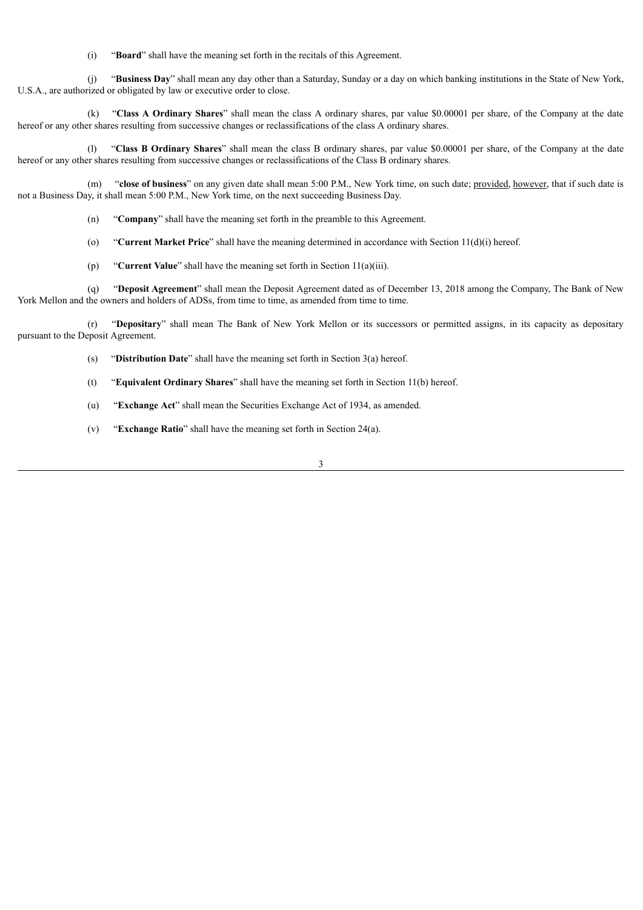(i) "**Board**" shall have the meaning set forth in the recitals of this Agreement.

(j) "**Business Day**" shall mean any day other than a Saturday, Sunday or a day on which banking institutions in the State of New York, U.S.A., are authorized or obligated by law or executive order to close.

(k) "**Class A Ordinary Shares**" shall mean the class A ordinary shares, par value $0.00001 per share, of the Company at the date hereof or any other shares resulting from successive changes or reclassifications of the class A ordinary shares.

(l) "**Class B Ordinary Shares**" shall mean the class B ordinary shares, par value $0.00001 per share, of the Company at the date hereof or any other shares resulting from successive changes or reclassifications of the Class B ordinary shares.

(m) "**close of business**" on any given date shall mean 5:00 P.M., New York time, on such date; provided, however, that if such date is not a Business Day, it shall mean 5:00 P.M., New York time, on the next succeeding Business Day.

(n) "**Company**" shall have the meaning set forth in the preamble to this Agreement.

(o) "**Current Market Price**" shall have the meaning determined in accordance with Section 11(d)(i) hereof.

(p) "**Current Value**" shall have the meaning set forth in Section 11(a)(iii).

(q) "**Deposit Agreement**" shall mean the Deposit Agreement dated as of December 13, 2018 among the Company, The Bank of New York Mellon and the owners and holders of ADSs, from time to time, as amended from time to time.

(r) "**Depositary**" shall mean The Bank of New York Mellon or its successors or permitted assigns, in its capacity as depositary pursuant to the Deposit Agreement.

(s) "**Distribution Date**" shall have the meaning set forth in Section 3(a) hereof.

(t) "**Equivalent Ordinary Shares**" shall have the meaning set forth in Section 11(b) hereof.

(u) "**Exchange Act**" shall mean the Securities Exchange Act of 1934, as amended.

(v) "**Exchange Ratio**" shall have the meaning set forth in Section 24(a).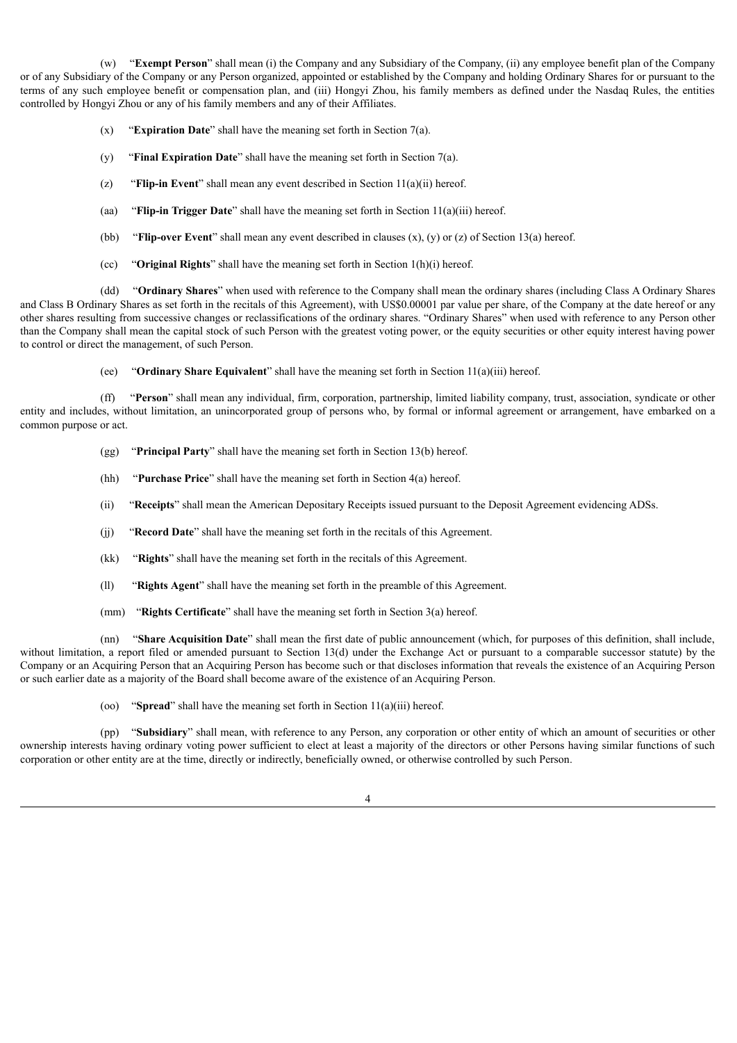(w) "**Exempt Person**" shall mean (i) the Company and any Subsidiary of the Company, (ii) any employee benefit plan of the Company or of any Subsidiary of the Company or any Person organized, appointed or established by the Company and holding Ordinary Shares for or pursuant to the terms of any such employee benefit or compensation plan, and (iii) Hongyi Zhou, his family members as defined under the Nasdaq Rules, the entities controlled by Hongyi Zhou or any of his family members and any of their Affiliates.

(x) "**Expiration Date**" shall have the meaning set forth in Section 7(a).

(y) "**Final Expiration Date**" shall have the meaning set forth in Section 7(a).

(z) "**Flip-in Event**" shall mean any event described in Section 11(a)(ii) hereof.

(aa) "**Flip-in Trigger Date**" shall have the meaning set forth in Section 11(a)(iii) hereof.

(bb) "**Flip-over Event**" shall mean any event described in clauses (x), (y) or (z) of Section 13(a) hereof.

(cc) "**Original Rights**" shall have the meaning set forth in Section 1(h)(i) hereof.

(dd) "**Ordinary Shares**" when used with reference to the Company shall mean the ordinary shares (including Class A Ordinary Shares and Class B Ordinary Shares as set forth in the recitals of this Agreement), with US$0.00001 par value per share, of the Company at the date hereof or any other shares resulting from successive changes or reclassifications of the ordinary shares. "Ordinary Shares" when used with reference to any Person other than the Company shall mean the capital stock of such Person with the greatest voting power, or the equity securities or other equity interest having power to control or direct the management, of such Person.

(ee) "**Ordinary Share Equivalent**" shall have the meaning set forth in Section 11(a)(iii) hereof.

(ff) "**Person**" shall mean any individual, firm, corporation, partnership, limited liability company, trust, association, syndicate or other entity and includes, without limitation, an unincorporated group of persons who, by formal or informal agreement or arrangement, have embarked on a common purpose or act.

(gg) "**Principal Party**" shall have the meaning set forth in Section 13(b) hereof.

(hh) "**Purchase Price**" shall have the meaning set forth in Section 4(a) hereof.

(ii) "**Receipts**" shall mean the American Depositary Receipts issued pursuant to the Deposit Agreement evidencing ADSs.

(jj) "**Record Date**" shall have the meaning set forth in the recitals of this Agreement.

(kk) "**Rights**" shall have the meaning set forth in the recitals of this Agreement.

(ll) "**Rights Agent**" shall have the meaning set forth in the preamble of this Agreement.

(mm) "**Rights Certificate**" shall have the meaning set forth in Section 3(a) hereof.

(nn) "**Share Acquisition Date**" shall mean the first date of public announcement (which, for purposes of this definition, shall include, without limitation, a report filed or amended pursuant to Section 13(d) under the Exchange Act or pursuant to a comparable successor statute) by the Company or an Acquiring Person that an Acquiring Person has become such or that discloses information that reveals the existence of an Acquiring Person or such earlier date as a majority of the Board shall become aware of the existence of an Acquiring Person.

(oo) "**Spread**" shall have the meaning set forth in Section 11(a)(iii) hereof.

(pp) "**Subsidiary**" shall mean, with reference to any Person, any corporation or other entity of which an amount of securities or other ownership interests having ordinary voting power sufficient to elect at least a majority of the directors or other Persons having similar functions of such corporation or other entity are at the time, directly or indirectly, beneficially owned, or otherwise controlled by such Person.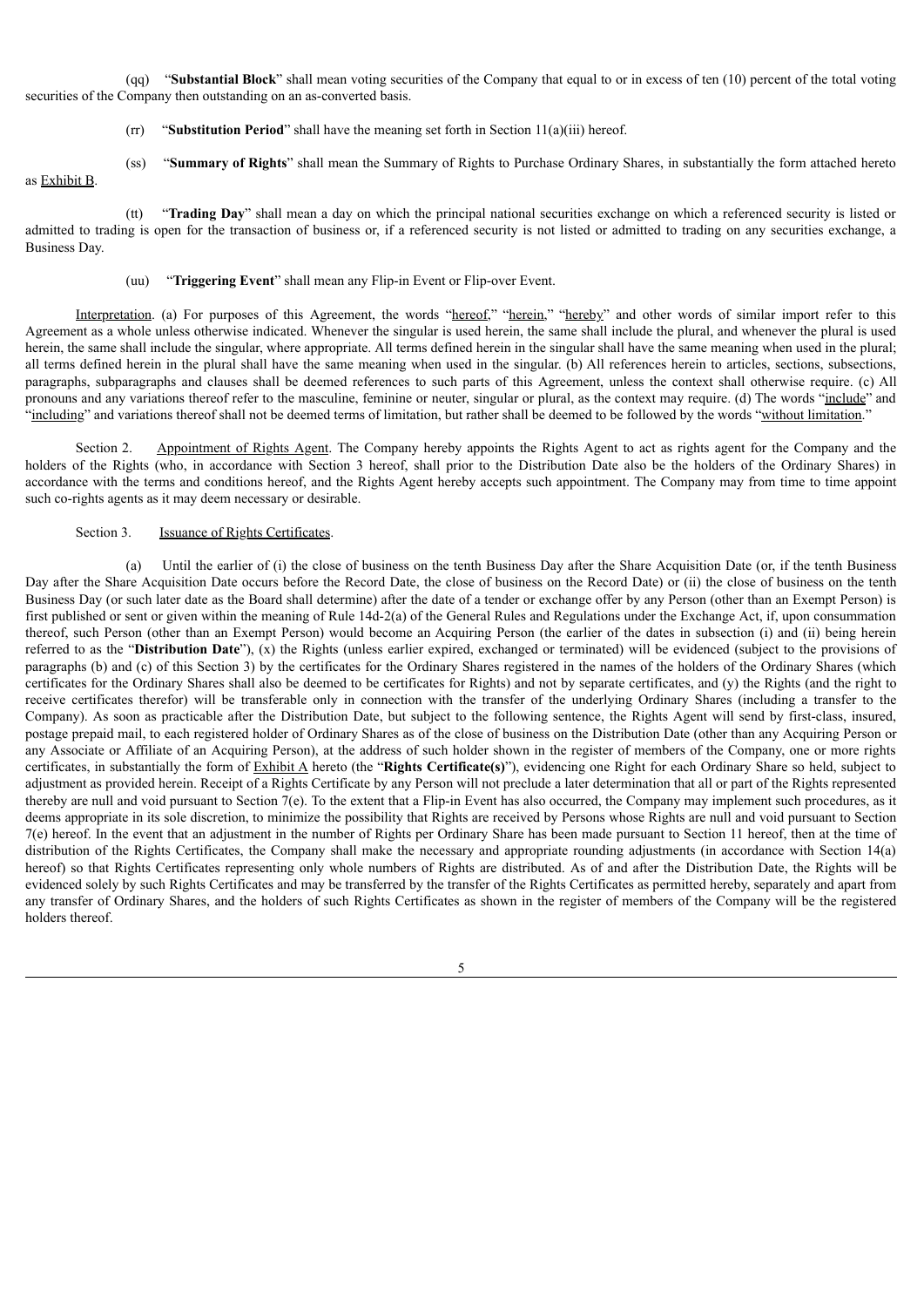(qq) "**Substantial Block**" shall mean voting securities of the Company that equal to or in excess of ten (10) percent of the total voting securities of the Company then outstanding on an as-converted basis.

(rr) "**Substitution Period**" shall have the meaning set forth in Section 11(a)(iii) hereof.

(ss) "**Summary of Rights**" shall mean the Summary of Rights to Purchase Ordinary Shares, in substantially the form attached hereto as Exhibit B.

(tt) "**Trading Day**" shall mean a day on which the principal national securities exchange on which a referenced security is listed or admitted to trading is open for the transaction of business or, if a referenced security is not listed or admitted to trading on any securities exchange, a Business Day.

(uu) "**Triggering Event**" shall mean any Flip-in Event or Flip-over Event.

Interpretation. (a) For purposes of this Agreement, the words "hereof," "herein," "hereby" and other words of similar import refer to this Agreement as a whole unless otherwise indicated. Whenever the singular is used herein, the same shall include the plural, and whenever the plural is used herein, the same shall include the singular, where appropriate. All terms defined herein in the singular shall have the same meaning when used in the plural; all terms defined herein in the plural shall have the same meaning when used in the singular. (b) All references herein to articles, sections, subsections, paragraphs, subparagraphs and clauses shall be deemed references to such parts of this Agreement, unless the context shall otherwise require. (c) All pronouns and any variations thereof refer to the masculine, feminine or neuter, singular or plural, as the context may require. (d) The words "include" and "including" and variations thereof shall not be deemed terms of limitation, but rather shall be deemed to be followed by the words "without limitation."

Section 2. Appointment of Rights Agent. The Company hereby appoints the Rights Agent to act as rights agent for the Company and the holders of the Rights (who, in accordance with Section 3 hereof, shall prior to the Distribution Date also be the holders of the Ordinary Shares) in accordance with the terms and conditions hereof, and the Rights Agent hereby accepts such appointment. The Company may from time to time appoint such co-rights agents as it may deem necessary or desirable.

Section 3. Issuance of Rights Certificates.

(a) Until the earlier of (i) the close of business on the tenth Business Day after the Share Acquisition Date (or, if the tenth Business Day after the Share Acquisition Date occurs before the Record Date, the close of business on the Record Date) or (ii) the close of business on the tenth Business Day (or such later date as the Board shall determine) after the date of a tender or exchange offer by any Person (other than an Exempt Person) is first published or sent or given within the meaning of Rule 14d-2(a) of the General Rules and Regulations under the Exchange Act, if, upon consummation thereof, such Person (other than an Exempt Person) would become an Acquiring Person (the earlier of the dates in subsection (i) and (ii) being herein referred to as the "**Distribution Date**"), (x) the Rights (unless earlier expired, exchanged or terminated) will be evidenced (subject to the provisions of paragraphs (b) and (c) of this Section 3) by the certificates for the Ordinary Shares registered in the names of the holders of the Ordinary Shares (which certificates for the Ordinary Shares shall also be deemed to be certificates for Rights) and not by separate certificates, and (y) the Rights (and the right to receive certificates therefor) will be transferable only in connection with the transfer of the underlying Ordinary Shares (including a transfer to the Company). As soon as practicable after the Distribution Date, but subject to the following sentence, the Rights Agent will send by first-class, insured, postage prepaid mail, to each registered holder of Ordinary Shares as of the close of business on the Distribution Date (other than any Acquiring Person or any Associate or Affiliate of an Acquiring Person), at the address of such holder shown in the register of members of the Company, one or more rights certificates, in substantially the form of Exhibit A hereto (the "**Rights Certificate(s)**"), evidencing one Right for each Ordinary Share so held, subject to adjustment as provided herein. Receipt of a Rights Certificate by any Person will not preclude a later determination that all or part of the Rights represented thereby are null and void pursuant to Section 7(e). To the extent that a Flip-in Event has also occurred, the Company may implement such procedures, as it deems appropriate in its sole discretion, to minimize the possibility that Rights are received by Persons whose Rights are null and void pursuant to Section 7(e) hereof. In the event that an adjustment in the number of Rights per Ordinary Share has been made pursuant to Section 11 hereof, then at the time of distribution of the Rights Certificates, the Company shall make the necessary and appropriate rounding adjustments (in accordance with Section 14(a) hereof) so that Rights Certificates representing only whole numbers of Rights are distributed. As of and after the Distribution Date, the Rights will be evidenced solely by such Rights Certificates and may be transferred by the transfer of the Rights Certificates as permitted hereby, separately and apart from any transfer of Ordinary Shares, and the holders of such Rights Certificates as shown in the register of members of the Company will be the registered holders thereof.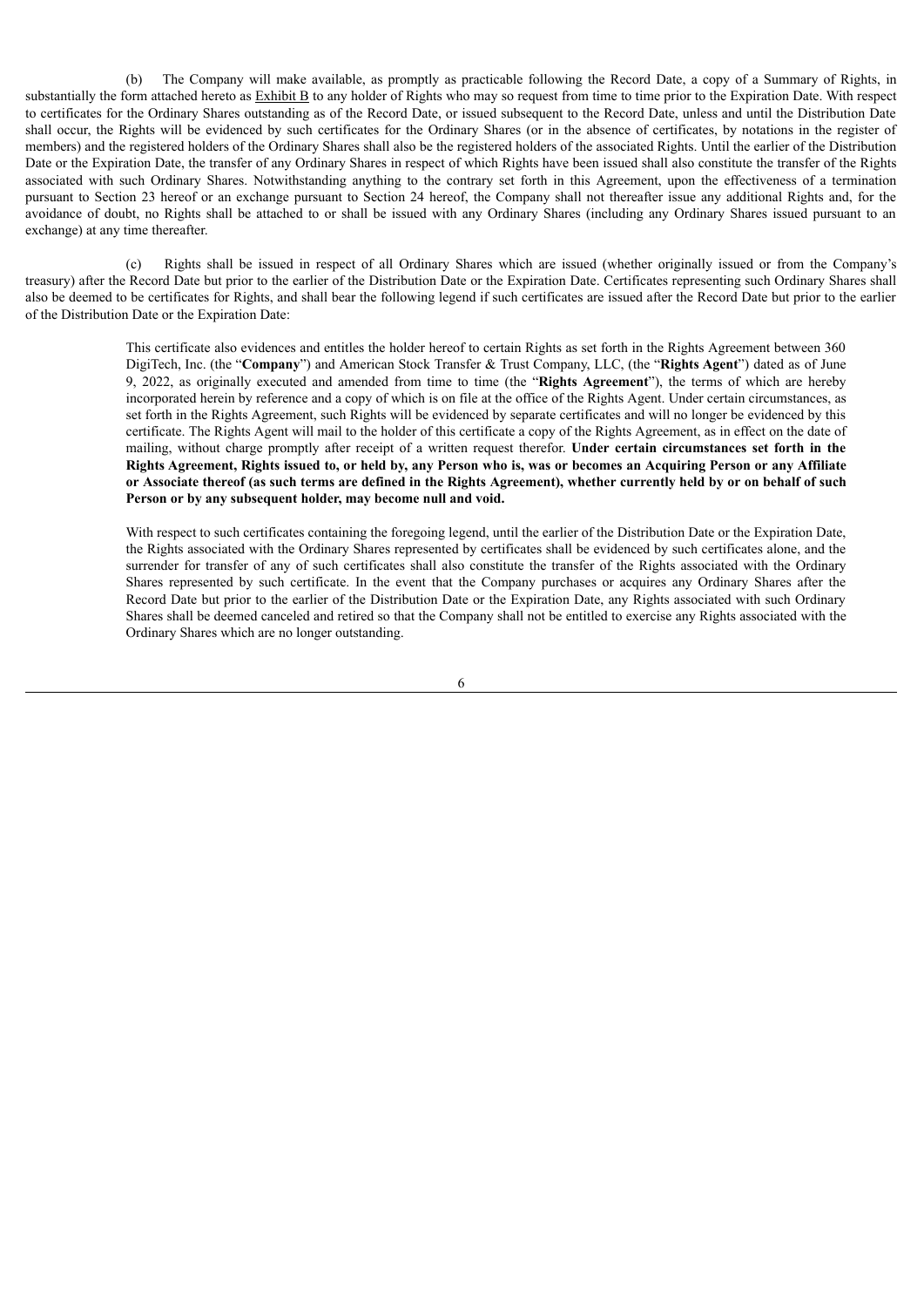(b) The Company will make available, as promptly as practicable following the Record Date, a copy of a Summary of Rights, in substantially the form attached hereto as Exhibit B to any holder of Rights who may so request from time to time prior to the Expiration Date. With respect to certificates for the Ordinary Shares outstanding as of the Record Date, or issued subsequent to the Record Date, unless and until the Distribution Date shall occur, the Rights will be evidenced by such certificates for the Ordinary Shares (or in the absence of certificates, by notations in the register of members) and the registered holders of the Ordinary Shares shall also be the registered holders of the associated Rights. Until the earlier of the Distribution Date or the Expiration Date, the transfer of any Ordinary Shares in respect of which Rights have been issued shall also constitute the transfer of the Rights associated with such Ordinary Shares. Notwithstanding anything to the contrary set forth in this Agreement, upon the effectiveness of a termination pursuant to Section 23 hereof or an exchange pursuant to Section 24 hereof, the Company shall not thereafter issue any additional Rights and, for the avoidance of doubt, no Rights shall be attached to or shall be issued with any Ordinary Shares (including any Ordinary Shares issued pursuant to an exchange) at any time thereafter.

(c) Rights shall be issued in respect of all Ordinary Shares which are issued (whether originally issued or from the Company's treasury) after the Record Date but prior to the earlier of the Distribution Date or the Expiration Date. Certificates representing such Ordinary Shares shall also be deemed to be certificates for Rights, and shall bear the following legend if such certificates are issued after the Record Date but prior to the earlier of the Distribution Date or the Expiration Date:

> This certificate also evidences and entitles the holder hereof to certain Rights as set forth in the Rights Agreement between 360 DigiTech, Inc. (the "**Company**") and American Stock Transfer & Trust Company, LLC, (the "**Rights Agent**") dated as of June 9, 2022, as originally executed and amended from time to time (the "**Rights Agreement**"), the terms of which are hereby incorporated herein by reference and a copy of which is on file at the office of the Rights Agent. Under certain circumstances, as set forth in the Rights Agreement, such Rights will be evidenced by separate certificates and will no longer be evidenced by this certificate. The Rights Agent will mail to the holder of this certificate a copy of the Rights Agreement, as in effect on the date of mailing, without charge promptly after receipt of a written request therefor. **Under certain circumstances set forth in the Rights Agreement, Rights issued to, or held by, any Person who is, was or becomes an Acquiring Person or any Affiliate or Associate thereof (as such terms are defined in the Rights Agreement), whether currently held by or on behalf of such Person or by any subsequent holder, may become null and void.**
>
> With respect to such certificates containing the foregoing legend, until the earlier of the Distribution Date or the Expiration Date, the Rights associated with the Ordinary Shares represented by certificates shall be evidenced by such certificates alone, and the surrender for transfer of any of such certificates shall also constitute the transfer of the Rights associated with the Ordinary Shares represented by such certificate. In the event that the Company purchases or acquires any Ordinary Shares after the Record Date but prior to the earlier of the Distribution Date or the Expiration Date, any Rights associated with such Ordinary Shares shall be deemed canceled and retired so that the Company shall not be entitled to exercise any Rights associated with the Ordinary Shares which are no longer outstanding.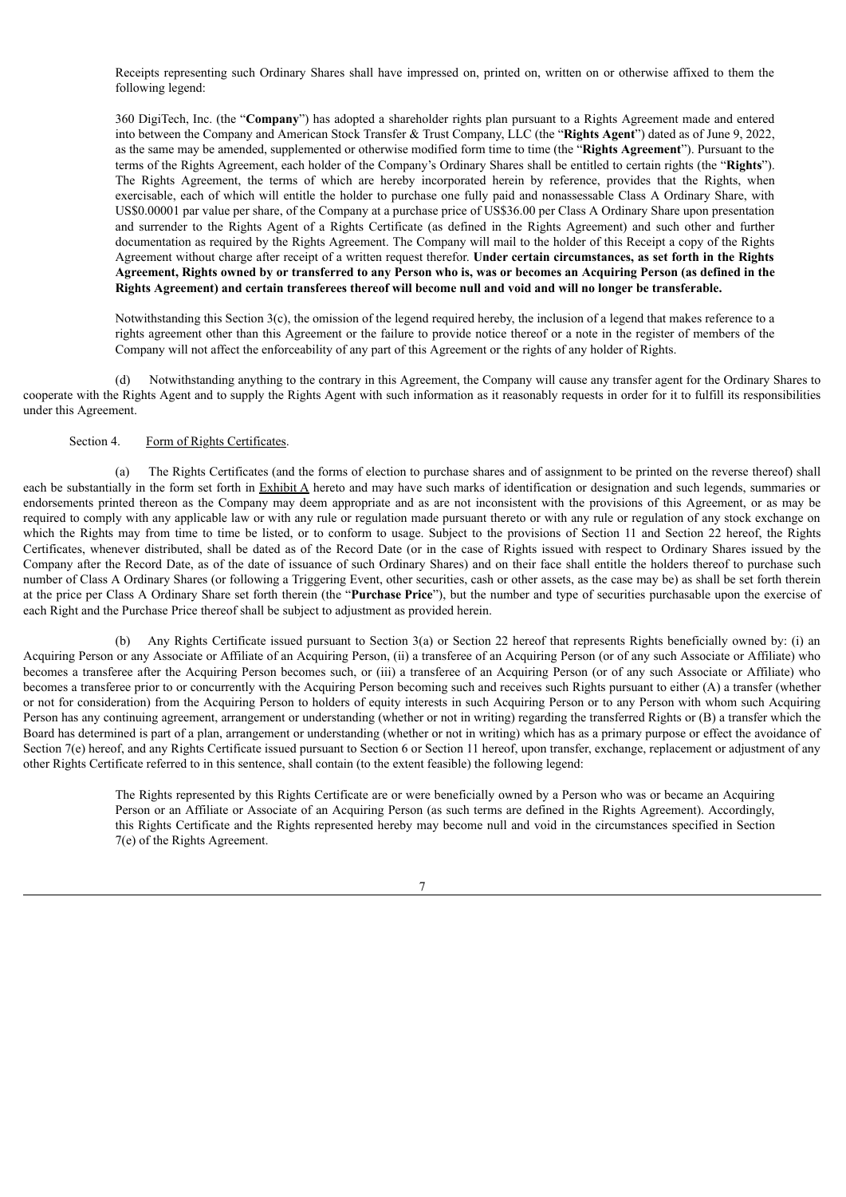Receipts representing such Ordinary Shares shall have impressed on, printed on, written on or otherwise affixed to them the following legend:

> 360 DigiTech, Inc. (the "**Company**") has adopted a shareholder rights plan pursuant to a Rights Agreement made and entered into between the Company and American Stock Transfer & Trust Company, LLC (the "**Rights Agent**") dated as of June 9, 2022, as the same may be amended, supplemented or otherwise modified form time to time (the "**Rights Agreement**"). Pursuant to the terms of the Rights Agreement, each holder of the Company's Ordinary Shares shall be entitled to certain rights (the "**Rights**"). The Rights Agreement, the terms of which are hereby incorporated herein by reference, provides that the Rights, when exercisable, each of which will entitle the holder to purchase one fully paid and nonassessable Class A Ordinary Share, with US$0.00001 par value per share, of the Company at a purchase price of US$36.00 per Class A Ordinary Share upon presentation and surrender to the Rights Agent of a Rights Certificate (as defined in the Rights Agreement) and such other and further documentation as required by the Rights Agreement. The Company will mail to the holder of this Receipt a copy of the Rights Agreement without charge after receipt of a written request therefor. **Under certain circumstances, as set forth in the Rights Agreement, Rights owned by or transferred to any Person who is, was or becomes an Acquiring Person (as defined in the Rights Agreement) and certain transferees thereof will become null and void and will no longer be transferable.**

Notwithstanding this Section 3(c), the omission of the legend required hereby, the inclusion of a legend that makes reference to a rights agreement other than this Agreement or the failure to provide notice thereof or a note in the register of members of the Company will not affect the enforceability of any part of this Agreement or the rights of any holder of Rights.

(d) Notwithstanding anything to the contrary in this Agreement, the Company will cause any transfer agent for the Ordinary Shares to cooperate with the Rights Agent and to supply the Rights Agent with such information as it reasonably requests in order for it to fulfill its responsibilities under this Agreement.

Section 4. Form of Rights Certificates.

(a) The Rights Certificates (and the forms of election to purchase shares and of assignment to be printed on the reverse thereof) shall each be substantially in the form set forth in Exhibit A hereto and may have such marks of identification or designation and such legends, summaries or endorsements printed thereon as the Company may deem appropriate and as are not inconsistent with the provisions of this Agreement, or as may be required to comply with any applicable law or with any rule or regulation made pursuant thereto or with any rule or regulation of any stock exchange on which the Rights may from time to time be listed, or to conform to usage. Subject to the provisions of Section 11 and Section 22 hereof, the Rights Certificates, whenever distributed, shall be dated as of the Record Date (or in the case of Rights issued with respect to Ordinary Shares issued by the Company after the Record Date, as of the date of issuance of such Ordinary Shares) and on their face shall entitle the holders thereof to purchase such number of Class A Ordinary Shares (or following a Triggering Event, other securities, cash or other assets, as the case may be) as shall be set forth therein at the price per Class A Ordinary Share set forth therein (the "**Purchase Price**"), but the number and type of securities purchasable upon the exercise of each Right and the Purchase Price thereof shall be subject to adjustment as provided herein.

(b) Any Rights Certificate issued pursuant to Section 3(a) or Section 22 hereof that represents Rights beneficially owned by: (i) an Acquiring Person or any Associate or Affiliate of an Acquiring Person, (ii) a transferee of an Acquiring Person (or of any such Associate or Affiliate) who becomes a transferee after the Acquiring Person becomes such, or (iii) a transferee of an Acquiring Person (or of any such Associate or Affiliate) who becomes a transferee prior to or concurrently with the Acquiring Person becoming such and receives such Rights pursuant to either (A) a transfer (whether or not for consideration) from the Acquiring Person to holders of equity interests in such Acquiring Person or to any Person with whom such Acquiring Person has any continuing agreement, arrangement or understanding (whether or not in writing) regarding the transferred Rights or (B) a transfer which the Board has determined is part of a plan, arrangement or understanding (whether or not in writing) which has as a primary purpose or effect the avoidance of Section 7(e) hereof, and any Rights Certificate issued pursuant to Section 6 or Section 11 hereof, upon transfer, exchange, replacement or adjustment of any other Rights Certificate referred to in this sentence, shall contain (to the extent feasible) the following legend:

> The Rights represented by this Rights Certificate are or were beneficially owned by a Person who was or became an Acquiring Person or an Affiliate or Associate of an Acquiring Person (as such terms are defined in the Rights Agreement). Accordingly, this Rights Certificate and the Rights represented hereby may become null and void in the circumstances specified in Section 7(e) of the Rights Agreement.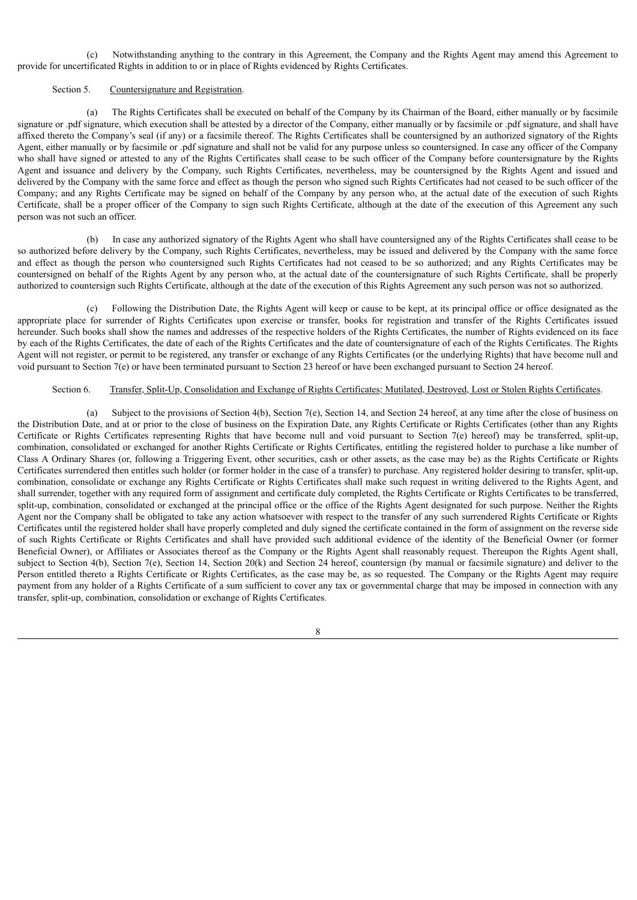(c) Notwithstanding anything to the contrary in this Agreement, the Company and the Rights Agent may amend this Agreement to provide for uncertificated Rights in addition to or in place of Rights evidenced by Rights Certificates.

Section 5. Countersignature and Registration.

(a) The Rights Certificates shall be executed on behalf of the Company by its Chairman of the Board, either manually or by facsimile signature or .pdf signature, which execution shall be attested by a director of the Company, either manually or by facsimile or .pdf signature, and shall have affixed thereto the Company's seal (if any) or a facsimile thereof. The Rights Certificates shall be countersigned by an authorized signatory of the Rights Agent, either manually or by facsimile or .pdf signature and shall not be valid for any purpose unless so countersigned. In case any officer of the Company who shall have signed or attested to any of the Rights Certificates shall cease to be such officer of the Company before countersignature by the Rights Agent and issuance and delivery by the Company, such Rights Certificates, nevertheless, may be countersigned by the Rights Agent and issued and delivered by the Company with the same force and effect as though the person who signed such Rights Certificates had not ceased to be such officer of the Company; and any Rights Certificate may be signed on behalf of the Company by any person who, at the actual date of the execution of such Rights Certificate, shall be a proper officer of the Company to sign such Rights Certificate, although at the date of the execution of this Agreement any such person was not such an officer.

(b) In case any authorized signatory of the Rights Agent who shall have countersigned any of the Rights Certificates shall cease to be so authorized before delivery by the Company, such Rights Certificates, nevertheless, may be issued and delivered by the Company with the same force and effect as though the person who countersigned such Rights Certificates had not ceased to be so authorized; and any Rights Certificates may be countersigned on behalf of the Rights Agent by any person who, at the actual date of the countersignature of such Rights Certificate, shall be properly authorized to countersign such Rights Certificate, although at the date of the execution of this Rights Agreement any such person was not so authorized.

(c) Following the Distribution Date, the Rights Agent will keep or cause to be kept, at its principal office or office designated as the appropriate place for surrender of Rights Certificates upon exercise or transfer, books for registration and transfer of the Rights Certificates issued hereunder. Such books shall show the names and addresses of the respective holders of the Rights Certificates, the number of Rights evidenced on its face by each of the Rights Certificates, the date of each of the Rights Certificates and the date of countersignature of each of the Rights Certificates. The Rights Agent will not register, or permit to be registered, any transfer or exchange of any Rights Certificates (or the underlying Rights) that have become null and void pursuant to Section 7(e) or have been terminated pursuant to Section 23 hereof or have been exchanged pursuant to Section 24 hereof.

Section 6. Transfer, Split-Up, Consolidation and Exchange of Rights Certificates; Mutilated, Destroyed, Lost or Stolen Rights Certificates.

(a) Subject to the provisions of Section 4(b), Section 7(e), Section 14, and Section 24 hereof, at any time after the close of business on the Distribution Date, and at or prior to the close of business on the Expiration Date, any Rights Certificate or Rights Certificates (other than any Rights Certificate or Rights Certificates representing Rights that have become null and void pursuant to Section 7(e) hereof) may be transferred, split-up, combination, consolidated or exchanged for another Rights Certificate or Rights Certificates, entitling the registered holder to purchase a like number of Class A Ordinary Shares (or, following a Triggering Event, other securities, cash or other assets, as the case may be) as the Rights Certificate or Rights Certificates surrendered then entitles such holder (or former holder in the case of a transfer) to purchase. Any registered holder desiring to transfer, split-up, combination, consolidate or exchange any Rights Certificate or Rights Certificates shall make such request in writing delivered to the Rights Agent, and shall surrender, together with any required form of assignment and certificate duly completed, the Rights Certificate or Rights Certificates to be transferred, split-up, combination, consolidated or exchanged at the principal office or the office of the Rights Agent designated for such purpose. Neither the Rights Agent nor the Company shall be obligated to take any action whatsoever with respect to the transfer of any such surrendered Rights Certificate or Rights Certificates until the registered holder shall have properly completed and duly signed the certificate contained in the form of assignment on the reverse side of such Rights Certificate or Rights Certificates and shall have provided such additional evidence of the identity of the Beneficial Owner (or former Beneficial Owner), or Affiliates or Associates thereof as the Company or the Rights Agent shall reasonably request. Thereupon the Rights Agent shall, subject to Section 4(b), Section 7(e), Section 14, Section 20(k) and Section 24 hereof, countersign (by manual or facsimile signature) and deliver to the Person entitled thereto a Rights Certificate or Rights Certificates, as the case may be, as so requested. The Company or the Rights Agent may require payment from any holder of a Rights Certificate of a sum sufficient to cover any tax or governmental charge that may be imposed in connection with any transfer, split-up, combination, consolidation or exchange of Rights Certificates.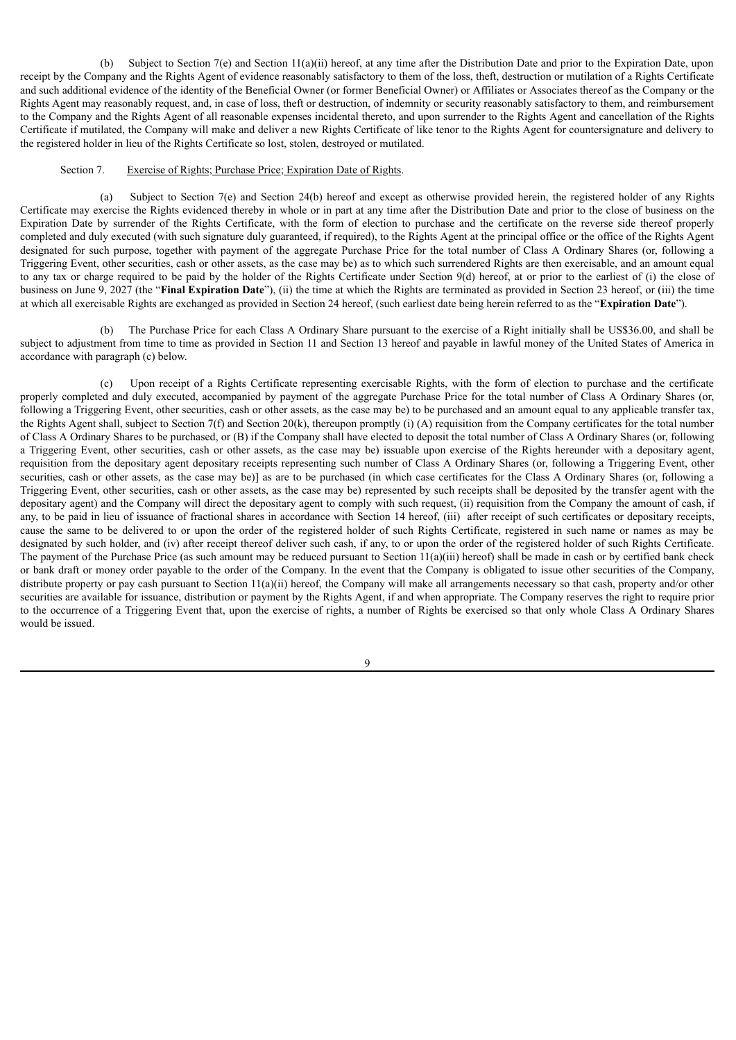(b) Subject to Section 7(e) and Section 11(a)(ii) hereof, at any time after the Distribution Date and prior to the Expiration Date, upon receipt by the Company and the Rights Agent of evidence reasonably satisfactory to them of the loss, theft, destruction or mutilation of a Rights Certificate and such additional evidence of the identity of the Beneficial Owner (or former Beneficial Owner) or Affiliates or Associates thereof as the Company or the Rights Agent may reasonably request, and, in case of loss, theft or destruction, of indemnity or security reasonably satisfactory to them, and reimbursement to the Company and the Rights Agent of all reasonable expenses incidental thereto, and upon surrender to the Rights Agent and cancellation of the Rights Certificate if mutilated, the Company will make and deliver a new Rights Certificate of like tenor to the Rights Agent for countersignature and delivery to the registered holder in lieu of the Rights Certificate so lost, stolen, destroyed or mutilated.

Section 7. Exercise of Rights; Purchase Price; Expiration Date of Rights.

(a) Subject to Section 7(e) and Section 24(b) hereof and except as otherwise provided herein, the registered holder of any Rights Certificate may exercise the Rights evidenced thereby in whole or in part at any time after the Distribution Date and prior to the close of business on the Expiration Date by surrender of the Rights Certificate, with the form of election to purchase and the certificate on the reverse side thereof properly completed and duly executed (with such signature duly guaranteed, if required), to the Rights Agent at the principal office or the office of the Rights Agent designated for such purpose, together with payment of the aggregate Purchase Price for the total number of Class A Ordinary Shares (or, following a Triggering Event, other securities, cash or other assets, as the case may be) as to which such surrendered Rights are then exercisable, and an amount equal to any tax or charge required to be paid by the holder of the Rights Certificate under Section 9(d) hereof, at or prior to the earliest of (i) the close of business on June 9, 2027 (the "**Final Expiration Date**"), (ii) the time at which the Rights are terminated as provided in Section 23 hereof, or (iii) the time at which all exercisable Rights are exchanged as provided in Section 24 hereof, (such earliest date being herein referred to as the "**Expiration Date**").

(b) The Purchase Price for each Class A Ordinary Share pursuant to the exercise of a Right initially shall be US$36.00, and shall be subject to adjustment from time to time as provided in Section 11 and Section 13 hereof and payable in lawful money of the United States of America in accordance with paragraph (c) below.

(c) Upon receipt of a Rights Certificate representing exercisable Rights, with the form of election to purchase and the certificate properly completed and duly executed, accompanied by payment of the aggregate Purchase Price for the total number of Class A Ordinary Shares (or, following a Triggering Event, other securities, cash or other assets, as the case may be) to be purchased and an amount equal to any applicable transfer tax, the Rights Agent shall, subject to Section 7(f) and Section 20(k), thereupon promptly (i) (A) requisition from the Company certificates for the total number of Class A Ordinary Shares to be purchased, or (B) if the Company shall have elected to deposit the total number of Class A Ordinary Shares (or, following a Triggering Event, other securities, cash or other assets, as the case may be) issuable upon exercise of the Rights hereunder with a depositary agent, requisition from the depositary agent depositary receipts representing such number of Class A Ordinary Shares (or, following a Triggering Event, other securities, cash or other assets, as the case may be)] as are to be purchased (in which case certificates for the Class A Ordinary Shares (or, following a Triggering Event, other securities, cash or other assets, as the case may be) represented by such receipts shall be deposited by the transfer agent with the depositary agent) and the Company will direct the depositary agent to comply with such request, (ii) requisition from the Company the amount of cash, if any, to be paid in lieu of issuance of fractional shares in accordance with Section 14 hereof, (iii) after receipt of such certificates or depositary receipts, cause the same to be delivered to or upon the order of the registered holder of such Rights Certificate, registered in such name or names as may be designated by such holder, and (iv) after receipt thereof deliver such cash, if any, to or upon the order of the registered holder of such Rights Certificate. The payment of the Purchase Price (as such amount may be reduced pursuant to Section 11(a)(iii) hereof) shall be made in cash or by certified bank check or bank draft or money order payable to the order of the Company. In the event that the Company is obligated to issue other securities of the Company, distribute property or pay cash pursuant to Section 11(a)(ii) hereof, the Company will make all arrangements necessary so that cash, property and/or other securities are available for issuance, distribution or payment by the Rights Agent, if and when appropriate. The Company reserves the right to require prior to the occurrence of a Triggering Event that, upon the exercise of rights, a number of Rights be exercised so that only whole Class A Ordinary Shares would be issued.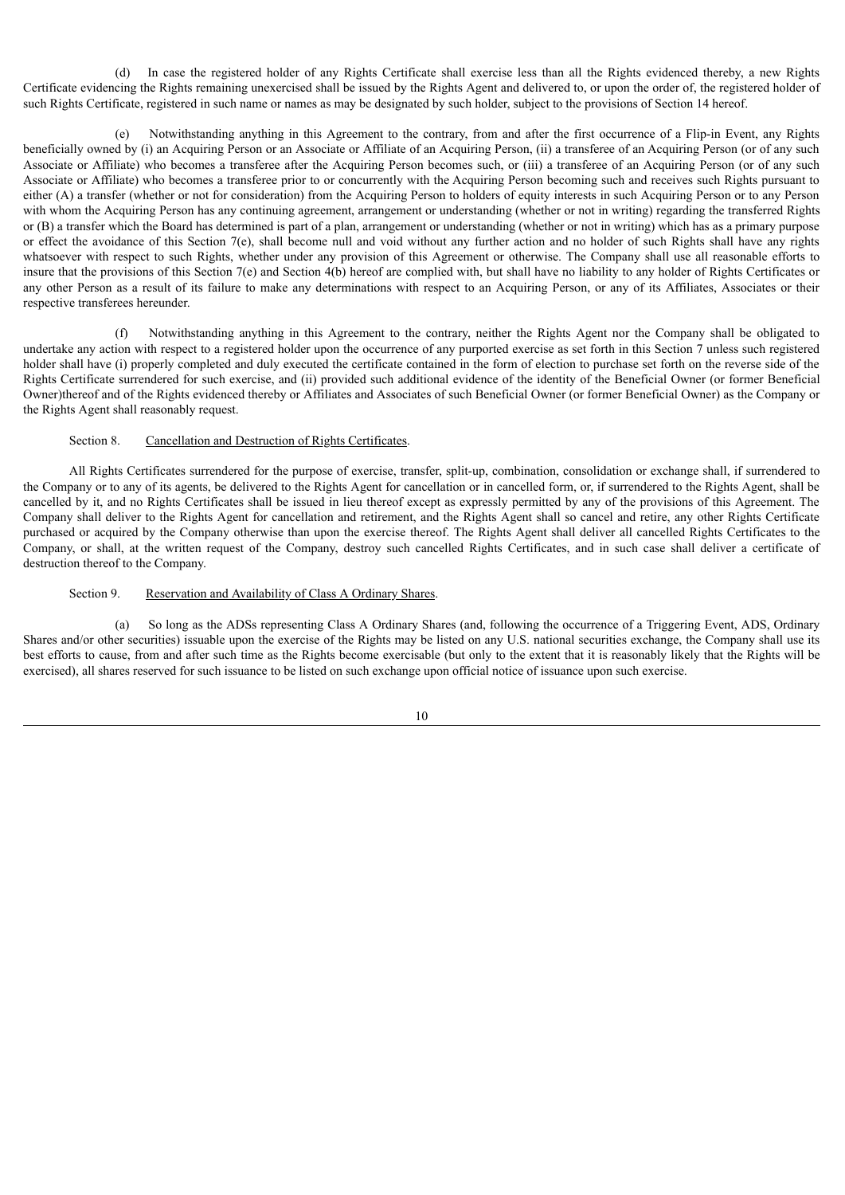(d) In case the registered holder of any Rights Certificate shall exercise less than all the Rights evidenced thereby, a new Rights Certificate evidencing the Rights remaining unexercised shall be issued by the Rights Agent and delivered to, or upon the order of, the registered holder of such Rights Certificate, registered in such name or names as may be designated by such holder, subject to the provisions of Section 14 hereof.

(e) Notwithstanding anything in this Agreement to the contrary, from and after the first occurrence of a Flip-in Event, any Rights beneficially owned by (i) an Acquiring Person or an Associate or Affiliate of an Acquiring Person, (ii) a transferee of an Acquiring Person (or of any such Associate or Affiliate) who becomes a transferee after the Acquiring Person becomes such, or (iii) a transferee of an Acquiring Person (or of any such Associate or Affiliate) who becomes a transferee prior to or concurrently with the Acquiring Person becoming such and receives such Rights pursuant to either (A) a transfer (whether or not for consideration) from the Acquiring Person to holders of equity interests in such Acquiring Person or to any Person with whom the Acquiring Person has any continuing agreement, arrangement or understanding (whether or not in writing) regarding the transferred Rights or (B) a transfer which the Board has determined is part of a plan, arrangement or understanding (whether or not in writing) which has as a primary purpose or effect the avoidance of this Section 7(e), shall become null and void without any further action and no holder of such Rights shall have any rights whatsoever with respect to such Rights, whether under any provision of this Agreement or otherwise. The Company shall use all reasonable efforts to insure that the provisions of this Section 7(e) and Section 4(b) hereof are complied with, but shall have no liability to any holder of Rights Certificates or any other Person as a result of its failure to make any determinations with respect to an Acquiring Person, or any of its Affiliates, Associates or their respective transferees hereunder.

(f) Notwithstanding anything in this Agreement to the contrary, neither the Rights Agent nor the Company shall be obligated to undertake any action with respect to a registered holder upon the occurrence of any purported exercise as set forth in this Section 7 unless such registered holder shall have (i) properly completed and duly executed the certificate contained in the form of election to purchase set forth on the reverse side of the Rights Certificate surrendered for such exercise, and (ii) provided such additional evidence of the identity of the Beneficial Owner (or former Beneficial Owner)thereof and of the Rights evidenced thereby or Affiliates and Associates of such Beneficial Owner (or former Beneficial Owner) as the Company or the Rights Agent shall reasonably request.

Section 8. Cancellation and Destruction of Rights Certificates.

All Rights Certificates surrendered for the purpose of exercise, transfer, split-up, combination, consolidation or exchange shall, if surrendered to the Company or to any of its agents, be delivered to the Rights Agent for cancellation or in cancelled form, or, if surrendered to the Rights Agent, shall be cancelled by it, and no Rights Certificates shall be issued in lieu thereof except as expressly permitted by any of the provisions of this Agreement. The Company shall deliver to the Rights Agent for cancellation and retirement, and the Rights Agent shall so cancel and retire, any other Rights Certificate purchased or acquired by the Company otherwise than upon the exercise thereof. The Rights Agent shall deliver all cancelled Rights Certificates to the Company, or shall, at the written request of the Company, destroy such cancelled Rights Certificates, and in such case shall deliver a certificate of destruction thereof to the Company.

Section 9. Reservation and Availability of Class A Ordinary Shares.

(a) So long as the ADSs representing Class A Ordinary Shares (and, following the occurrence of a Triggering Event, ADS, Ordinary Shares and/or other securities) issuable upon the exercise of the Rights may be listed on any U.S. national securities exchange, the Company shall use its best efforts to cause, from and after such time as the Rights become exercisable (but only to the extent that it is reasonably likely that the Rights will be exercised), all shares reserved for such issuance to be listed on such exchange upon official notice of issuance upon such exercise.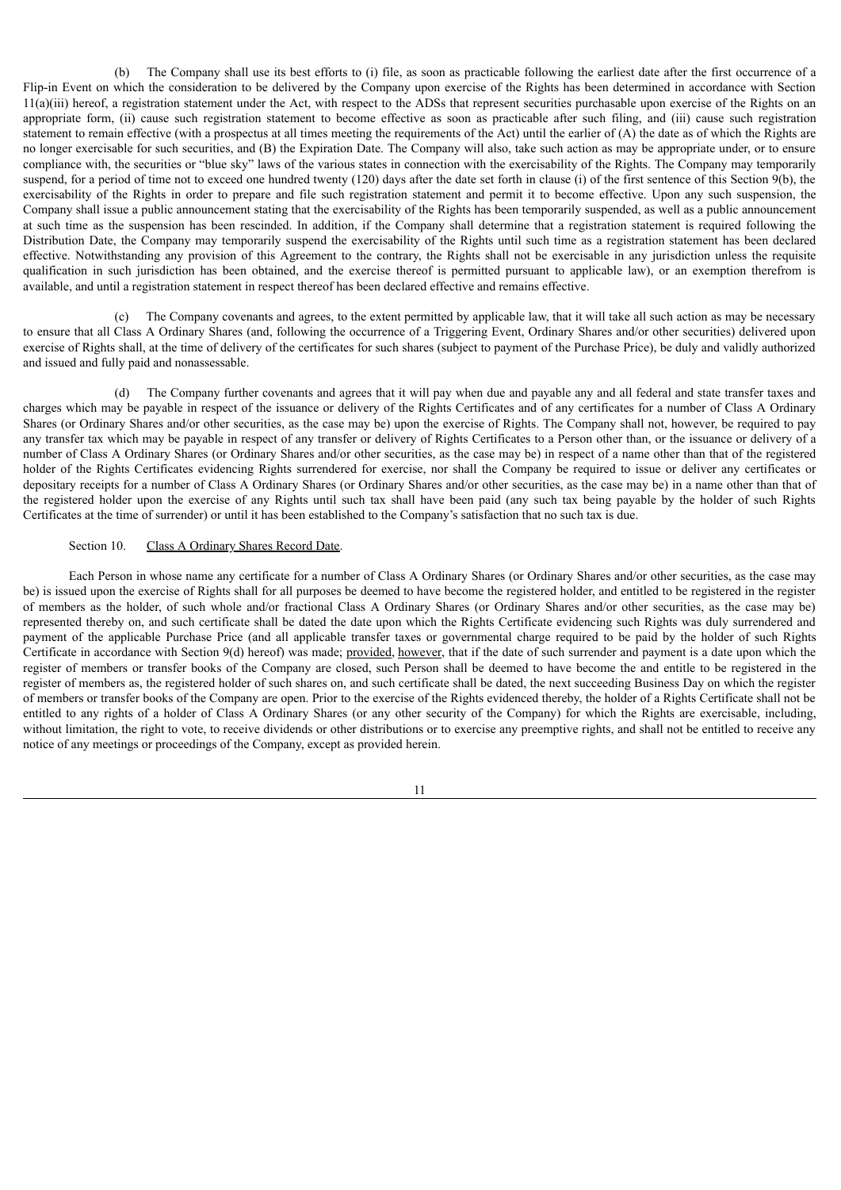(b) The Company shall use its best efforts to (i) file, as soon as practicable following the earliest date after the first occurrence of a Flip-in Event on which the consideration to be delivered by the Company upon exercise of the Rights has been determined in accordance with Section 11(a)(iii) hereof, a registration statement under the Act, with respect to the ADSs that represent securities purchasable upon exercise of the Rights on an appropriate form, (ii) cause such registration statement to become effective as soon as practicable after such filing, and (iii) cause such registration statement to remain effective (with a prospectus at all times meeting the requirements of the Act) until the earlier of (A) the date as of which the Rights are no longer exercisable for such securities, and (B) the Expiration Date. The Company will also, take such action as may be appropriate under, or to ensure compliance with, the securities or "blue sky" laws of the various states in connection with the exercisability of the Rights. The Company may temporarily suspend, for a period of time not to exceed one hundred twenty (120) days after the date set forth in clause (i) of the first sentence of this Section 9(b), the exercisability of the Rights in order to prepare and file such registration statement and permit it to become effective. Upon any such suspension, the Company shall issue a public announcement stating that the exercisability of the Rights has been temporarily suspended, as well as a public announcement at such time as the suspension has been rescinded. In addition, if the Company shall determine that a registration statement is required following the Distribution Date, the Company may temporarily suspend the exercisability of the Rights until such time as a registration statement has been declared effective. Notwithstanding any provision of this Agreement to the contrary, the Rights shall not be exercisable in any jurisdiction unless the requisite qualification in such jurisdiction has been obtained, and the exercise thereof is permitted pursuant to applicable law), or an exemption therefrom is available, and until a registration statement in respect thereof has been declared effective and remains effective.

(c) The Company covenants and agrees, to the extent permitted by applicable law, that it will take all such action as may be necessary to ensure that all Class A Ordinary Shares (and, following the occurrence of a Triggering Event, Ordinary Shares and/or other securities) delivered upon exercise of Rights shall, at the time of delivery of the certificates for such shares (subject to payment of the Purchase Price), be duly and validly authorized and issued and fully paid and nonassessable.

(d) The Company further covenants and agrees that it will pay when due and payable any and all federal and state transfer taxes and charges which may be payable in respect of the issuance or delivery of the Rights Certificates and of any certificates for a number of Class A Ordinary Shares (or Ordinary Shares and/or other securities, as the case may be) upon the exercise of Rights. The Company shall not, however, be required to pay any transfer tax which may be payable in respect of any transfer or delivery of Rights Certificates to a Person other than, or the issuance or delivery of a number of Class A Ordinary Shares (or Ordinary Shares and/or other securities, as the case may be) in respect of a name other than that of the registered holder of the Rights Certificates evidencing Rights surrendered for exercise, nor shall the Company be required to issue or deliver any certificates or depositary receipts for a number of Class A Ordinary Shares (or Ordinary Shares and/or other securities, as the case may be) in a name other than that of the registered holder upon the exercise of any Rights until such tax shall have been paid (any such tax being payable by the holder of such Rights Certificates at the time of surrender) or until it has been established to the Company's satisfaction that no such tax is due.

Section 10. Class A Ordinary Shares Record Date.

Each Person in whose name any certificate for a number of Class A Ordinary Shares (or Ordinary Shares and/or other securities, as the case may be) is issued upon the exercise of Rights shall for all purposes be deemed to have become the registered holder, and entitled to be registered in the register of members as the holder, of such whole and/or fractional Class A Ordinary Shares (or Ordinary Shares and/or other securities, as the case may be) represented thereby on, and such certificate shall be dated the date upon which the Rights Certificate evidencing such Rights was duly surrendered and payment of the applicable Purchase Price (and all applicable transfer taxes or governmental charge required to be paid by the holder of such Rights Certificate in accordance with Section 9(d) hereof) was made; provided, however, that if the date of such surrender and payment is a date upon which the register of members or transfer books of the Company are closed, such Person shall be deemed to have become the and entitle to be registered in the register of members as, the registered holder of such shares on, and such certificate shall be dated, the next succeeding Business Day on which the register of members or transfer books of the Company are open. Prior to the exercise of the Rights evidenced thereby, the holder of a Rights Certificate shall not be entitled to any rights of a holder of Class A Ordinary Shares (or any other security of the Company) for which the Rights are exercisable, including, without limitation, the right to vote, to receive dividends or other distributions or to exercise any preemptive rights, and shall not be entitled to receive any notice of any meetings or proceedings of the Company, except as provided herein.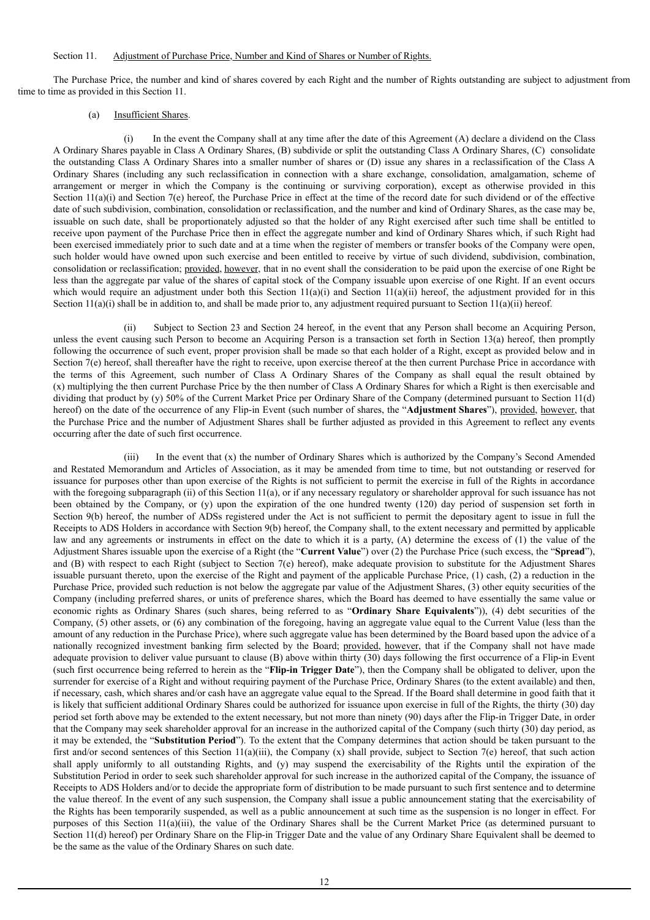Section 11. Adjustment of Purchase Price, Number and Kind of Shares or Number of Rights.

The Purchase Price, the number and kind of shares covered by each Right and the number of Rights outstanding are subject to adjustment from time to time as provided in this Section 11.

(a) Insufficient Shares.

(i) In the event the Company shall at any time after the date of this Agreement (A) declare a dividend on the Class A Ordinary Shares payable in Class A Ordinary Shares, (B) subdivide or split the outstanding Class A Ordinary Shares, (C) consolidate the outstanding Class A Ordinary Shares into a smaller number of shares or (D) issue any shares in a reclassification of the Class A Ordinary Shares (including any such reclassification in connection with a share exchange, consolidation, amalgamation, scheme of arrangement or merger in which the Company is the continuing or surviving corporation), except as otherwise provided in this Section 11(a)(i) and Section 7(e) hereof, the Purchase Price in effect at the time of the record date for such dividend or of the effective date of such subdivision, combination, consolidation or reclassification, and the number and kind of Ordinary Shares, as the case may be, issuable on such date, shall be proportionately adjusted so that the holder of any Right exercised after such time shall be entitled to receive upon payment of the Purchase Price then in effect the aggregate number and kind of Ordinary Shares which, if such Right had been exercised immediately prior to such date and at a time when the register of members or transfer books of the Company were open, such holder would have owned upon such exercise and been entitled to receive by virtue of such dividend, subdivision, combination, consolidation or reclassification; provided, however, that in no event shall the consideration to be paid upon the exercise of one Right be less than the aggregate par value of the shares of capital stock of the Company issuable upon exercise of one Right. If an event occurs which would require an adjustment under both this Section 11(a)(i) and Section 11(a)(ii) hereof, the adjustment provided for in this Section 11(a)(i) shall be in addition to, and shall be made prior to, any adjustment required pursuant to Section 11(a)(ii) hereof.

(ii) Subject to Section 23 and Section 24 hereof, in the event that any Person shall become an Acquiring Person, unless the event causing such Person to become an Acquiring Person is a transaction set forth in Section 13(a) hereof, then promptly following the occurrence of such event, proper provision shall be made so that each holder of a Right, except as provided below and in Section 7(e) hereof, shall thereafter have the right to receive, upon exercise thereof at the then current Purchase Price in accordance with the terms of this Agreement, such number of Class A Ordinary Shares of the Company as shall equal the result obtained by (x) multiplying the then current Purchase Price by the then number of Class A Ordinary Shares for which a Right is then exercisable and dividing that product by (y) 50% of the Current Market Price per Ordinary Share of the Company (determined pursuant to Section 11(d) hereof) on the date of the occurrence of any Flip-in Event (such number of shares, the "**Adjustment Shares**"), provided, however, that the Purchase Price and the number of Adjustment Shares shall be further adjusted as provided in this Agreement to reflect any events occurring after the date of such first occurrence.

(iii) In the event that (x) the number of Ordinary Shares which is authorized by the Company's Second Amended and Restated Memorandum and Articles of Association, as it may be amended from time to time, but not outstanding or reserved for issuance for purposes other than upon exercise of the Rights is not sufficient to permit the exercise in full of the Rights in accordance with the foregoing subparagraph (ii) of this Section 11(a), or if any necessary regulatory or shareholder approval for such issuance has not been obtained by the Company, or (y) upon the expiration of the one hundred twenty (120) day period of suspension set forth in Section 9(b) hereof, the number of ADSs registered under the Act is not sufficient to permit the depositary agent to issue in full the Receipts to ADS Holders in accordance with Section 9(b) hereof, the Company shall, to the extent necessary and permitted by applicable law and any agreements or instruments in effect on the date to which it is a party, (A) determine the excess of (1) the value of the Adjustment Shares issuable upon the exercise of a Right (the "**Current Value**") over (2) the Purchase Price (such excess, the "**Spread**"), and (B) with respect to each Right (subject to Section 7(e) hereof), make adequate provision to substitute for the Adjustment Shares issuable pursuant thereto, upon the exercise of the Right and payment of the applicable Purchase Price, (1) cash, (2) a reduction in the Purchase Price, provided such reduction is not below the aggregate par value of the Adjustment Shares, (3) other equity securities of the Company (including preferred shares, or units of preference shares, which the Board has deemed to have essentially the same value or economic rights as Ordinary Shares (such shares, being referred to as "**Ordinary Share Equivalents**")), (4) debt securities of the Company, (5) other assets, or (6) any combination of the foregoing, having an aggregate value equal to the Current Value (less than the amount of any reduction in the Purchase Price), where such aggregate value has been determined by the Board based upon the advice of a nationally recognized investment banking firm selected by the Board; provided, however, that if the Company shall not have made adequate provision to deliver value pursuant to clause (B) above within thirty (30) days following the first occurrence of a Flip-in Event (such first occurrence being referred to herein as the "**Flip-in Trigger Date**"), then the Company shall be obligated to deliver, upon the surrender for exercise of a Right and without requiring payment of the Purchase Price, Ordinary Shares (to the extent available) and then, if necessary, cash, which shares and/or cash have an aggregate value equal to the Spread. If the Board shall determine in good faith that it is likely that sufficient additional Ordinary Shares could be authorized for issuance upon exercise in full of the Rights, the thirty (30) day period set forth above may be extended to the extent necessary, but not more than ninety (90) days after the Flip-in Trigger Date, in order that the Company may seek shareholder approval for an increase in the authorized capital of the Company (such thirty (30) day period, as it may be extended, the "**Substitution Period**"). To the extent that the Company determines that action should be taken pursuant to the first and/or second sentences of this Section 11(a)(iii), the Company (x) shall provide, subject to Section 7(e) hereof, that such action shall apply uniformly to all outstanding Rights, and (y) may suspend the exercisability of the Rights until the expiration of the Substitution Period in order to seek such shareholder approval for such increase in the authorized capital of the Company, the issuance of Receipts to ADS Holders and/or to decide the appropriate form of distribution to be made pursuant to such first sentence and to determine the value thereof. In the event of any such suspension, the Company shall issue a public announcement stating that the exercisability of the Rights has been temporarily suspended, as well as a public announcement at such time as the suspension is no longer in effect. For purposes of this Section 11(a)(iii), the value of the Ordinary Shares shall be the Current Market Price (as determined pursuant to Section 11(d) hereof) per Ordinary Share on the Flip-in Trigger Date and the value of any Ordinary Share Equivalent shall be deemed to be the same as the value of the Ordinary Shares on such date.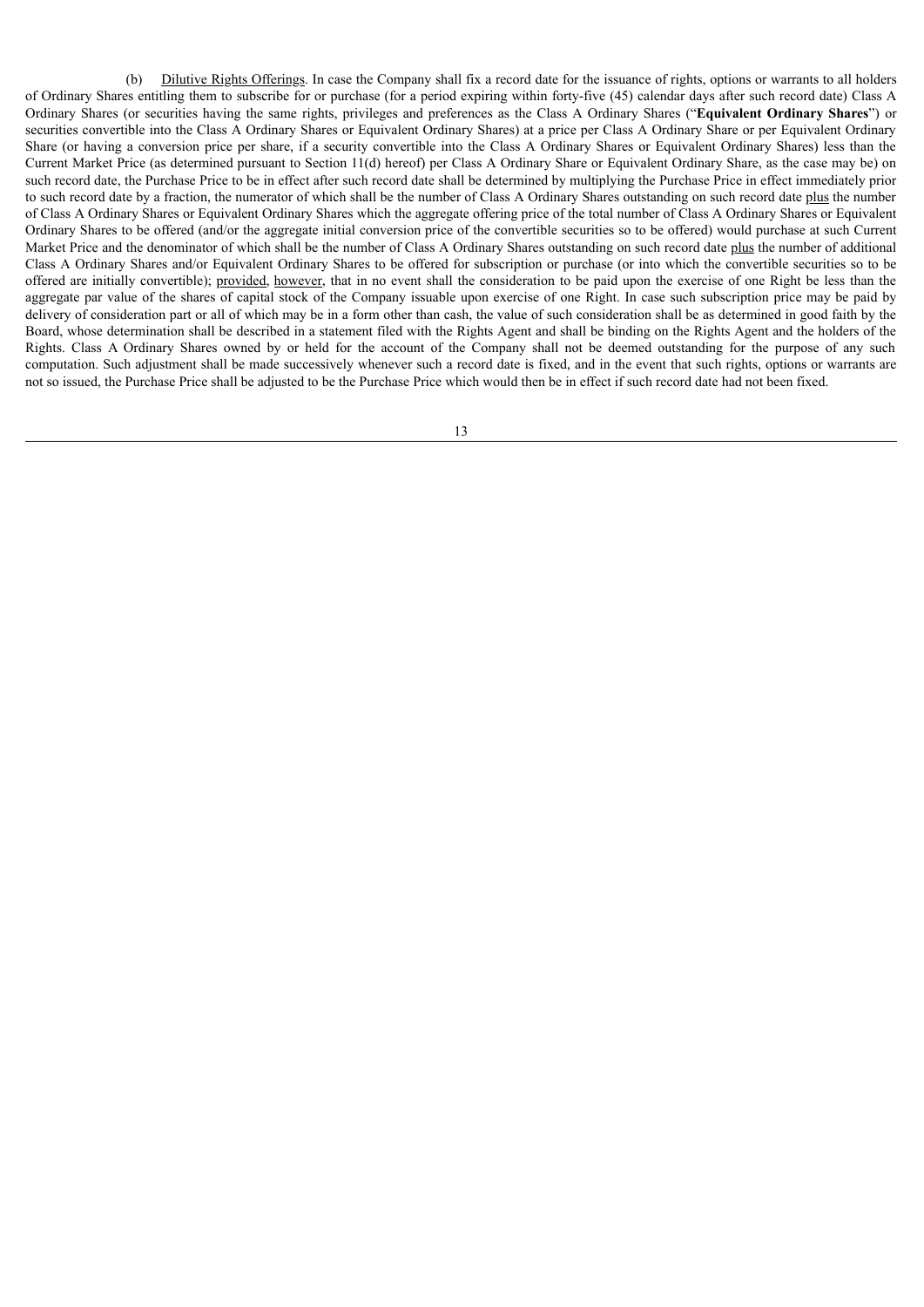(b) Dilutive Rights Offerings. In case the Company shall fix a record date for the issuance of rights, options or warrants to all holders of Ordinary Shares entitling them to subscribe for or purchase (for a period expiring within forty-five (45) calendar days after such record date) Class A Ordinary Shares (or securities having the same rights, privileges and preferences as the Class A Ordinary Shares ("**Equivalent Ordinary Shares**") or securities convertible into the Class A Ordinary Shares or Equivalent Ordinary Shares) at a price per Class A Ordinary Share or per Equivalent Ordinary Share (or having a conversion price per share, if a security convertible into the Class A Ordinary Shares or Equivalent Ordinary Shares) less than the Current Market Price (as determined pursuant to Section 11(d) hereof) per Class A Ordinary Share or Equivalent Ordinary Share, as the case may be) on such record date, the Purchase Price to be in effect after such record date shall be determined by multiplying the Purchase Price in effect immediately prior to such record date by a fraction, the numerator of which shall be the number of Class A Ordinary Shares outstanding on such record date plus the number of Class A Ordinary Shares or Equivalent Ordinary Shares which the aggregate offering price of the total number of Class A Ordinary Shares or Equivalent Ordinary Shares to be offered (and/or the aggregate initial conversion price of the convertible securities so to be offered) would purchase at such Current Market Price and the denominator of which shall be the number of Class A Ordinary Shares outstanding on such record date plus the number of additional Class A Ordinary Shares and/or Equivalent Ordinary Shares to be offered for subscription or purchase (or into which the convertible securities so to be offered are initially convertible); provided, however, that in no event shall the consideration to be paid upon the exercise of one Right be less than the aggregate par value of the shares of capital stock of the Company issuable upon exercise of one Right. In case such subscription price may be paid by delivery of consideration part or all of which may be in a form other than cash, the value of such consideration shall be as determined in good faith by the Board, whose determination shall be described in a statement filed with the Rights Agent and shall be binding on the Rights Agent and the holders of the Rights. Class A Ordinary Shares owned by or held for the account of the Company shall not be deemed outstanding for the purpose of any such computation. Such adjustment shall be made successively whenever such a record date is fixed, and in the event that such rights, options or warrants are not so issued, the Purchase Price shall be adjusted to be the Purchase Price which would then be in effect if such record date had not been fixed.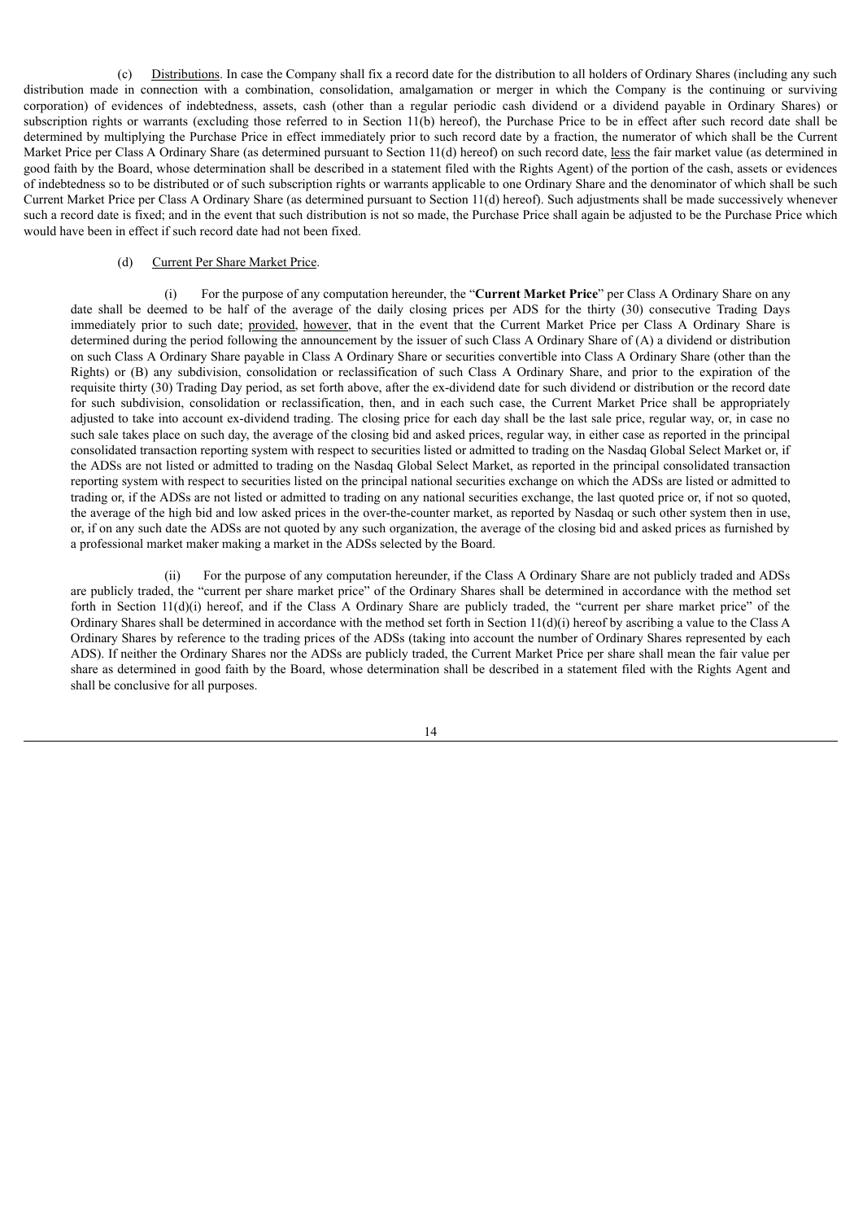(c) Distributions. In case the Company shall fix a record date for the distribution to all holders of Ordinary Shares (including any such distribution made in connection with a combination, consolidation, amalgamation or merger in which the Company is the continuing or surviving corporation) of evidences of indebtedness, assets, cash (other than a regular periodic cash dividend or a dividend payable in Ordinary Shares) or subscription rights or warrants (excluding those referred to in Section 11(b) hereof), the Purchase Price to be in effect after such record date shall be determined by multiplying the Purchase Price in effect immediately prior to such record date by a fraction, the numerator of which shall be the Current Market Price per Class A Ordinary Share (as determined pursuant to Section 11(d) hereof) on such record date, less the fair market value (as determined in good faith by the Board, whose determination shall be described in a statement filed with the Rights Agent) of the portion of the cash, assets or evidences of indebtedness so to be distributed or of such subscription rights or warrants applicable to one Ordinary Share and the denominator of which shall be such Current Market Price per Class A Ordinary Share (as determined pursuant to Section 11(d) hereof). Such adjustments shall be made successively whenever such a record date is fixed; and in the event that such distribution is not so made, the Purchase Price shall again be adjusted to be the Purchase Price which would have been in effect if such record date had not been fixed.

(d) Current Per Share Market Price.

(i) For the purpose of any computation hereunder, the "**Current Market Price**" per Class A Ordinary Share on any date shall be deemed to be half of the average of the daily closing prices per ADS for the thirty (30) consecutive Trading Days immediately prior to such date; provided, however, that in the event that the Current Market Price per Class A Ordinary Share is determined during the period following the announcement by the issuer of such Class A Ordinary Share of (A) a dividend or distribution on such Class A Ordinary Share payable in Class A Ordinary Share or securities convertible into Class A Ordinary Share (other than the Rights) or (B) any subdivision, consolidation or reclassification of such Class A Ordinary Share, and prior to the expiration of the requisite thirty (30) Trading Day period, as set forth above, after the ex-dividend date for such dividend or distribution or the record date for such subdivision, consolidation or reclassification, then, and in each such case, the Current Market Price shall be appropriately adjusted to take into account ex-dividend trading. The closing price for each day shall be the last sale price, regular way, or, in case no such sale takes place on such day, the average of the closing bid and asked prices, regular way, in either case as reported in the principal consolidated transaction reporting system with respect to securities listed or admitted to trading on the Nasdaq Global Select Market or, if the ADSs are not listed or admitted to trading on the Nasdaq Global Select Market, as reported in the principal consolidated transaction reporting system with respect to securities listed on the principal national securities exchange on which the ADSs are listed or admitted to trading or, if the ADSs are not listed or admitted to trading on any national securities exchange, the last quoted price or, if not so quoted, the average of the high bid and low asked prices in the over-the-counter market, as reported by Nasdaq or such other system then in use, or, if on any such date the ADSs are not quoted by any such organization, the average of the closing bid and asked prices as furnished by a professional market maker making a market in the ADSs selected by the Board.

(ii) For the purpose of any computation hereunder, if the Class A Ordinary Share are not publicly traded and ADSs are publicly traded, the "current per share market price" of the Ordinary Shares shall be determined in accordance with the method set forth in Section 11(d)(i) hereof, and if the Class A Ordinary Share are publicly traded, the "current per share market price" of the Ordinary Shares shall be determined in accordance with the method set forth in Section 11(d)(i) hereof by ascribing a value to the Class A Ordinary Shares by reference to the trading prices of the ADSs (taking into account the number of Ordinary Shares represented by each ADS). If neither the Ordinary Shares nor the ADSs are publicly traded, the Current Market Price per share shall mean the fair value per share as determined in good faith by the Board, whose determination shall be described in a statement filed with the Rights Agent and shall be conclusive for all purposes.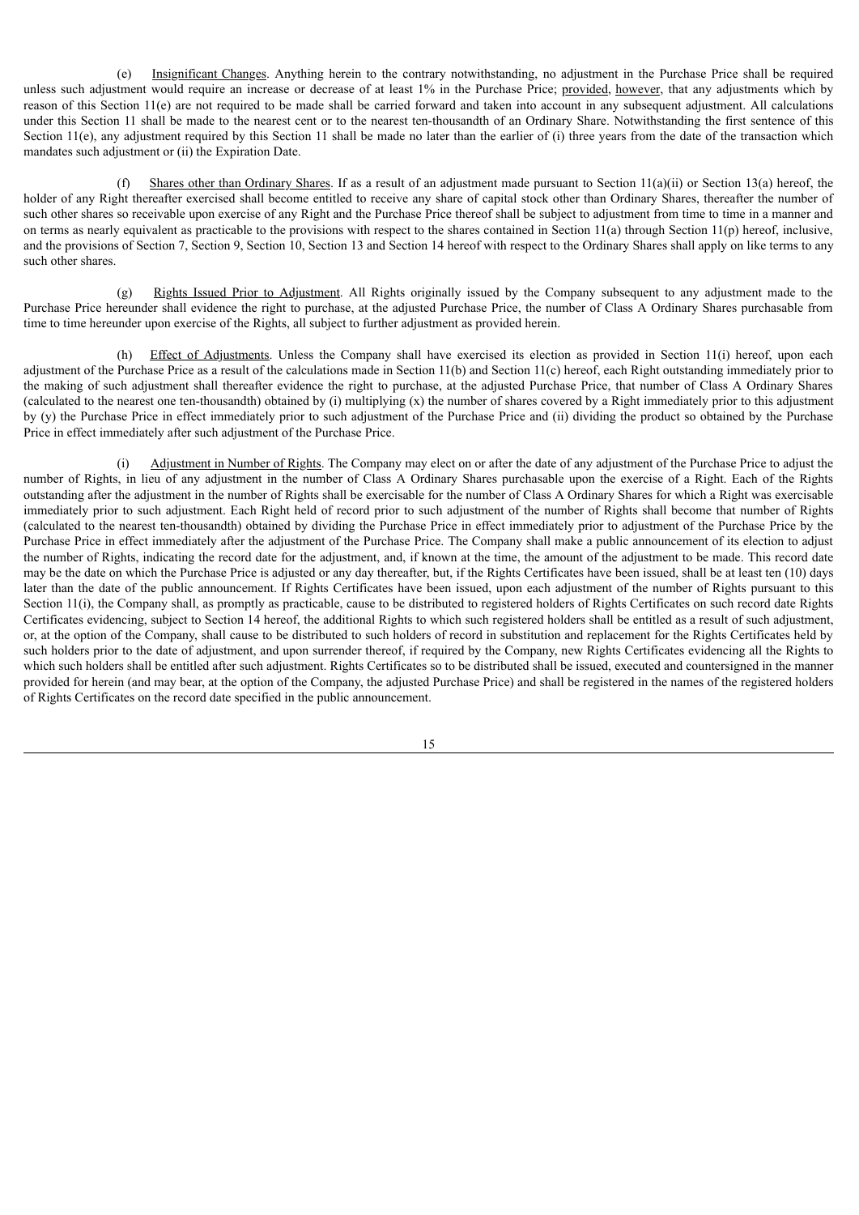(e) Insignificant Changes. Anything herein to the contrary notwithstanding, no adjustment in the Purchase Price shall be required unless such adjustment would require an increase or decrease of at least 1% in the Purchase Price; provided, however, that any adjustments which by reason of this Section 11(e) are not required to be made shall be carried forward and taken into account in any subsequent adjustment. All calculations under this Section 11 shall be made to the nearest cent or to the nearest ten-thousandth of an Ordinary Share. Notwithstanding the first sentence of this Section 11(e), any adjustment required by this Section 11 shall be made no later than the earlier of (i) three years from the date of the transaction which mandates such adjustment or (ii) the Expiration Date.

(f) Shares other than Ordinary Shares. If as a result of an adjustment made pursuant to Section 11(a)(ii) or Section 13(a) hereof, the holder of any Right thereafter exercised shall become entitled to receive any share of capital stock other than Ordinary Shares, thereafter the number of such other shares so receivable upon exercise of any Right and the Purchase Price thereof shall be subject to adjustment from time to time in a manner and on terms as nearly equivalent as practicable to the provisions with respect to the shares contained in Section 11(a) through Section 11(p) hereof, inclusive, and the provisions of Section 7, Section 9, Section 10, Section 13 and Section 14 hereof with respect to the Ordinary Shares shall apply on like terms to any such other shares.

(g) Rights Issued Prior to Adjustment. All Rights originally issued by the Company subsequent to any adjustment made to the Purchase Price hereunder shall evidence the right to purchase, at the adjusted Purchase Price, the number of Class A Ordinary Shares purchasable from time to time hereunder upon exercise of the Rights, all subject to further adjustment as provided herein.

(h) Effect of Adjustments. Unless the Company shall have exercised its election as provided in Section 11(i) hereof, upon each adjustment of the Purchase Price as a result of the calculations made in Section 11(b) and Section 11(c) hereof, each Right outstanding immediately prior to the making of such adjustment shall thereafter evidence the right to purchase, at the adjusted Purchase Price, that number of Class A Ordinary Shares (calculated to the nearest one ten-thousandth) obtained by (i) multiplying (x) the number of shares covered by a Right immediately prior to this adjustment by (y) the Purchase Price in effect immediately prior to such adjustment of the Purchase Price and (ii) dividing the product so obtained by the Purchase Price in effect immediately after such adjustment of the Purchase Price.

(i) Adjustment in Number of Rights. The Company may elect on or after the date of any adjustment of the Purchase Price to adjust the number of Rights, in lieu of any adjustment in the number of Class A Ordinary Shares purchasable upon the exercise of a Right. Each of the Rights outstanding after the adjustment in the number of Rights shall be exercisable for the number of Class A Ordinary Shares for which a Right was exercisable immediately prior to such adjustment. Each Right held of record prior to such adjustment of the number of Rights shall become that number of Rights (calculated to the nearest ten-thousandth) obtained by dividing the Purchase Price in effect immediately prior to adjustment of the Purchase Price by the Purchase Price in effect immediately after the adjustment of the Purchase Price. The Company shall make a public announcement of its election to adjust the number of Rights, indicating the record date for the adjustment, and, if known at the time, the amount of the adjustment to be made. This record date may be the date on which the Purchase Price is adjusted or any day thereafter, but, if the Rights Certificates have been issued, shall be at least ten (10) days later than the date of the public announcement. If Rights Certificates have been issued, upon each adjustment of the number of Rights pursuant to this Section 11(i), the Company shall, as promptly as practicable, cause to be distributed to registered holders of Rights Certificates on such record date Rights Certificates evidencing, subject to Section 14 hereof, the additional Rights to which such registered holders shall be entitled as a result of such adjustment, or, at the option of the Company, shall cause to be distributed to such holders of record in substitution and replacement for the Rights Certificates held by such holders prior to the date of adjustment, and upon surrender thereof, if required by the Company, new Rights Certificates evidencing all the Rights to which such holders shall be entitled after such adjustment. Rights Certificates so to be distributed shall be issued, executed and countersigned in the manner provided for herein (and may bear, at the option of the Company, the adjusted Purchase Price) and shall be registered in the names of the registered holders of Rights Certificates on the record date specified in the public announcement.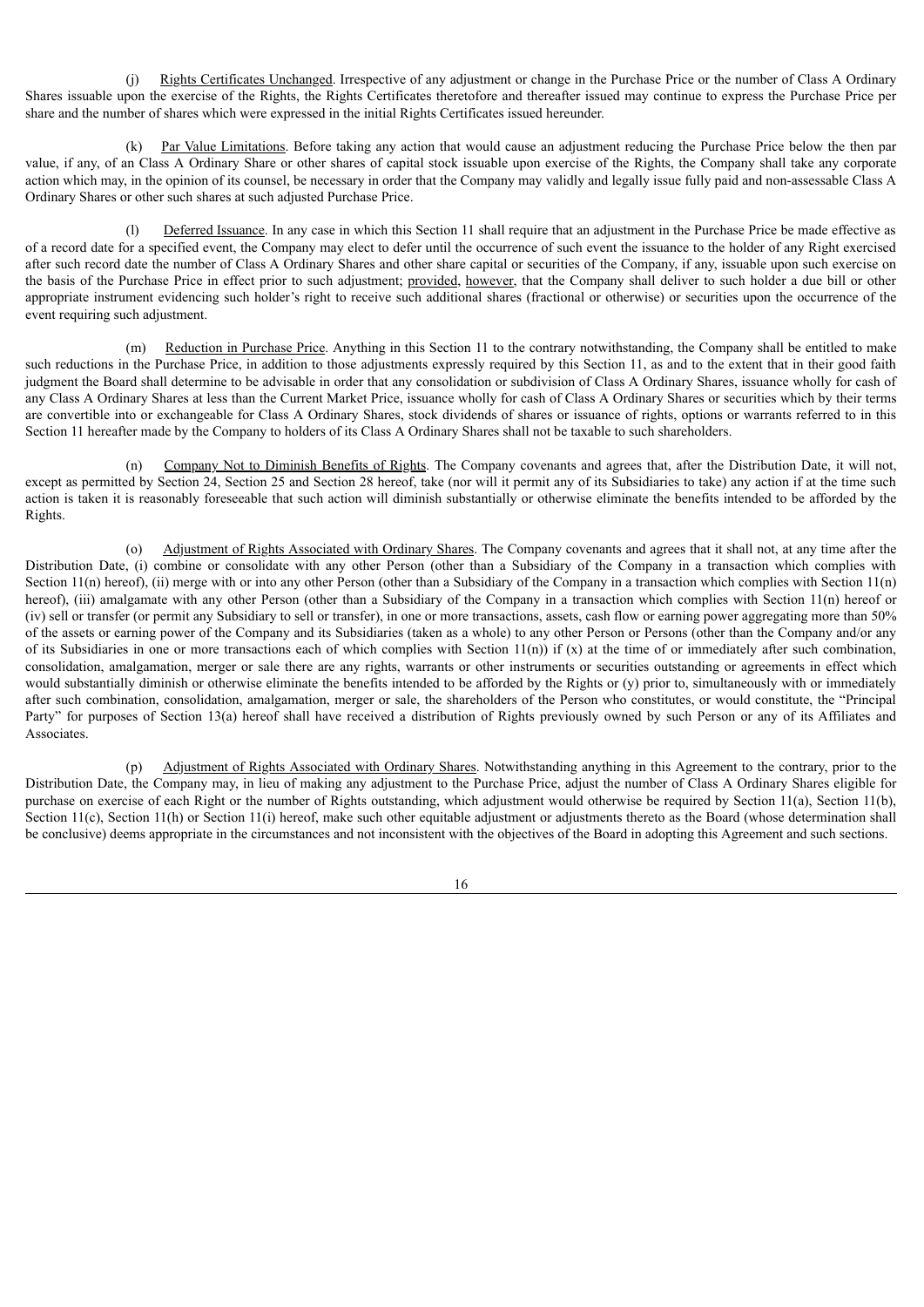(j) Rights Certificates Unchanged. Irrespective of any adjustment or change in the Purchase Price or the number of Class A Ordinary Shares issuable upon the exercise of the Rights, the Rights Certificates theretofore and thereafter issued may continue to express the Purchase Price per share and the number of shares which were expressed in the initial Rights Certificates issued hereunder.

(k) Par Value Limitations. Before taking any action that would cause an adjustment reducing the Purchase Price below the then par value, if any, of an Class A Ordinary Share or other shares of capital stock issuable upon exercise of the Rights, the Company shall take any corporate action which may, in the opinion of its counsel, be necessary in order that the Company may validly and legally issue fully paid and non-assessable Class A Ordinary Shares or other such shares at such adjusted Purchase Price.

(l) Deferred Issuance. In any case in which this Section 11 shall require that an adjustment in the Purchase Price be made effective as of a record date for a specified event, the Company may elect to defer until the occurrence of such event the issuance to the holder of any Right exercised after such record date the number of Class A Ordinary Shares and other share capital or securities of the Company, if any, issuable upon such exercise on the basis of the Purchase Price in effect prior to such adjustment; provided, however, that the Company shall deliver to such holder a due bill or other appropriate instrument evidencing such holder's right to receive such additional shares (fractional or otherwise) or securities upon the occurrence of the event requiring such adjustment.

(m) Reduction in Purchase Price. Anything in this Section 11 to the contrary notwithstanding, the Company shall be entitled to make such reductions in the Purchase Price, in addition to those adjustments expressly required by this Section 11, as and to the extent that in their good faith judgment the Board shall determine to be advisable in order that any consolidation or subdivision of Class A Ordinary Shares, issuance wholly for cash of any Class A Ordinary Shares at less than the Current Market Price, issuance wholly for cash of Class A Ordinary Shares or securities which by their terms are convertible into or exchangeable for Class A Ordinary Shares, stock dividends of shares or issuance of rights, options or warrants referred to in this Section 11 hereafter made by the Company to holders of its Class A Ordinary Shares shall not be taxable to such shareholders.

(n) Company Not to Diminish Benefits of Rights. The Company covenants and agrees that, after the Distribution Date, it will not, except as permitted by Section 24, Section 25 and Section 28 hereof, take (nor will it permit any of its Subsidiaries to take) any action if at the time such action is taken it is reasonably foreseeable that such action will diminish substantially or otherwise eliminate the benefits intended to be afforded by the Rights.

(o) Adjustment of Rights Associated with Ordinary Shares. The Company covenants and agrees that it shall not, at any time after the Distribution Date, (i) combine or consolidate with any other Person (other than a Subsidiary of the Company in a transaction which complies with Section 11(n) hereof), (ii) merge with or into any other Person (other than a Subsidiary of the Company in a transaction which complies with Section 11(n) hereof), (iii) amalgamate with any other Person (other than a Subsidiary of the Company in a transaction which complies with Section 11(n) hereof or (iv) sell or transfer (or permit any Subsidiary to sell or transfer), in one or more transactions, assets, cash flow or earning power aggregating more than 50% of the assets or earning power of the Company and its Subsidiaries (taken as a whole) to any other Person or Persons (other than the Company and/or any of its Subsidiaries in one or more transactions each of which complies with Section 11(n)) if (x) at the time of or immediately after such combination, consolidation, amalgamation, merger or sale there are any rights, warrants or other instruments or securities outstanding or agreements in effect which would substantially diminish or otherwise eliminate the benefits intended to be afforded by the Rights or (y) prior to, simultaneously with or immediately after such combination, consolidation, amalgamation, merger or sale, the shareholders of the Person who constitutes, or would constitute, the "Principal Party" for purposes of Section 13(a) hereof shall have received a distribution of Rights previously owned by such Person or any of its Affiliates and Associates.

(p) Adjustment of Rights Associated with Ordinary Shares. Notwithstanding anything in this Agreement to the contrary, prior to the Distribution Date, the Company may, in lieu of making any adjustment to the Purchase Price, adjust the number of Class A Ordinary Shares eligible for purchase on exercise of each Right or the number of Rights outstanding, which adjustment would otherwise be required by Section 11(a), Section 11(b), Section 11(c), Section 11(h) or Section 11(i) hereof, make such other equitable adjustment or adjustments thereto as the Board (whose determination shall be conclusive) deems appropriate in the circumstances and not inconsistent with the objectives of the Board in adopting this Agreement and such sections.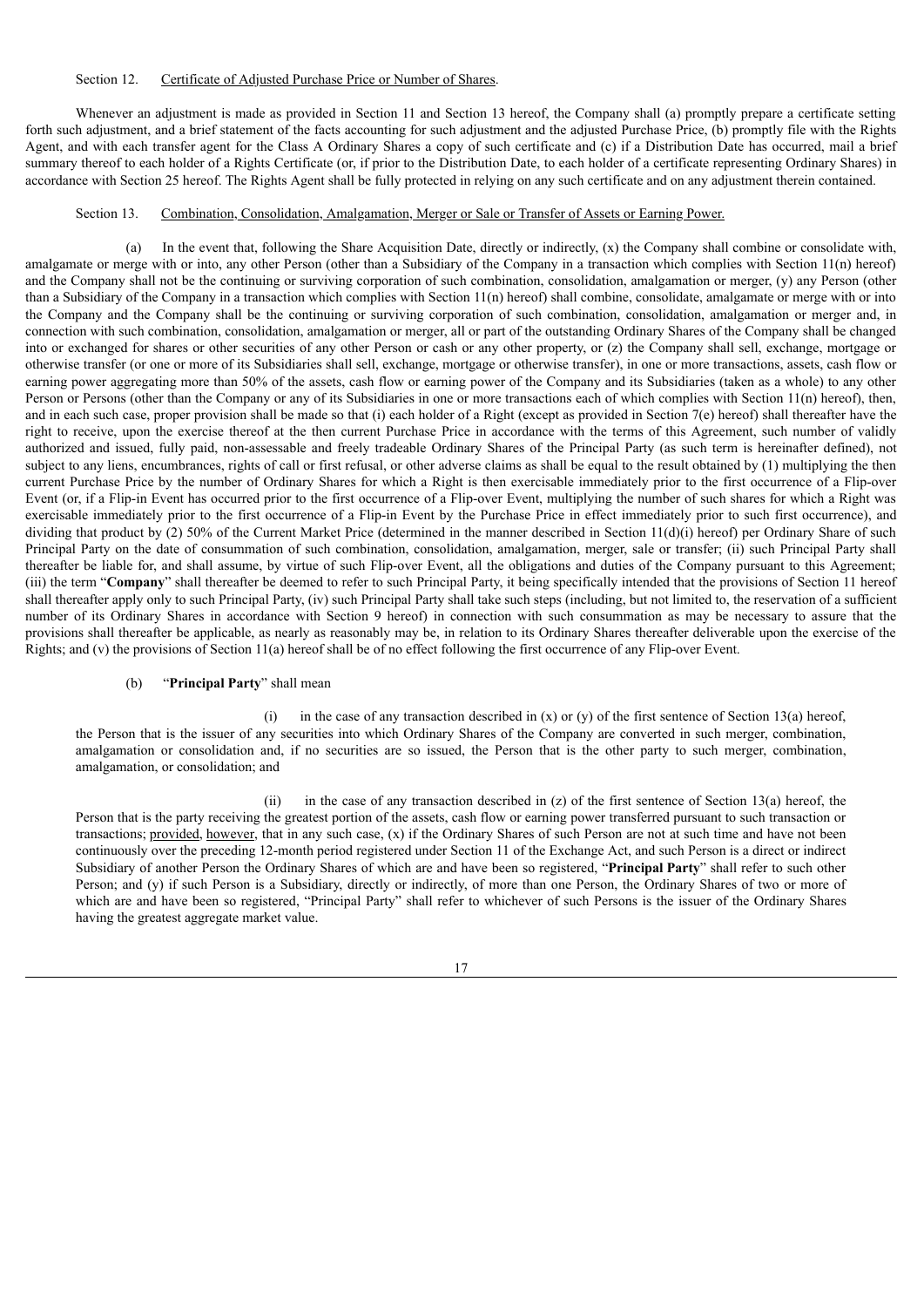Section 12. Certificate of Adjusted Purchase Price or Number of Shares.

Whenever an adjustment is made as provided in Section 11 and Section 13 hereof, the Company shall (a) promptly prepare a certificate setting forth such adjustment, and a brief statement of the facts accounting for such adjustment and the adjusted Purchase Price, (b) promptly file with the Rights Agent, and with each transfer agent for the Class A Ordinary Shares a copy of such certificate and (c) if a Distribution Date has occurred, mail a brief summary thereof to each holder of a Rights Certificate (or, if prior to the Distribution Date, to each holder of a certificate representing Ordinary Shares) in accordance with Section 25 hereof. The Rights Agent shall be fully protected in relying on any such certificate and on any adjustment therein contained.

Section 13. Combination, Consolidation, Amalgamation, Merger or Sale or Transfer of Assets or Earning Power.

(a) In the event that, following the Share Acquisition Date, directly or indirectly, (x) the Company shall combine or consolidate with, amalgamate or merge with or into, any other Person (other than a Subsidiary of the Company in a transaction which complies with Section 11(n) hereof) and the Company shall not be the continuing or surviving corporation of such combination, consolidation, amalgamation or merger, (y) any Person (other than a Subsidiary of the Company in a transaction which complies with Section 11(n) hereof) shall combine, consolidate, amalgamate or merge with or into the Company and the Company shall be the continuing or surviving corporation of such combination, consolidation, amalgamation or merger and, in connection with such combination, consolidation, amalgamation or merger, all or part of the outstanding Ordinary Shares of the Company shall be changed into or exchanged for shares or other securities of any other Person or cash or any other property, or (z) the Company shall sell, exchange, mortgage or otherwise transfer (or one or more of its Subsidiaries shall sell, exchange, mortgage or otherwise transfer), in one or more transactions, assets, cash flow or earning power aggregating more than 50% of the assets, cash flow or earning power of the Company and its Subsidiaries (taken as a whole) to any other Person or Persons (other than the Company or any of its Subsidiaries in one or more transactions each of which complies with Section 11(n) hereof), then, and in each such case, proper provision shall be made so that (i) each holder of a Right (except as provided in Section 7(e) hereof) shall thereafter have the right to receive, upon the exercise thereof at the then current Purchase Price in accordance with the terms of this Agreement, such number of validly authorized and issued, fully paid, non-assessable and freely tradeable Ordinary Shares of the Principal Party (as such term is hereinafter defined), not subject to any liens, encumbrances, rights of call or first refusal, or other adverse claims as shall be equal to the result obtained by (1) multiplying the then current Purchase Price by the number of Ordinary Shares for which a Right is then exercisable immediately prior to the first occurrence of a Flip-over Event (or, if a Flip-in Event has occurred prior to the first occurrence of a Flip-over Event, multiplying the number of such shares for which a Right was exercisable immediately prior to the first occurrence of a Flip-in Event by the Purchase Price in effect immediately prior to such first occurrence), and dividing that product by (2) 50% of the Current Market Price (determined in the manner described in Section 11(d)(i) hereof) per Ordinary Share of such Principal Party on the date of consummation of such combination, consolidation, amalgamation, merger, sale or transfer; (ii) such Principal Party shall thereafter be liable for, and shall assume, by virtue of such Flip-over Event, all the obligations and duties of the Company pursuant to this Agreement; (iii) the term "**Company**" shall thereafter be deemed to refer to such Principal Party, it being specifically intended that the provisions of Section 11 hereof shall thereafter apply only to such Principal Party, (iv) such Principal Party shall take such steps (including, but not limited to, the reservation of a sufficient number of its Ordinary Shares in accordance with Section 9 hereof) in connection with such consummation as may be necessary to assure that the provisions shall thereafter be applicable, as nearly as reasonably may be, in relation to its Ordinary Shares thereafter deliverable upon the exercise of the Rights; and (v) the provisions of Section 11(a) hereof shall be of no effect following the first occurrence of any Flip-over Event.

(b) "**Principal Party**" shall mean

(i) in the case of any transaction described in (x) or (y) of the first sentence of Section 13(a) hereof, the Person that is the issuer of any securities into which Ordinary Shares of the Company are converted in such merger, combination, amalgamation or consolidation and, if no securities are so issued, the Person that is the other party to such merger, combination, amalgamation, or consolidation; and

(ii) in the case of any transaction described in (z) of the first sentence of Section 13(a) hereof, the Person that is the party receiving the greatest portion of the assets, cash flow or earning power transferred pursuant to such transaction or transactions; provided, however, that in any such case, (x) if the Ordinary Shares of such Person are not at such time and have not been continuously over the preceding 12-month period registered under Section 11 of the Exchange Act, and such Person is a direct or indirect Subsidiary of another Person the Ordinary Shares of which are and have been so registered, "**Principal Party**" shall refer to such other Person; and (y) if such Person is a Subsidiary, directly or indirectly, of more than one Person, the Ordinary Shares of two or more of which are and have been so registered, "Principal Party" shall refer to whichever of such Persons is the issuer of the Ordinary Shares having the greatest aggregate market value.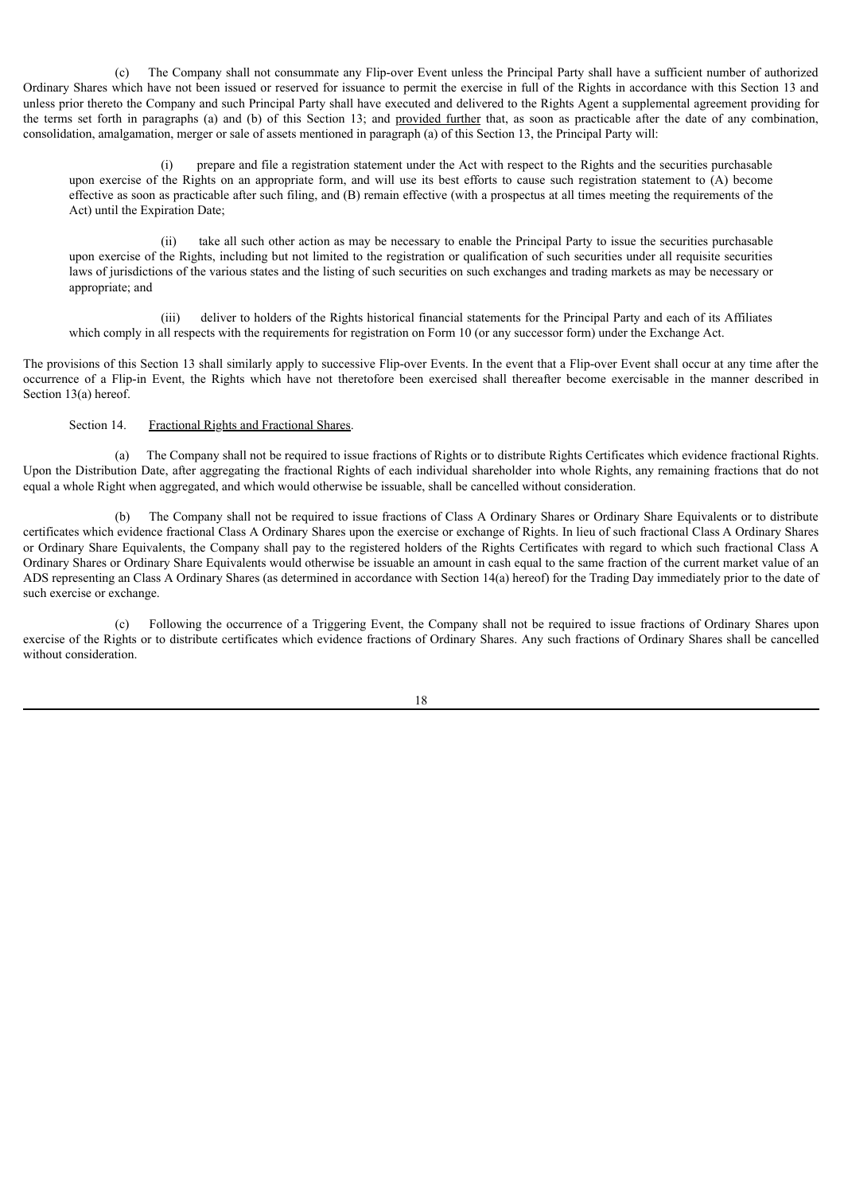(c) The Company shall not consummate any Flip-over Event unless the Principal Party shall have a sufficient number of authorized Ordinary Shares which have not been issued or reserved for issuance to permit the exercise in full of the Rights in accordance with this Section 13 and unless prior thereto the Company and such Principal Party shall have executed and delivered to the Rights Agent a supplemental agreement providing for the terms set forth in paragraphs (a) and (b) of this Section 13; and provided further that, as soon as practicable after the date of any combination, consolidation, amalgamation, merger or sale of assets mentioned in paragraph (a) of this Section 13, the Principal Party will:

(i) prepare and file a registration statement under the Act with respect to the Rights and the securities purchasable upon exercise of the Rights on an appropriate form, and will use its best efforts to cause such registration statement to (A) become effective as soon as practicable after such filing, and (B) remain effective (with a prospectus at all times meeting the requirements of the Act) until the Expiration Date;

(ii) take all such other action as may be necessary to enable the Principal Party to issue the securities purchasable upon exercise of the Rights, including but not limited to the registration or qualification of such securities under all requisite securities laws of jurisdictions of the various states and the listing of such securities on such exchanges and trading markets as may be necessary or appropriate; and

(iii) deliver to holders of the Rights historical financial statements for the Principal Party and each of its Affiliates which comply in all respects with the requirements for registration on Form 10 (or any successor form) under the Exchange Act.

The provisions of this Section 13 shall similarly apply to successive Flip-over Events. In the event that a Flip-over Event shall occur at any time after the occurrence of a Flip-in Event, the Rights which have not theretofore been exercised shall thereafter become exercisable in the manner described in Section 13(a) hereof.

Section 14. Fractional Rights and Fractional Shares.

(a) The Company shall not be required to issue fractions of Rights or to distribute Rights Certificates which evidence fractional Rights. Upon the Distribution Date, after aggregating the fractional Rights of each individual shareholder into whole Rights, any remaining fractions that do not equal a whole Right when aggregated, and which would otherwise be issuable, shall be cancelled without consideration.

(b) The Company shall not be required to issue fractions of Class A Ordinary Shares or Ordinary Share Equivalents or to distribute certificates which evidence fractional Class A Ordinary Shares upon the exercise or exchange of Rights. In lieu of such fractional Class A Ordinary Shares or Ordinary Share Equivalents, the Company shall pay to the registered holders of the Rights Certificates with regard to which such fractional Class A Ordinary Shares or Ordinary Share Equivalents would otherwise be issuable an amount in cash equal to the same fraction of the current market value of an ADS representing an Class A Ordinary Shares (as determined in accordance with Section 14(a) hereof) for the Trading Day immediately prior to the date of such exercise or exchange.

(c) Following the occurrence of a Triggering Event, the Company shall not be required to issue fractions of Ordinary Shares upon exercise of the Rights or to distribute certificates which evidence fractions of Ordinary Shares. Any such fractions of Ordinary Shares shall be cancelled without consideration.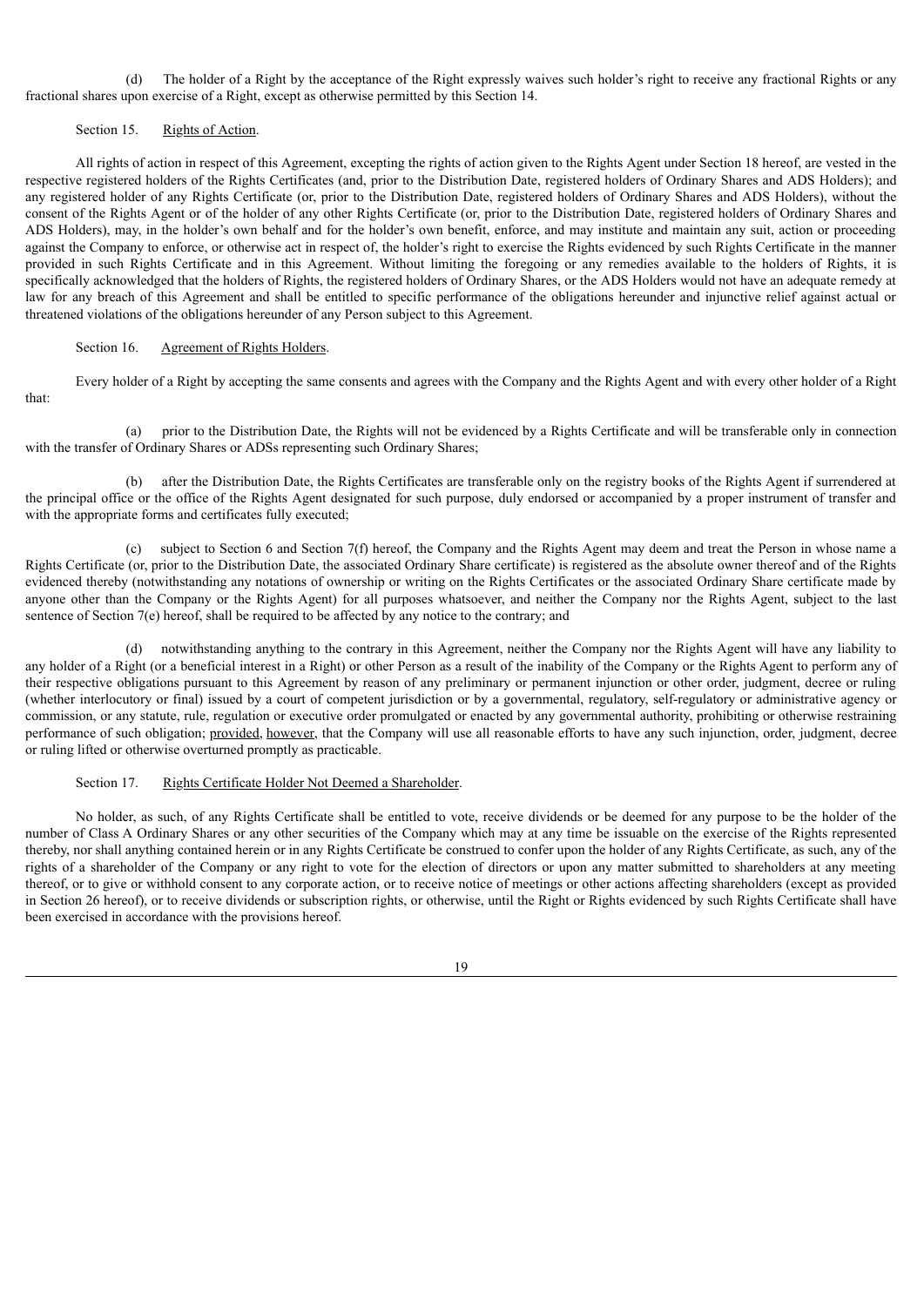(d) The holder of a Right by the acceptance of the Right expressly waives such holder's right to receive any fractional Rights or any fractional shares upon exercise of a Right, except as otherwise permitted by this Section 14.

Section 15. Rights of Action.

All rights of action in respect of this Agreement, excepting the rights of action given to the Rights Agent under Section 18 hereof, are vested in the respective registered holders of the Rights Certificates (and, prior to the Distribution Date, registered holders of Ordinary Shares and ADS Holders); and any registered holder of any Rights Certificate (or, prior to the Distribution Date, registered holders of Ordinary Shares and ADS Holders), without the consent of the Rights Agent or of the holder of any other Rights Certificate (or, prior to the Distribution Date, registered holders of Ordinary Shares and ADS Holders), may, in the holder's own behalf and for the holder's own benefit, enforce, and may institute and maintain any suit, action or proceeding against the Company to enforce, or otherwise act in respect of, the holder's right to exercise the Rights evidenced by such Rights Certificate in the manner provided in such Rights Certificate and in this Agreement. Without limiting the foregoing or any remedies available to the holders of Rights, it is specifically acknowledged that the holders of Rights, the registered holders of Ordinary Shares, or the ADS Holders would not have an adequate remedy at law for any breach of this Agreement and shall be entitled to specific performance of the obligations hereunder and injunctive relief against actual or threatened violations of the obligations hereunder of any Person subject to this Agreement.

Section 16. Agreement of Rights Holders.

Every holder of a Right by accepting the same consents and agrees with the Company and the Rights Agent and with every other holder of a Right that:

(a) prior to the Distribution Date, the Rights will not be evidenced by a Rights Certificate and will be transferable only in connection with the transfer of Ordinary Shares or ADSs representing such Ordinary Shares;

(b) after the Distribution Date, the Rights Certificates are transferable only on the registry books of the Rights Agent if surrendered at the principal office or the office of the Rights Agent designated for such purpose, duly endorsed or accompanied by a proper instrument of transfer and with the appropriate forms and certificates fully executed;

(c) subject to Section 6 and Section 7(f) hereof, the Company and the Rights Agent may deem and treat the Person in whose name a Rights Certificate (or, prior to the Distribution Date, the associated Ordinary Share certificate) is registered as the absolute owner thereof and of the Rights evidenced thereby (notwithstanding any notations of ownership or writing on the Rights Certificates or the associated Ordinary Share certificate made by anyone other than the Company or the Rights Agent) for all purposes whatsoever, and neither the Company nor the Rights Agent, subject to the last sentence of Section 7(e) hereof, shall be required to be affected by any notice to the contrary; and

(d) notwithstanding anything to the contrary in this Agreement, neither the Company nor the Rights Agent will have any liability to any holder of a Right (or a beneficial interest in a Right) or other Person as a result of the inability of the Company or the Rights Agent to perform any of their respective obligations pursuant to this Agreement by reason of any preliminary or permanent injunction or other order, judgment, decree or ruling (whether interlocutory or final) issued by a court of competent jurisdiction or by a governmental, regulatory, self-regulatory or administrative agency or commission, or any statute, rule, regulation or executive order promulgated or enacted by any governmental authority, prohibiting or otherwise restraining performance of such obligation; provided, however, that the Company will use all reasonable efforts to have any such injunction, order, judgment, decree or ruling lifted or otherwise overturned promptly as practicable.

Section 17. Rights Certificate Holder Not Deemed a Shareholder.

No holder, as such, of any Rights Certificate shall be entitled to vote, receive dividends or be deemed for any purpose to be the holder of the number of Class A Ordinary Shares or any other securities of the Company which may at any time be issuable on the exercise of the Rights represented thereby, nor shall anything contained herein or in any Rights Certificate be construed to confer upon the holder of any Rights Certificate, as such, any of the rights of a shareholder of the Company or any right to vote for the election of directors or upon any matter submitted to shareholders at any meeting thereof, or to give or withhold consent to any corporate action, or to receive notice of meetings or other actions affecting shareholders (except as provided in Section 26 hereof), or to receive dividends or subscription rights, or otherwise, until the Right or Rights evidenced by such Rights Certificate shall have been exercised in accordance with the provisions hereof.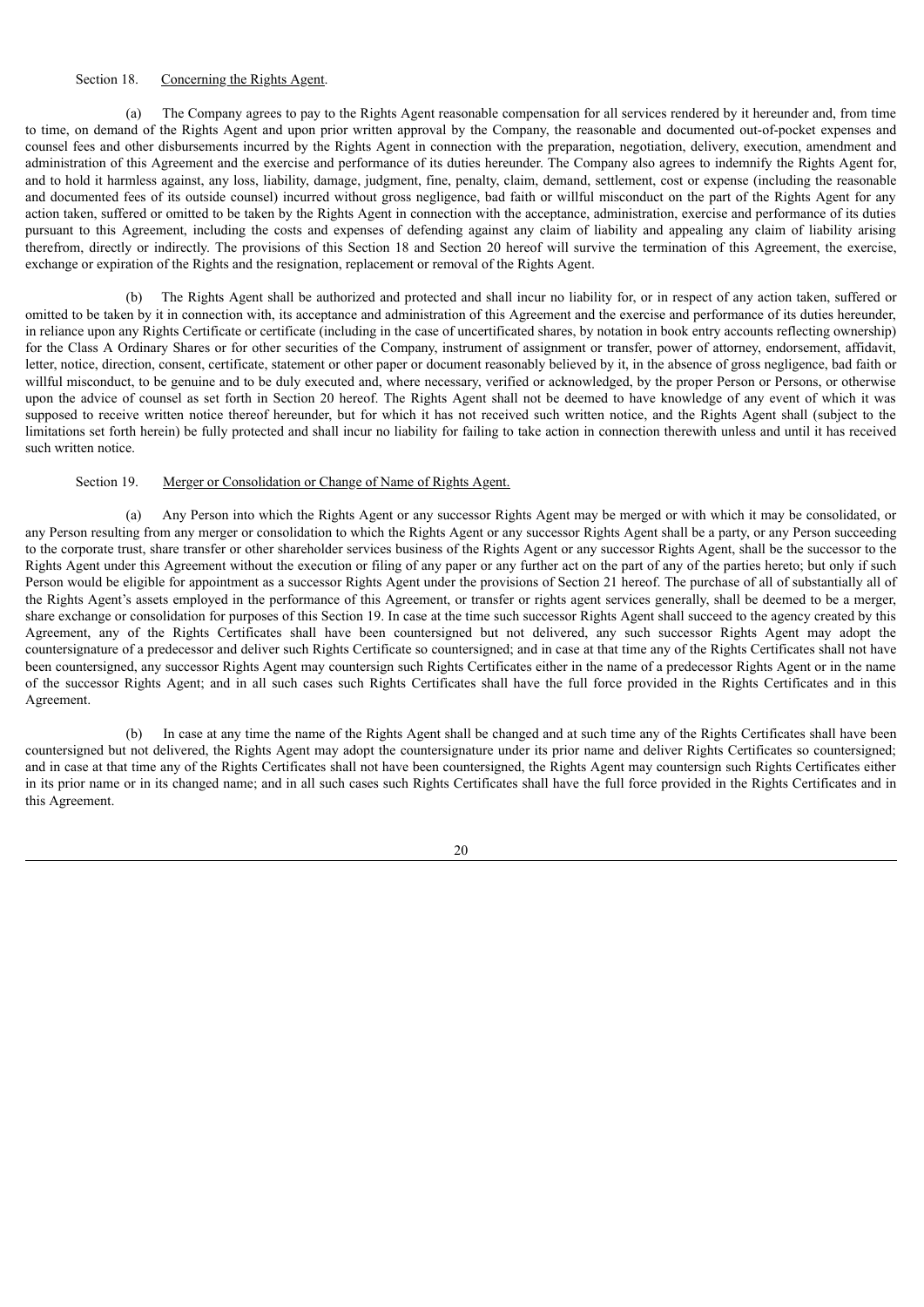Section 18. Concerning the Rights Agent.

(a) The Company agrees to pay to the Rights Agent reasonable compensation for all services rendered by it hereunder and, from time to time, on demand of the Rights Agent and upon prior written approval by the Company, the reasonable and documented out-of-pocket expenses and counsel fees and other disbursements incurred by the Rights Agent in connection with the preparation, negotiation, delivery, execution, amendment and administration of this Agreement and the exercise and performance of its duties hereunder. The Company also agrees to indemnify the Rights Agent for, and to hold it harmless against, any loss, liability, damage, judgment, fine, penalty, claim, demand, settlement, cost or expense (including the reasonable and documented fees of its outside counsel) incurred without gross negligence, bad faith or willful misconduct on the part of the Rights Agent for any action taken, suffered or omitted to be taken by the Rights Agent in connection with the acceptance, administration, exercise and performance of its duties pursuant to this Agreement, including the costs and expenses of defending against any claim of liability and appealing any claim of liability arising therefrom, directly or indirectly. The provisions of this Section 18 and Section 20 hereof will survive the termination of this Agreement, the exercise, exchange or expiration of the Rights and the resignation, replacement or removal of the Rights Agent.

(b) The Rights Agent shall be authorized and protected and shall incur no liability for, or in respect of any action taken, suffered or omitted to be taken by it in connection with, its acceptance and administration of this Agreement and the exercise and performance of its duties hereunder, in reliance upon any Rights Certificate or certificate (including in the case of uncertificated shares, by notation in book entry accounts reflecting ownership) for the Class A Ordinary Shares or for other securities of the Company, instrument of assignment or transfer, power of attorney, endorsement, affidavit, letter, notice, direction, consent, certificate, statement or other paper or document reasonably believed by it, in the absence of gross negligence, bad faith or willful misconduct, to be genuine and to be duly executed and, where necessary, verified or acknowledged, by the proper Person or Persons, or otherwise upon the advice of counsel as set forth in Section 20 hereof. The Rights Agent shall not be deemed to have knowledge of any event of which it was supposed to receive written notice thereof hereunder, but for which it has not received such written notice, and the Rights Agent shall (subject to the limitations set forth herein) be fully protected and shall incur no liability for failing to take action in connection therewith unless and until it has received such written notice.

Section 19. Merger or Consolidation or Change of Name of Rights Agent.

(a) Any Person into which the Rights Agent or any successor Rights Agent may be merged or with which it may be consolidated, or any Person resulting from any merger or consolidation to which the Rights Agent or any successor Rights Agent shall be a party, or any Person succeeding to the corporate trust, share transfer or other shareholder services business of the Rights Agent or any successor Rights Agent, shall be the successor to the Rights Agent under this Agreement without the execution or filing of any paper or any further act on the part of any of the parties hereto; but only if such Person would be eligible for appointment as a successor Rights Agent under the provisions of Section 21 hereof. The purchase of all of substantially all of the Rights Agent's assets employed in the performance of this Agreement, or transfer or rights agent services generally, shall be deemed to be a merger, share exchange or consolidation for purposes of this Section 19. In case at the time such successor Rights Agent shall succeed to the agency created by this Agreement, any of the Rights Certificates shall have been countersigned but not delivered, any such successor Rights Agent may adopt the countersignature of a predecessor and deliver such Rights Certificate so countersigned; and in case at that time any of the Rights Certificates shall not have been countersigned, any successor Rights Agent may countersign such Rights Certificates either in the name of a predecessor Rights Agent or in the name of the successor Rights Agent; and in all such cases such Rights Certificates shall have the full force provided in the Rights Certificates and in this Agreement.

(b) In case at any time the name of the Rights Agent shall be changed and at such time any of the Rights Certificates shall have been countersigned but not delivered, the Rights Agent may adopt the countersignature under its prior name and deliver Rights Certificates so countersigned; and in case at that time any of the Rights Certificates shall not have been countersigned, the Rights Agent may countersign such Rights Certificates either in its prior name or in its changed name; and in all such cases such Rights Certificates shall have the full force provided in the Rights Certificates and in this Agreement.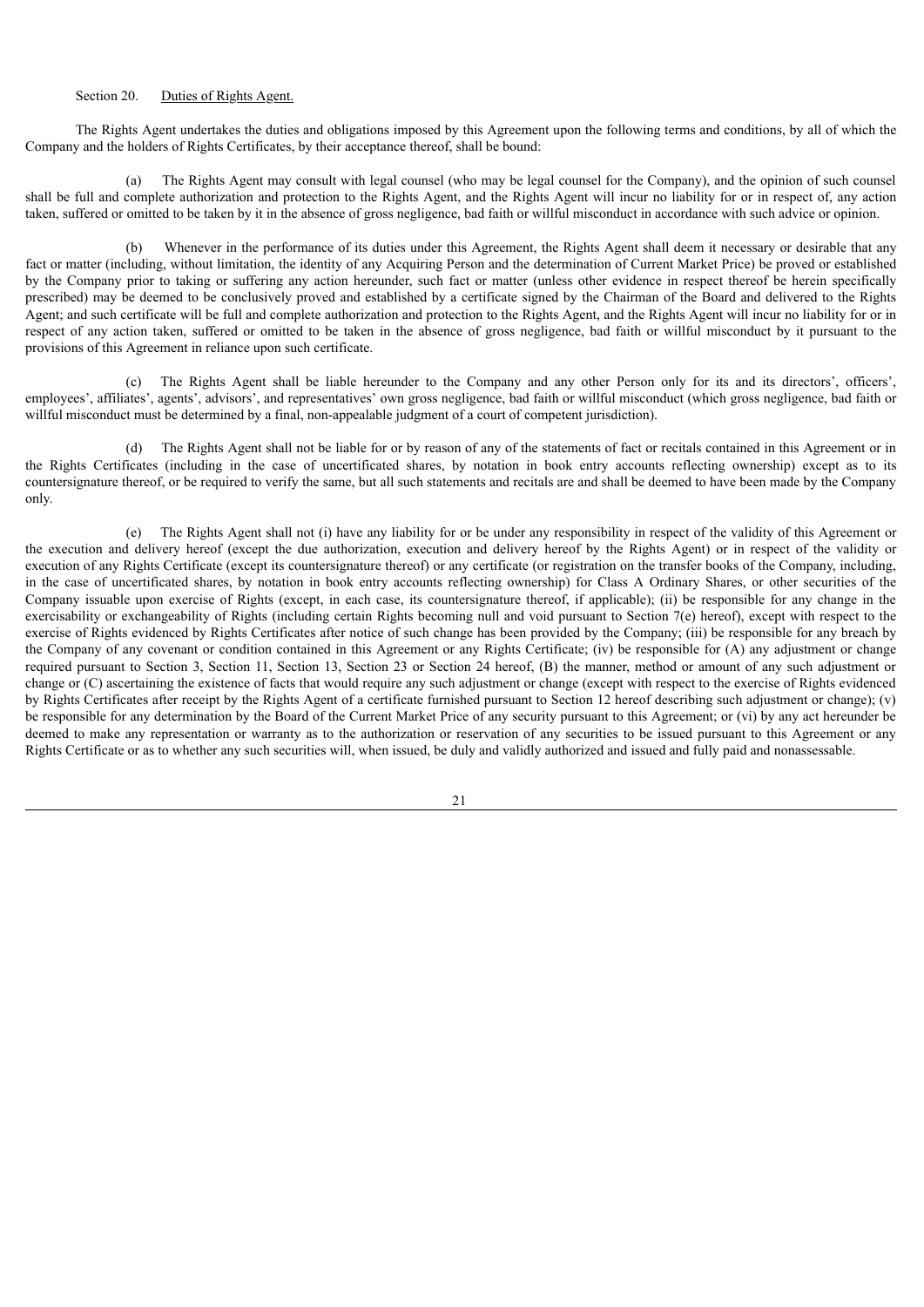Section 20. Duties of Rights Agent.

The Rights Agent undertakes the duties and obligations imposed by this Agreement upon the following terms and conditions, by all of which the Company and the holders of Rights Certificates, by their acceptance thereof, shall be bound:

(a) The Rights Agent may consult with legal counsel (who may be legal counsel for the Company), and the opinion of such counsel shall be full and complete authorization and protection to the Rights Agent, and the Rights Agent will incur no liability for or in respect of, any action taken, suffered or omitted to be taken by it in the absence of gross negligence, bad faith or willful misconduct in accordance with such advice or opinion.

(b) Whenever in the performance of its duties under this Agreement, the Rights Agent shall deem it necessary or desirable that any fact or matter (including, without limitation, the identity of any Acquiring Person and the determination of Current Market Price) be proved or established by the Company prior to taking or suffering any action hereunder, such fact or matter (unless other evidence in respect thereof be herein specifically prescribed) may be deemed to be conclusively proved and established by a certificate signed by the Chairman of the Board and delivered to the Rights Agent; and such certificate will be full and complete authorization and protection to the Rights Agent, and the Rights Agent will incur no liability for or in respect of any action taken, suffered or omitted to be taken in the absence of gross negligence, bad faith or willful misconduct by it pursuant to the provisions of this Agreement in reliance upon such certificate.

(c) The Rights Agent shall be liable hereunder to the Company and any other Person only for its and its directors', officers', employees', affiliates', agents', advisors', and representatives' own gross negligence, bad faith or willful misconduct (which gross negligence, bad faith or willful misconduct must be determined by a final, non-appealable judgment of a court of competent jurisdiction).

(d) The Rights Agent shall not be liable for or by reason of any of the statements of fact or recitals contained in this Agreement or in the Rights Certificates (including in the case of uncertificated shares, by notation in book entry accounts reflecting ownership) except as to its countersignature thereof, or be required to verify the same, but all such statements and recitals are and shall be deemed to have been made by the Company only.

(e) The Rights Agent shall not (i) have any liability for or be under any responsibility in respect of the validity of this Agreement or the execution and delivery hereof (except the due authorization, execution and delivery hereof by the Rights Agent) or in respect of the validity or execution of any Rights Certificate (except its countersignature thereof) or any certificate (or registration on the transfer books of the Company, including, in the case of uncertificated shares, by notation in book entry accounts reflecting ownership) for Class A Ordinary Shares, or other securities of the Company issuable upon exercise of Rights (except, in each case, its countersignature thereof, if applicable); (ii) be responsible for any change in the exercisability or exchangeability of Rights (including certain Rights becoming null and void pursuant to Section 7(e) hereof), except with respect to the exercise of Rights evidenced by Rights Certificates after notice of such change has been provided by the Company; (iii) be responsible for any breach by the Company of any covenant or condition contained in this Agreement or any Rights Certificate; (iv) be responsible for (A) any adjustment or change required pursuant to Section 3, Section 11, Section 13, Section 23 or Section 24 hereof, (B) the manner, method or amount of any such adjustment or change or (C) ascertaining the existence of facts that would require any such adjustment or change (except with respect to the exercise of Rights evidenced by Rights Certificates after receipt by the Rights Agent of a certificate furnished pursuant to Section 12 hereof describing such adjustment or change); (v) be responsible for any determination by the Board of the Current Market Price of any security pursuant to this Agreement; or (vi) by any act hereunder be deemed to make any representation or warranty as to the authorization or reservation of any securities to be issued pursuant to this Agreement or any Rights Certificate or as to whether any such securities will, when issued, be duly and validly authorized and issued and fully paid and nonassessable.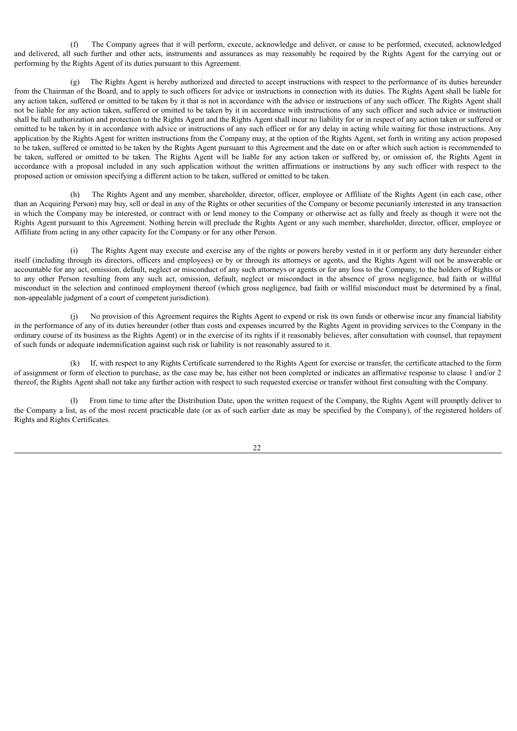(f) The Company agrees that it will perform, execute, acknowledge and deliver, or cause to be performed, executed, acknowledged and delivered, all such further and other acts, instruments and assurances as may reasonably be required by the Rights Agent for the carrying out or performing by the Rights Agent of its duties pursuant to this Agreement.

(g) The Rights Agent is hereby authorized and directed to accept instructions with respect to the performance of its duties hereunder from the Chairman of the Board, and to apply to such officers for advice or instructions in connection with its duties. The Rights Agent shall be liable for any action taken, suffered or omitted to be taken by it that is not in accordance with the advice or instructions of any such officer. The Rights Agent shall not be liable for any action taken, suffered or omitted to be taken by it in accordance with instructions of any such officer and such advice or instruction shall be full authorization and protection to the Rights Agent and the Rights Agent shall incur no liability for or in respect of any action taken or suffered or omitted to be taken by it in accordance with advice or instructions of any such officer or for any delay in acting while waiting for those instructions. Any application by the Rights Agent for written instructions from the Company may, at the option of the Rights Agent, set forth in writing any action proposed to be taken, suffered or omitted to be taken by the Rights Agent pursuant to this Agreement and the date on or after which such action is recommended to be taken, suffered or omitted to be taken. The Rights Agent will be liable for any action taken or suffered by, or omission of, the Rights Agent in accordance with a proposal included in any such application without the written affirmations or instructions by any such officer with respect to the proposed action or omission specifying a different action to be taken, suffered or omitted to be taken.

(h) The Rights Agent and any member, shareholder, director, officer, employee or Affiliate of the Rights Agent (in each case, other than an Acquiring Person) may buy, sell or deal in any of the Rights or other securities of the Company or become pecuniarily interested in any transaction in which the Company may be interested, or contract with or lend money to the Company or otherwise act as fully and freely as though it were not the Rights Agent pursuant to this Agreement. Nothing herein will preclude the Rights Agent or any such member, shareholder, director, officer, employee or Affiliate from acting in any other capacity for the Company or for any other Person.

(i) The Rights Agent may execute and exercise any of the rights or powers hereby vested in it or perform any duty hereunder either itself (including through its directors, officers and employees) or by or through its attorneys or agents, and the Rights Agent will not be answerable or accountable for any act, omission, default, neglect or misconduct of any such attorneys or agents or for any loss to the Company, to the holders of Rights or to any other Person resulting from any such act, omission, default, neglect or misconduct in the absence of gross negligence, bad faith or willful misconduct in the selection and continued employment thereof (which gross negligence, bad faith or willful misconduct must be determined by a final, non-appealable judgment of a court of competent jurisdiction).

(j) No provision of this Agreement requires the Rights Agent to expend or risk its own funds or otherwise incur any financial liability in the performance of any of its duties hereunder (other than costs and expenses incurred by the Rights Agent in providing services to the Company in the ordinary course of its business as the Rights Agent) or in the exercise of its rights if it reasonably believes, after consultation with counsel, that repayment of such funds or adequate indemnification against such risk or liability is not reasonably assured to it.

(k) If, with respect to any Rights Certificate surrendered to the Rights Agent for exercise or transfer, the certificate attached to the form of assignment or form of election to purchase, as the case may be, has either not been completed or indicates an affirmative response to clause 1 and/or 2 thereof, the Rights Agent shall not take any further action with respect to such requested exercise or transfer without first consulting with the Company.

(l) From time to time after the Distribution Date, upon the written request of the Company, the Rights Agent will promptly deliver to the Company a list, as of the most recent practicable date (or as of such earlier date as may be specified by the Company), of the registered holders of Rights and Rights Certificates.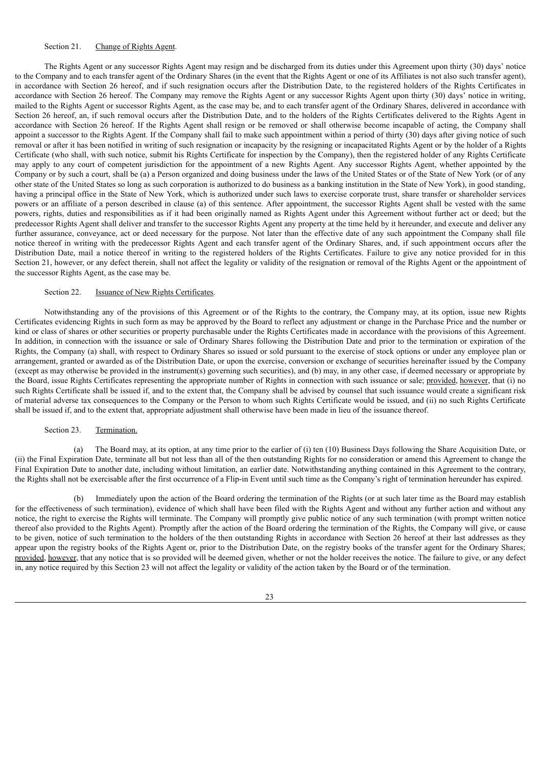Section 21. Change of Rights Agent.

The Rights Agent or any successor Rights Agent may resign and be discharged from its duties under this Agreement upon thirty (30) days' notice to the Company and to each transfer agent of the Ordinary Shares (in the event that the Rights Agent or one of its Affiliates is not also such transfer agent), in accordance with Section 26 hereof, and if such resignation occurs after the Distribution Date, to the registered holders of the Rights Certificates in accordance with Section 26 hereof. The Company may remove the Rights Agent or any successor Rights Agent upon thirty (30) days' notice in writing, mailed to the Rights Agent or successor Rights Agent, as the case may be, and to each transfer agent of the Ordinary Shares, delivered in accordance with Section 26 hereof, an, if such removal occurs after the Distribution Date, and to the holders of the Rights Certificates delivered to the Rights Agent in accordance with Section 26 hereof. If the Rights Agent shall resign or be removed or shall otherwise become incapable of acting, the Company shall appoint a successor to the Rights Agent. If the Company shall fail to make such appointment within a period of thirty (30) days after giving notice of such removal or after it has been notified in writing of such resignation or incapacity by the resigning or incapacitated Rights Agent or by the holder of a Rights Certificate (who shall, with such notice, submit his Rights Certificate for inspection by the Company), then the registered holder of any Rights Certificate may apply to any court of competent jurisdiction for the appointment of a new Rights Agent. Any successor Rights Agent, whether appointed by the Company or by such a court, shall be (a) a Person organized and doing business under the laws of the United States or of the State of New York (or of any other state of the United States so long as such corporation is authorized to do business as a banking institution in the State of New York), in good standing, having a principal office in the State of New York, which is authorized under such laws to exercise corporate trust, share transfer or shareholder services powers or an affiliate of a person described in clause (a) of this sentence. After appointment, the successor Rights Agent shall be vested with the same powers, rights, duties and responsibilities as if it had been originally named as Rights Agent under this Agreement without further act or deed; but the predecessor Rights Agent shall deliver and transfer to the successor Rights Agent any property at the time held by it hereunder, and execute and deliver any further assurance, conveyance, act or deed necessary for the purpose. Not later than the effective date of any such appointment the Company shall file notice thereof in writing with the predecessor Rights Agent and each transfer agent of the Ordinary Shares, and, if such appointment occurs after the Distribution Date, mail a notice thereof in writing to the registered holders of the Rights Certificates. Failure to give any notice provided for in this Section 21, however, or any defect therein, shall not affect the legality or validity of the resignation or removal of the Rights Agent or the appointment of the successor Rights Agent, as the case may be.

Section 22. Issuance of New Rights Certificates.

Notwithstanding any of the provisions of this Agreement or of the Rights to the contrary, the Company may, at its option, issue new Rights Certificates evidencing Rights in such form as may be approved by the Board to reflect any adjustment or change in the Purchase Price and the number or kind or class of shares or other securities or property purchasable under the Rights Certificates made in accordance with the provisions of this Agreement. In addition, in connection with the issuance or sale of Ordinary Shares following the Distribution Date and prior to the termination or expiration of the Rights, the Company (a) shall, with respect to Ordinary Shares so issued or sold pursuant to the exercise of stock options or under any employee plan or arrangement, granted or awarded as of the Distribution Date, or upon the exercise, conversion or exchange of securities hereinafter issued by the Company (except as may otherwise be provided in the instrument(s) governing such securities), and (b) may, in any other case, if deemed necessary or appropriate by the Board, issue Rights Certificates representing the appropriate number of Rights in connection with such issuance or sale; provided, however, that (i) no such Rights Certificate shall be issued if, and to the extent that, the Company shall be advised by counsel that such issuance would create a significant risk of material adverse tax consequences to the Company or the Person to whom such Rights Certificate would be issued, and (ii) no such Rights Certificate shall be issued if, and to the extent that, appropriate adjustment shall otherwise have been made in lieu of the issuance thereof.

Section 23. Termination.

(a) The Board may, at its option, at any time prior to the earlier of (i) ten (10) Business Days following the Share Acquisition Date, or (ii) the Final Expiration Date, terminate all but not less than all of the then outstanding Rights for no consideration or amend this Agreement to change the Final Expiration Date to another date, including without limitation, an earlier date. Notwithstanding anything contained in this Agreement to the contrary, the Rights shall not be exercisable after the first occurrence of a Flip-in Event until such time as the Company's right of termination hereunder has expired.

(b) Immediately upon the action of the Board ordering the termination of the Rights (or at such later time as the Board may establish for the effectiveness of such termination), evidence of which shall have been filed with the Rights Agent and without any further action and without any notice, the right to exercise the Rights will terminate. The Company will promptly give public notice of any such termination (with prompt written notice thereof also provided to the Rights Agent). Promptly after the action of the Board ordering the termination of the Rights, the Company will give, or cause to be given, notice of such termination to the holders of the then outstanding Rights in accordance with Section 26 hereof at their last addresses as they appear upon the registry books of the Rights Agent or, prior to the Distribution Date, on the registry books of the transfer agent for the Ordinary Shares; provided, however, that any notice that is so provided will be deemed given, whether or not the holder receives the notice. The failure to give, or any defect in, any notice required by this Section 23 will not affect the legality or validity of the action taken by the Board or of the termination.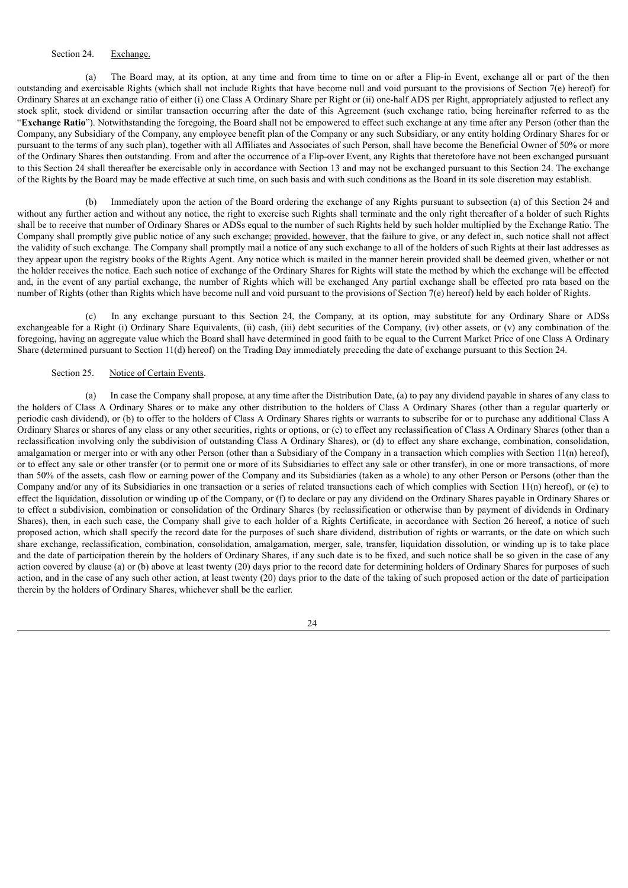Section 24. Exchange.

(a) The Board may, at its option, at any time and from time to time on or after a Flip-in Event, exchange all or part of the then outstanding and exercisable Rights (which shall not include Rights that have become null and void pursuant to the provisions of Section 7(e) hereof) for Ordinary Shares at an exchange ratio of either (i) one Class A Ordinary Share per Right or (ii) one-half ADS per Right, appropriately adjusted to reflect any stock split, stock dividend or similar transaction occurring after the date of this Agreement (such exchange ratio, being hereinafter referred to as the "**Exchange Ratio**"). Notwithstanding the foregoing, the Board shall not be empowered to effect such exchange at any time after any Person (other than the Company, any Subsidiary of the Company, any employee benefit plan of the Company or any such Subsidiary, or any entity holding Ordinary Shares for or pursuant to the terms of any such plan), together with all Affiliates and Associates of such Person, shall have become the Beneficial Owner of 50% or more of the Ordinary Shares then outstanding. From and after the occurrence of a Flip-over Event, any Rights that theretofore have not been exchanged pursuant to this Section 24 shall thereafter be exercisable only in accordance with Section 13 and may not be exchanged pursuant to this Section 24. The exchange of the Rights by the Board may be made effective at such time, on such basis and with such conditions as the Board in its sole discretion may establish.

(b) Immediately upon the action of the Board ordering the exchange of any Rights pursuant to subsection (a) of this Section 24 and without any further action and without any notice, the right to exercise such Rights shall terminate and the only right thereafter of a holder of such Rights shall be to receive that number of Ordinary Shares or ADSs equal to the number of such Rights held by such holder multiplied by the Exchange Ratio. The Company shall promptly give public notice of any such exchange; provided, however, that the failure to give, or any defect in, such notice shall not affect the validity of such exchange. The Company shall promptly mail a notice of any such exchange to all of the holders of such Rights at their last addresses as they appear upon the registry books of the Rights Agent. Any notice which is mailed in the manner herein provided shall be deemed given, whether or not the holder receives the notice. Each such notice of exchange of the Ordinary Shares for Rights will state the method by which the exchange will be effected and, in the event of any partial exchange, the number of Rights which will be exchanged Any partial exchange shall be effected pro rata based on the number of Rights (other than Rights which have become null and void pursuant to the provisions of Section 7(e) hereof) held by each holder of Rights.

(c) In any exchange pursuant to this Section 24, the Company, at its option, may substitute for any Ordinary Share or ADSs exchangeable for a Right (i) Ordinary Share Equivalents, (ii) cash, (iii) debt securities of the Company, (iv) other assets, or (v) any combination of the foregoing, having an aggregate value which the Board shall have determined in good faith to be equal to the Current Market Price of one Class A Ordinary Share (determined pursuant to Section 11(d) hereof) on the Trading Day immediately preceding the date of exchange pursuant to this Section 24.

Section 25. Notice of Certain Events.

(a) In case the Company shall propose, at any time after the Distribution Date, (a) to pay any dividend payable in shares of any class to the holders of Class A Ordinary Shares or to make any other distribution to the holders of Class A Ordinary Shares (other than a regular quarterly or periodic cash dividend), or (b) to offer to the holders of Class A Ordinary Shares rights or warrants to subscribe for or to purchase any additional Class A Ordinary Shares or shares of any class or any other securities, rights or options, or (c) to effect any reclassification of Class A Ordinary Shares (other than a reclassification involving only the subdivision of outstanding Class A Ordinary Shares), or (d) to effect any share exchange, combination, consolidation, amalgamation or merger into or with any other Person (other than a Subsidiary of the Company in a transaction which complies with Section 11(n) hereof), or to effect any sale or other transfer (or to permit one or more of its Subsidiaries to effect any sale or other transfer), in one or more transactions, of more than 50% of the assets, cash flow or earning power of the Company and its Subsidiaries (taken as a whole) to any other Person or Persons (other than the Company and/or any of its Subsidiaries in one transaction or a series of related transactions each of which complies with Section 11(n) hereof), or (e) to effect the liquidation, dissolution or winding up of the Company, or (f) to declare or pay any dividend on the Ordinary Shares payable in Ordinary Shares or to effect a subdivision, combination or consolidation of the Ordinary Shares (by reclassification or otherwise than by payment of dividends in Ordinary Shares), then, in each such case, the Company shall give to each holder of a Rights Certificate, in accordance with Section 26 hereof, a notice of such proposed action, which shall specify the record date for the purposes of such share dividend, distribution of rights or warrants, or the date on which such share exchange, reclassification, combination, consolidation, amalgamation, merger, sale, transfer, liquidation dissolution, or winding up is to take place and the date of participation therein by the holders of Ordinary Shares, if any such date is to be fixed, and such notice shall be so given in the case of any action covered by clause (a) or (b) above at least twenty (20) days prior to the record date for determining holders of Ordinary Shares for purposes of such action, and in the case of any such other action, at least twenty (20) days prior to the date of the taking of such proposed action or the date of participation therein by the holders of Ordinary Shares, whichever shall be the earlier.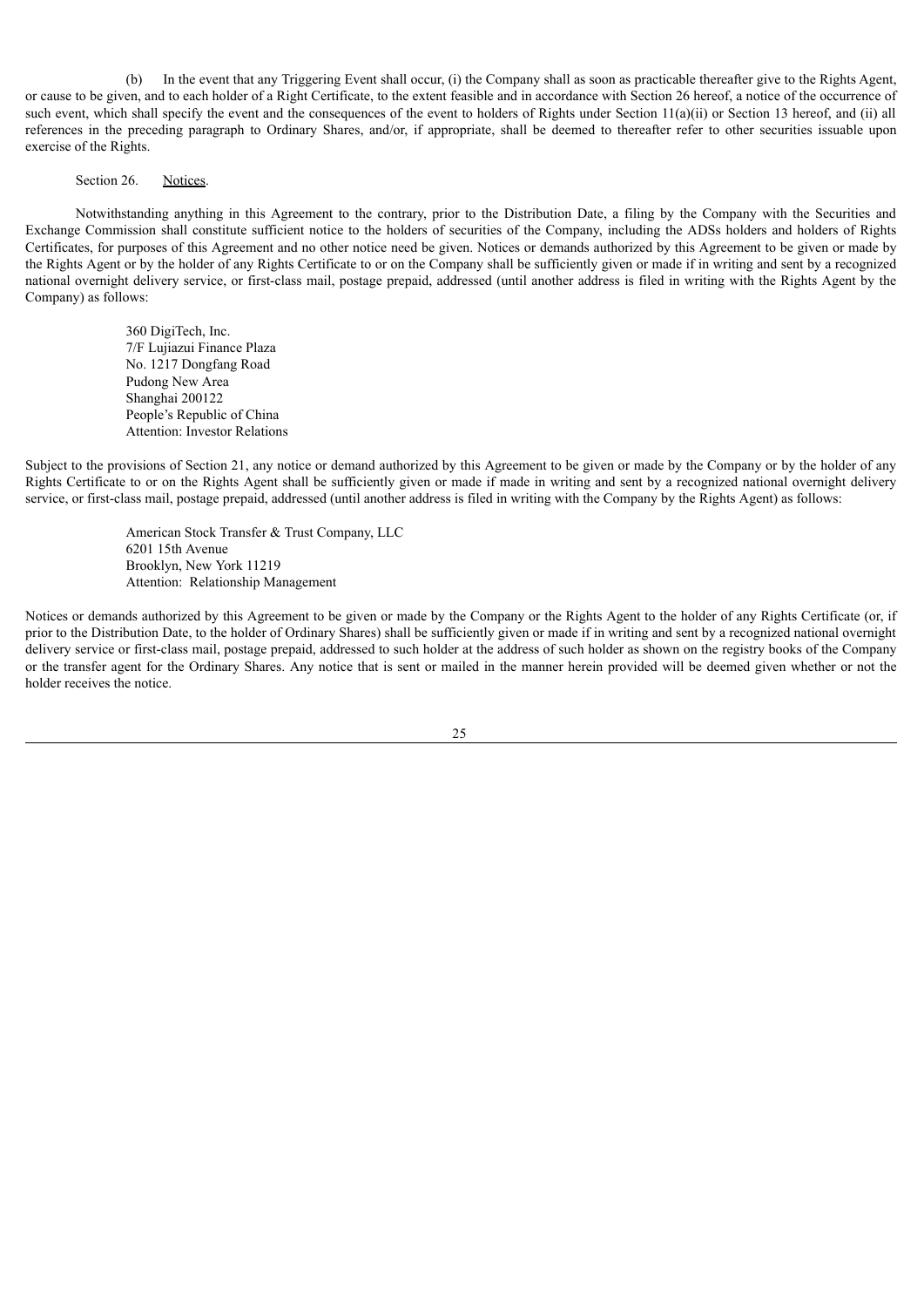(b) In the event that any Triggering Event shall occur, (i) the Company shall as soon as practicable thereafter give to the Rights Agent, or cause to be given, and to each holder of a Right Certificate, to the extent feasible and in accordance with Section 26 hereof, a notice of the occurrence of such event, which shall specify the event and the consequences of the event to holders of Rights under Section 11(a)(ii) or Section 13 hereof, and (ii) all references in the preceding paragraph to Ordinary Shares, and/or, if appropriate, shall be deemed to thereafter refer to other securities issuable upon exercise of the Rights.

Section 26. Notices.

Notwithstanding anything in this Agreement to the contrary, prior to the Distribution Date, a filing by the Company with the Securities and Exchange Commission shall constitute sufficient notice to the holders of securities of the Company, including the ADSs holders and holders of Rights Certificates, for purposes of this Agreement and no other notice need be given. Notices or demands authorized by this Agreement to be given or made by the Rights Agent or by the holder of any Rights Certificate to or on the Company shall be sufficiently given or made if in writing and sent by a recognized national overnight delivery service, or first-class mail, postage prepaid, addressed (until another address is filed in writing with the Rights Agent by the Company) as follows:

360 DigiTech, Inc.
7/F Lujiazui Finance Plaza
No. 1217 Dongfang Road
Pudong New Area
Shanghai 200122
People's Republic of China
Attention: Investor Relations

Subject to the provisions of Section 21, any notice or demand authorized by this Agreement to be given or made by the Company or by the holder of any Rights Certificate to or on the Rights Agent shall be sufficiently given or made if made in writing and sent by a recognized national overnight delivery service, or first-class mail, postage prepaid, addressed (until another address is filed in writing with the Company by the Rights Agent) as follows:

American Stock Transfer & Trust Company, LLC
6201 15th Avenue
Brooklyn, New York 11219
Attention: Relationship Management

Notices or demands authorized by this Agreement to be given or made by the Company or the Rights Agent to the holder of any Rights Certificate (or, if prior to the Distribution Date, to the holder of Ordinary Shares) shall be sufficiently given or made if in writing and sent by a recognized national overnight delivery service or first-class mail, postage prepaid, addressed to such holder at the address of such holder as shown on the registry books of the Company or the transfer agent for the Ordinary Shares. Any notice that is sent or mailed in the manner herein provided will be deemed given whether or not the holder receives the notice.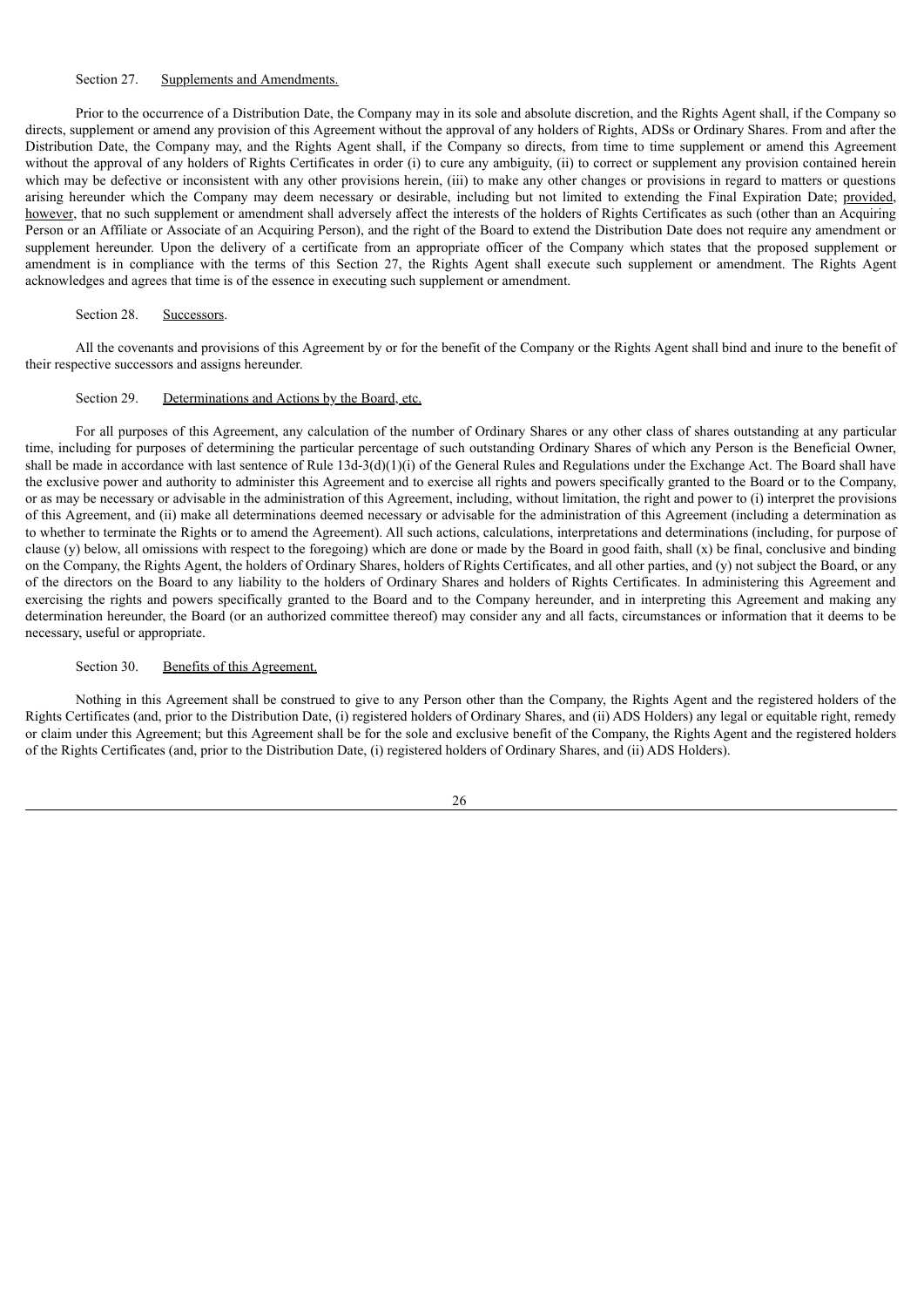Section 27. Supplements and Amendments.

Prior to the occurrence of a Distribution Date, the Company may in its sole and absolute discretion, and the Rights Agent shall, if the Company so directs, supplement or amend any provision of this Agreement without the approval of any holders of Rights, ADSs or Ordinary Shares. From and after the Distribution Date, the Company may, and the Rights Agent shall, if the Company so directs, from time to time supplement or amend this Agreement without the approval of any holders of Rights Certificates in order (i) to cure any ambiguity, (ii) to correct or supplement any provision contained herein which may be defective or inconsistent with any other provisions herein, (iii) to make any other changes or provisions in regard to matters or questions arising hereunder which the Company may deem necessary or desirable, including but not limited to extending the Final Expiration Date; provided, however, that no such supplement or amendment shall adversely affect the interests of the holders of Rights Certificates as such (other than an Acquiring Person or an Affiliate or Associate of an Acquiring Person), and the right of the Board to extend the Distribution Date does not require any amendment or supplement hereunder. Upon the delivery of a certificate from an appropriate officer of the Company which states that the proposed supplement or amendment is in compliance with the terms of this Section 27, the Rights Agent shall execute such supplement or amendment. The Rights Agent acknowledges and agrees that time is of the essence in executing such supplement or amendment.

Section 28. Successors.

All the covenants and provisions of this Agreement by or for the benefit of the Company or the Rights Agent shall bind and inure to the benefit of their respective successors and assigns hereunder.

Section 29. Determinations and Actions by the Board, etc.

For all purposes of this Agreement, any calculation of the number of Ordinary Shares or any other class of shares outstanding at any particular time, including for purposes of determining the particular percentage of such outstanding Ordinary Shares of which any Person is the Beneficial Owner, shall be made in accordance with last sentence of Rule 13d-3(d)(1)(i) of the General Rules and Regulations under the Exchange Act. The Board shall have the exclusive power and authority to administer this Agreement and to exercise all rights and powers specifically granted to the Board or to the Company, or as may be necessary or advisable in the administration of this Agreement, including, without limitation, the right and power to (i) interpret the provisions of this Agreement, and (ii) make all determinations deemed necessary or advisable for the administration of this Agreement (including a determination as to whether to terminate the Rights or to amend the Agreement). All such actions, calculations, interpretations and determinations (including, for purpose of clause (y) below, all omissions with respect to the foregoing) which are done or made by the Board in good faith, shall (x) be final, conclusive and binding on the Company, the Rights Agent, the holders of Ordinary Shares, holders of Rights Certificates, and all other parties, and (y) not subject the Board, or any of the directors on the Board to any liability to the holders of Ordinary Shares and holders of Rights Certificates. In administering this Agreement and exercising the rights and powers specifically granted to the Board and to the Company hereunder, and in interpreting this Agreement and making any determination hereunder, the Board (or an authorized committee thereof) may consider any and all facts, circumstances or information that it deems to be necessary, useful or appropriate.

Section 30. Benefits of this Agreement.

Nothing in this Agreement shall be construed to give to any Person other than the Company, the Rights Agent and the registered holders of the Rights Certificates (and, prior to the Distribution Date, (i) registered holders of Ordinary Shares, and (ii) ADS Holders) any legal or equitable right, remedy or claim under this Agreement; but this Agreement shall be for the sole and exclusive benefit of the Company, the Rights Agent and the registered holders of the Rights Certificates (and, prior to the Distribution Date, (i) registered holders of Ordinary Shares, and (ii) ADS Holders).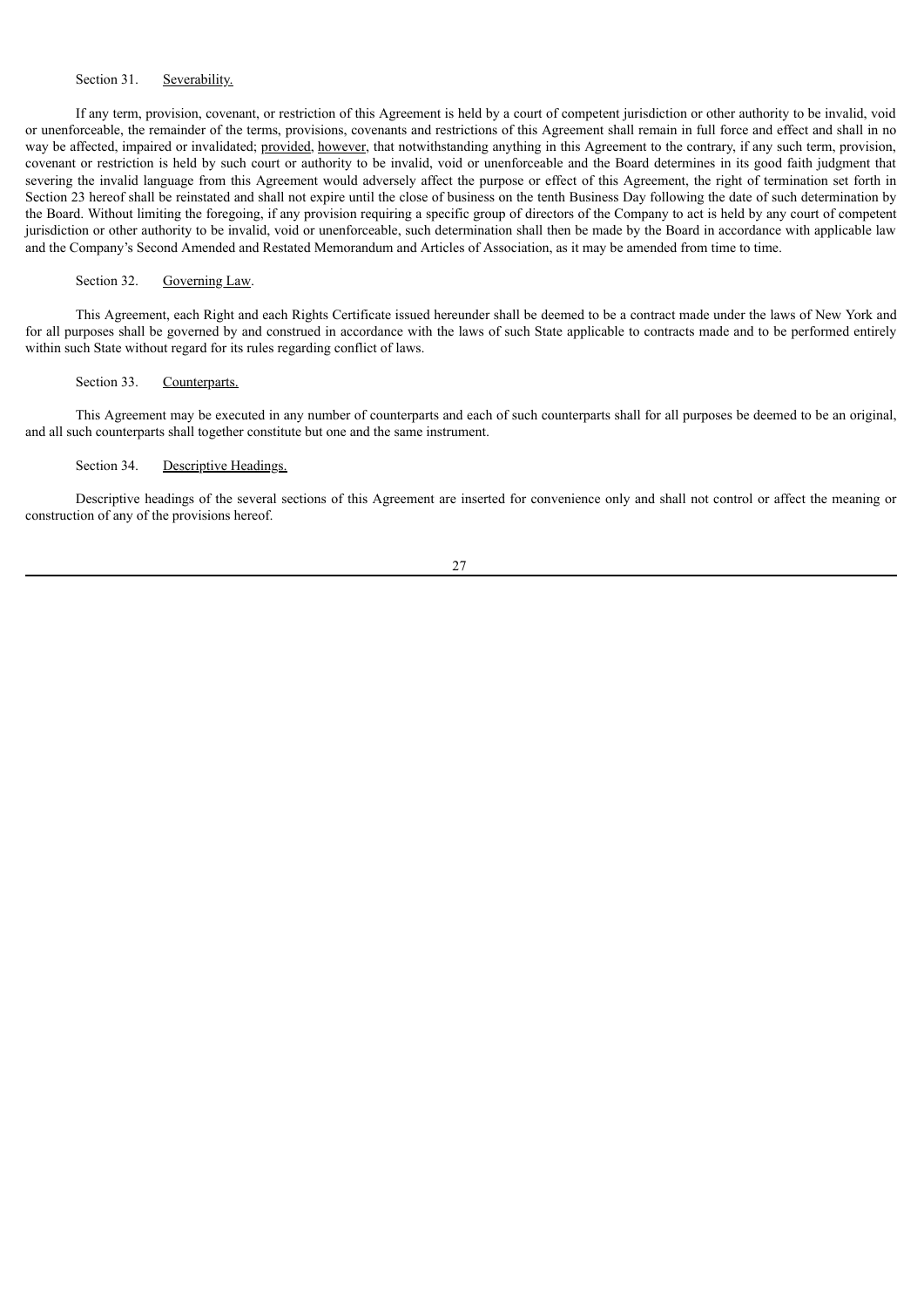Section 31. Severability.

If any term, provision, covenant, or restriction of this Agreement is held by a court of competent jurisdiction or other authority to be invalid, void or unenforceable, the remainder of the terms, provisions, covenants and restrictions of this Agreement shall remain in full force and effect and shall in no way be affected, impaired or invalidated; provided, however, that notwithstanding anything in this Agreement to the contrary, if any such term, provision, covenant or restriction is held by such court or authority to be invalid, void or unenforceable and the Board determines in its good faith judgment that severing the invalid language from this Agreement would adversely affect the purpose or effect of this Agreement, the right of termination set forth in Section 23 hereof shall be reinstated and shall not expire until the close of business on the tenth Business Day following the date of such determination by the Board. Without limiting the foregoing, if any provision requiring a specific group of directors of the Company to act is held by any court of competent jurisdiction or other authority to be invalid, void or unenforceable, such determination shall then be made by the Board in accordance with applicable law and the Company's Second Amended and Restated Memorandum and Articles of Association, as it may be amended from time to time.

Section 32. Governing Law.

This Agreement, each Right and each Rights Certificate issued hereunder shall be deemed to be a contract made under the laws of New York and for all purposes shall be governed by and construed in accordance with the laws of such State applicable to contracts made and to be performed entirely within such State without regard for its rules regarding conflict of laws.

Section 33. Counterparts.

This Agreement may be executed in any number of counterparts and each of such counterparts shall for all purposes be deemed to be an original, and all such counterparts shall together constitute but one and the same instrument.

Section 34. Descriptive Headings.

Descriptive headings of the several sections of this Agreement are inserted for convenience only and shall not control or affect the meaning or construction of any of the provisions hereof.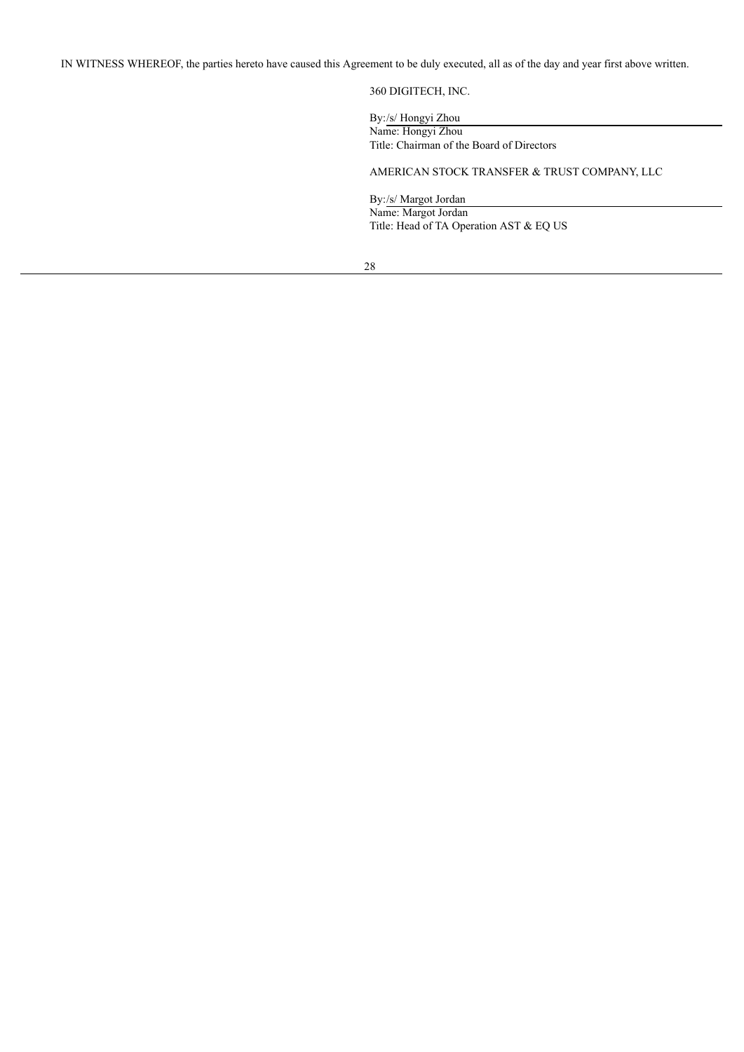IN WITNESS WHEREOF, the parties hereto have caused this Agreement to be duly executed, all as of the day and year first above written.

360 DIGITECH, INC.

By: /s/ Hongyi Zhou

Name: Hongyi Zhou

Title: Chairman of the Board of Directors

AMERICAN STOCK TRANSFER & TRUST COMPANY, LLC

By: /s/ Margot Jordan

Name: Margot Jordan

Title: Head of TA Operation AST & EQ US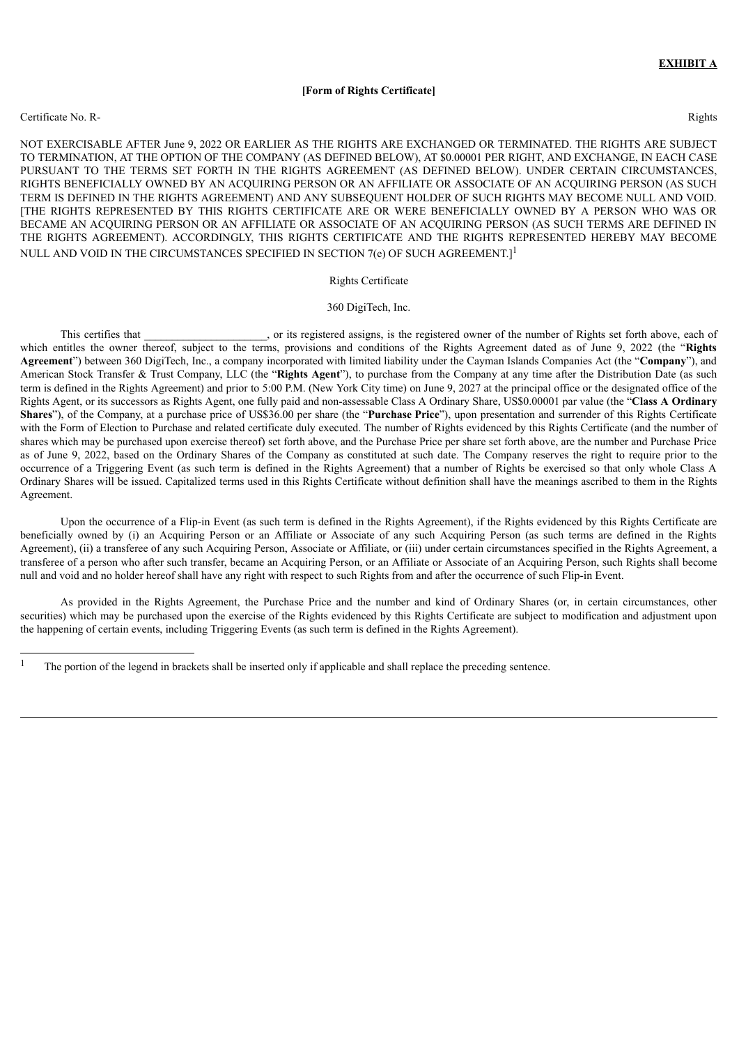**EXHIBIT A**

**[Form of Rights Certificate]**

Certificate No. R- Rights

NOT EXERCISABLE AFTER June 9, 2022 OR EARLIER AS THE RIGHTS ARE EXCHANGED OR TERMINATED. THE RIGHTS ARE SUBJECT TO TERMINATION, AT THE OPTION OF THE COMPANY (AS DEFINED BELOW), AT $0.00001 PER RIGHT, AND EXCHANGE, IN EACH CASE PURSUANT TO THE TERMS SET FORTH IN THE RIGHTS AGREEMENT (AS DEFINED BELOW). UNDER CERTAIN CIRCUMSTANCES, RIGHTS BENEFICIALLY OWNED BY AN ACQUIRING PERSON OR AN AFFILIATE OR ASSOCIATE OF AN ACQUIRING PERSON (AS SUCH TERM IS DEFINED IN THE RIGHTS AGREEMENT) AND ANY SUBSEQUENT HOLDER OF SUCH RIGHTS MAY BECOME NULL AND VOID. [THE RIGHTS REPRESENTED BY THIS RIGHTS CERTIFICATE ARE OR WERE BENEFICIALLY OWNED BY A PERSON WHO WAS OR BECAME AN ACQUIRING PERSON OR AN AFFILIATE OR ASSOCIATE OF AN ACQUIRING PERSON (AS SUCH TERMS ARE DEFINED IN THE RIGHTS AGREEMENT). ACCORDINGLY, THIS RIGHTS CERTIFICATE AND THE RIGHTS REPRESENTED HEREBY MAY BECOME NULL AND VOID IN THE CIRCUMSTANCES SPECIFIED IN SECTION 7(e) OF SUCH AGREEMENT.][1]

Rights Certificate

360 DigiTech, Inc.

This certifies that ______________________, or its registered assigns, is the registered owner of the number of Rights set forth above, each of which entitles the owner thereof, subject to the terms, provisions and conditions of the Rights Agreement dated as of June 9, 2022 (the "**Rights Agreement**") between 360 DigiTech, Inc., a company incorporated with limited liability under the Cayman Islands Companies Act (the "**Company**"), and American Stock Transfer & Trust Company, LLC (the "**Rights Agent**"), to purchase from the Company at any time after the Distribution Date (as such term is defined in the Rights Agreement) and prior to 5:00 P.M. (New York City time) on June 9, 2027 at the principal office or the designated office of the Rights Agent, or its successors as Rights Agent, one fully paid and non-assessable Class A Ordinary Share, US$0.00001 par value (the "**Class A Ordinary Shares**"), of the Company, at a purchase price of US$36.00 per share (the "**Purchase Price**"), upon presentation and surrender of this Rights Certificate with the Form of Election to Purchase and related certificate duly executed. The number of Rights evidenced by this Rights Certificate (and the number of shares which may be purchased upon exercise thereof) set forth above, and the Purchase Price per share set forth above, are the number and Purchase Price as of June 9, 2022, based on the Ordinary Shares of the Company as constituted at such date. The Company reserves the right to require prior to the occurrence of a Triggering Event (as such term is defined in the Rights Agreement) that a number of Rights be exercised so that only whole Class A Ordinary Shares will be issued. Capitalized terms used in this Rights Certificate without definition shall have the meanings ascribed to them in the Rights Agreement.

Upon the occurrence of a Flip-in Event (as such term is defined in the Rights Agreement), if the Rights evidenced by this Rights Certificate are beneficially owned by (i) an Acquiring Person or an Affiliate or Associate of any such Acquiring Person (as such terms are defined in the Rights Agreement), (ii) a transferee of any such Acquiring Person, Associate or Affiliate, or (iii) under certain circumstances specified in the Rights Agreement, a transferee of a person who after such transfer, became an Acquiring Person, or an Affiliate or Associate of an Acquiring Person, such Rights shall become null and void and no holder hereof shall have any right with respect to such Rights from and after the occurrence of such Flip-in Event.

As provided in the Rights Agreement, the Purchase Price and the number and kind of Ordinary Shares (or, in certain circumstances, other securities) which may be purchased upon the exercise of the Rights evidenced by this Rights Certificate are subject to modification and adjustment upon the happening of certain events, including Triggering Events (as such term is defined in the Rights Agreement).

[1] The portion of the legend in brackets shall be inserted only if applicable and shall replace the preceding sentence.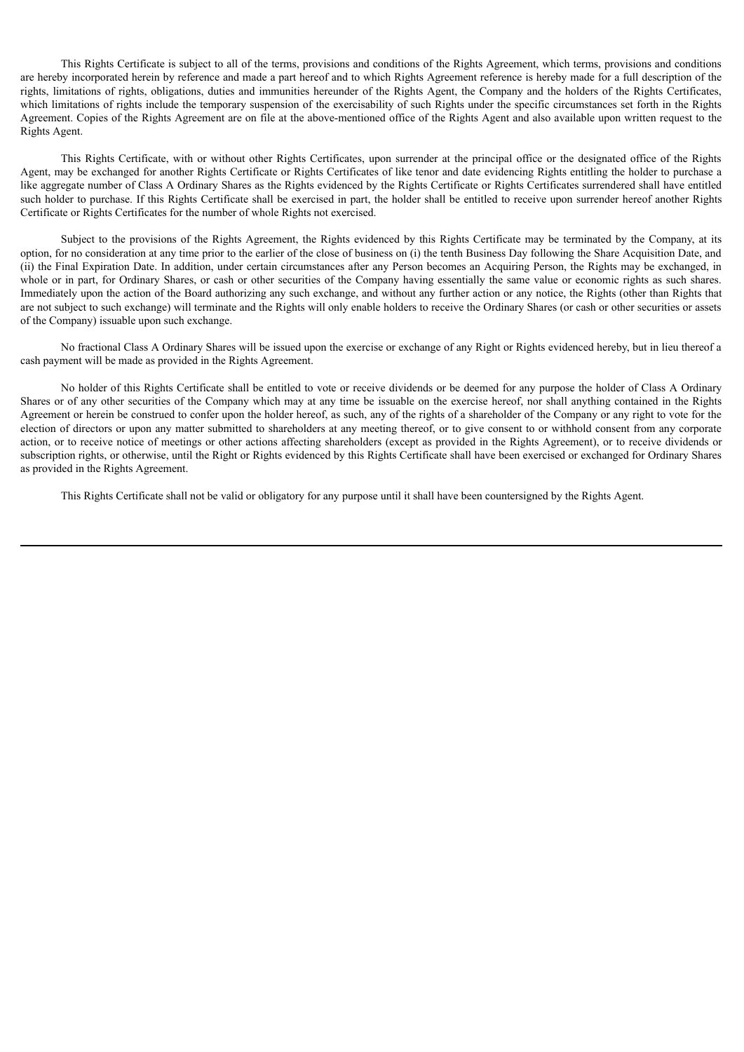This Rights Certificate is subject to all of the terms, provisions and conditions of the Rights Agreement, which terms, provisions and conditions are hereby incorporated herein by reference and made a part hereof and to which Rights Agreement reference is hereby made for a full description of the rights, limitations of rights, obligations, duties and immunities hereunder of the Rights Agent, the Company and the holders of the Rights Certificates, which limitations of rights include the temporary suspension of the exercisability of such Rights under the specific circumstances set forth in the Rights Agreement. Copies of the Rights Agreement are on file at the above-mentioned office of the Rights Agent and also available upon written request to the Rights Agent.

This Rights Certificate, with or without other Rights Certificates, upon surrender at the principal office or the designated office of the Rights Agent, may be exchanged for another Rights Certificate or Rights Certificates of like tenor and date evidencing Rights entitling the holder to purchase a like aggregate number of Class A Ordinary Shares as the Rights evidenced by the Rights Certificate or Rights Certificates surrendered shall have entitled such holder to purchase. If this Rights Certificate shall be exercised in part, the holder shall be entitled to receive upon surrender hereof another Rights Certificate or Rights Certificates for the number of whole Rights not exercised.

Subject to the provisions of the Rights Agreement, the Rights evidenced by this Rights Certificate may be terminated by the Company, at its option, for no consideration at any time prior to the earlier of the close of business on (i) the tenth Business Day following the Share Acquisition Date, and (ii) the Final Expiration Date. In addition, under certain circumstances after any Person becomes an Acquiring Person, the Rights may be exchanged, in whole or in part, for Ordinary Shares, or cash or other securities of the Company having essentially the same value or economic rights as such shares. Immediately upon the action of the Board authorizing any such exchange, and without any further action or any notice, the Rights (other than Rights that are not subject to such exchange) will terminate and the Rights will only enable holders to receive the Ordinary Shares (or cash or other securities or assets of the Company) issuable upon such exchange.

No fractional Class A Ordinary Shares will be issued upon the exercise or exchange of any Right or Rights evidenced hereby, but in lieu thereof a cash payment will be made as provided in the Rights Agreement.

No holder of this Rights Certificate shall be entitled to vote or receive dividends or be deemed for any purpose the holder of Class A Ordinary Shares or of any other securities of the Company which may at any time be issuable on the exercise hereof, nor shall anything contained in the Rights Agreement or herein be construed to confer upon the holder hereof, as such, any of the rights of a shareholder of the Company or any right to vote for the election of directors or upon any matter submitted to shareholders at any meeting thereof, or to give consent to or withhold consent from any corporate action, or to receive notice of meetings or other actions affecting shareholders (except as provided in the Rights Agreement), or to receive dividends or subscription rights, or otherwise, until the Right or Rights evidenced by this Rights Certificate shall have been exercised or exchanged for Ordinary Shares as provided in the Rights Agreement.

This Rights Certificate shall not be valid or obligatory for any purpose until it shall have been countersigned by the Rights Agent.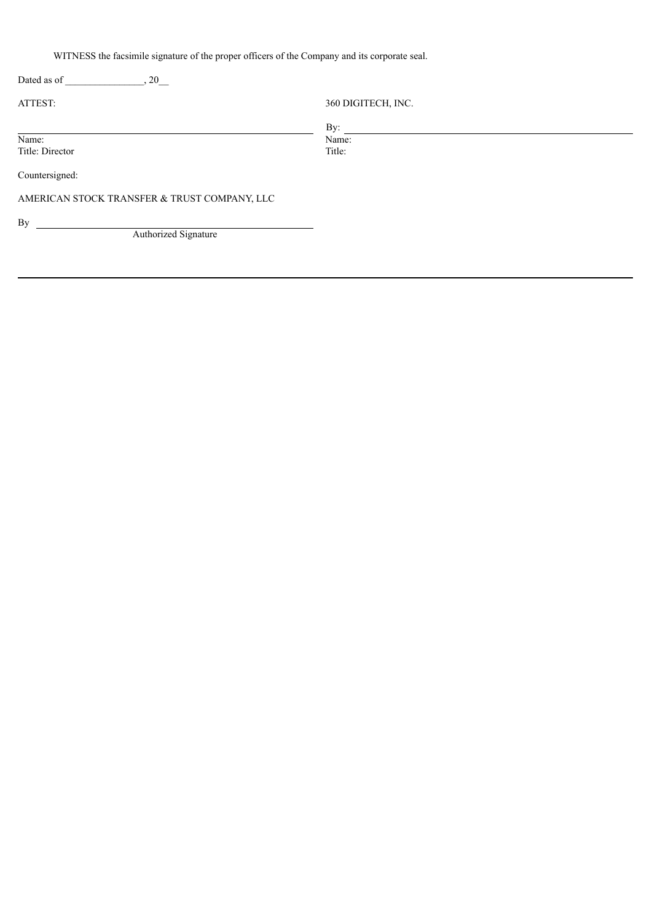WITNESS the facsimile signature of the proper officers of the Company and its corporate seal.

Dated as of ________________, 20__

| ATTEST: | 360 DIGITECH, INC. |
| --- | --- |
| ______________________________ | By: ______________________________ |
| Name: | Name: |
| Title: Director | Title: |

Countersigned:

AMERICAN STOCK TRANSFER & TRUST COMPANY, LLC

By ______________________________
Authorized Signature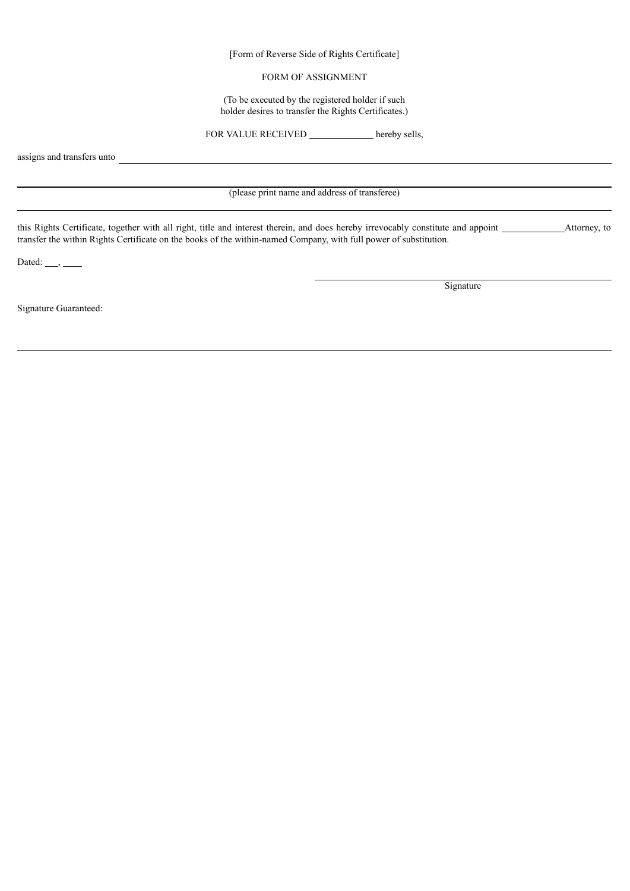[Form of Reverse Side of Rights Certificate]

FORM OF ASSIGNMENT

(To be executed by the registered holder if such holder desires to transfer the Rights Certificates.)

FOR VALUE RECEIVED \_\_\_\_\_\_\_\_\_\_\_\_\_ hereby sells,

assigns and transfers unto \_\_\_\_\_\_\_\_\_\_\_\_\_\_\_\_\_\_\_\_\_\_\_\_\_\_\_\_\_\_\_\_\_\_\_\_\_\_\_\_\_\_\_\_\_\_\_\_\_\_\_\_\_\_\_\_\_\_\_\_

\_\_\_\_\_\_\_\_\_\_\_\_\_\_\_\_\_\_\_\_\_\_\_\_\_\_\_\_\_\_\_\_\_\_\_\_\_\_\_\_\_\_\_\_\_\_\_\_\_\_\_\_\_\_\_\_\_\_\_\_\_\_\_\_\_\_\_\_\_\_\_\_\_\_\_\_\_\_

(please print name and address of transferee)

\_\_\_\_\_\_\_\_\_\_\_\_\_\_\_\_\_\_\_\_\_\_\_\_\_\_\_\_\_\_\_\_\_\_\_\_\_\_\_\_\_\_\_\_\_\_\_\_\_\_\_\_\_\_\_\_\_\_\_\_\_\_\_\_\_\_\_\_\_\_\_\_\_\_\_\_\_\_

this Rights Certificate, together with all right, title and interest therein, and does hereby irrevocably constitute and appoint \_\_\_\_\_\_\_\_\_\_\_\_\_Attorney, to transfer the within Rights Certificate on the books of the within-named Company, with full power of substitution.

Dated: \_\_\_, \_\_\_\_

\_\_\_\_\_\_\_\_\_\_\_\_\_\_\_\_\_\_\_\_\_\_\_\_\_\_\_\_\_\_\_\_\_\_\_\_\_\_\_\_

Signature

Signature Guaranteed:

\_\_\_\_\_\_\_\_\_\_\_\_\_\_\_\_\_\_\_\_\_\_\_\_\_\_\_\_\_\_\_\_\_\_\_\_\_\_\_\_\_\_\_\_\_\_\_\_\_\_\_\_\_\_\_\_\_\_\_\_\_\_\_\_\_\_\_\_\_\_\_\_\_\_\_\_\_\_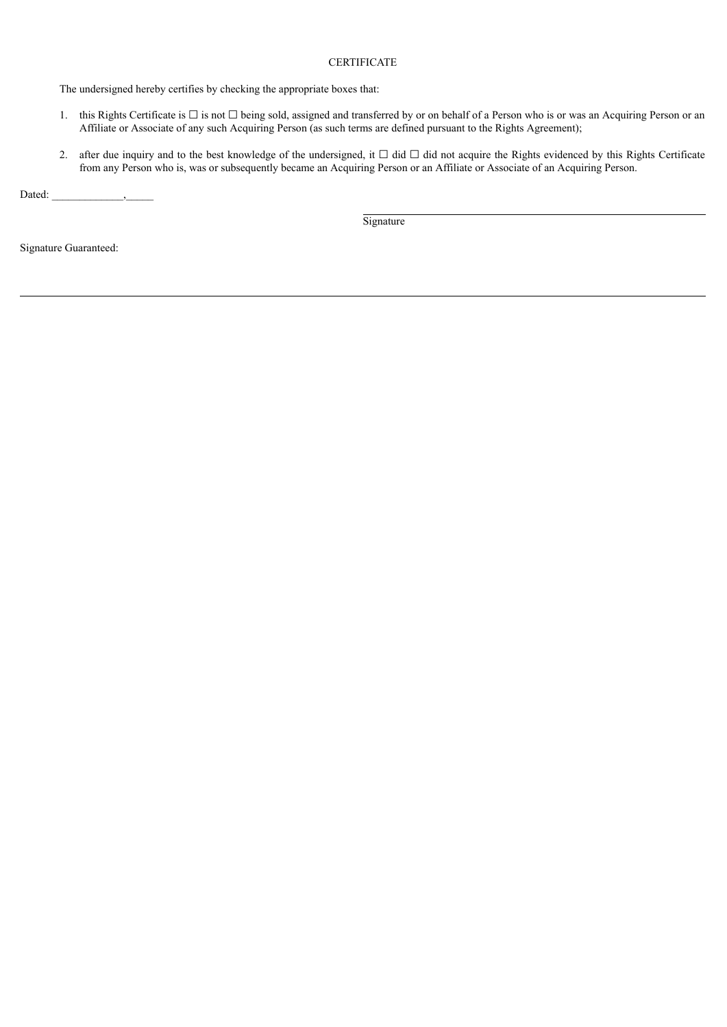CERTIFICATE

The undersigned hereby certifies by checking the appropriate boxes that:

1. this Rights Certificate is ☐ is not ☐ being sold, assigned and transferred by or on behalf of a Person who is or was an Acquiring Person or an Affiliate or Associate of any such Acquiring Person (as such terms are defined pursuant to the Rights Agreement);

2. after due inquiry and to the best knowledge of the undersigned, it ☐ did ☐ did not acquire the Rights evidenced by this Rights Certificate from any Person who is, was or subsequently became an Acquiring Person or an Affiliate or Associate of an Acquiring Person.

Dated: _____________,_____

_______________________________________
Signature

Signature Guaranteed:

_______________________________________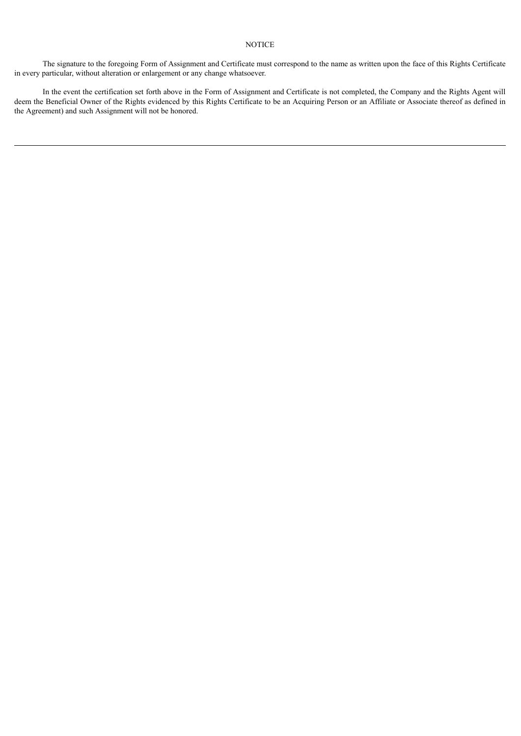NOTICE

The signature to the foregoing Form of Assignment and Certificate must correspond to the name as written upon the face of this Rights Certificate in every particular, without alteration or enlargement or any change whatsoever.

In the event the certification set forth above in the Form of Assignment and Certificate is not completed, the Company and the Rights Agent will deem the Beneficial Owner of the Rights evidenced by this Rights Certificate to be an Acquiring Person or an Affiliate or Associate thereof as defined in the Agreement) and such Assignment will not be honored.

---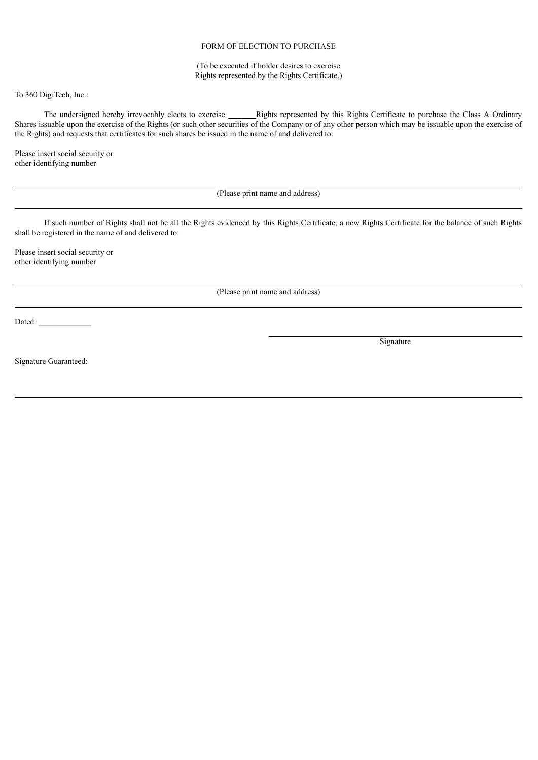FORM OF ELECTION TO PURCHASE

(To be executed if holder desires to exercise
Rights represented by the Rights Certificate.)

To 360 DigiTech, Inc.:

The undersigned hereby irrevocably elects to exercise _______ Rights represented by this Rights Certificate to purchase the Class A Ordinary Shares issuable upon the exercise of the Rights (or such other securities of the Company or of any other person which may be issuable upon the exercise of the Rights) and requests that certificates for such shares be issued in the name of and delivered to:

Please insert social security or
other identifying number

_______________________________________________

(Please print name and address)

_______________________________________________

If such number of Rights shall not be all the Rights evidenced by this Rights Certificate, a new Rights Certificate for the balance of such Rights shall be registered in the name of and delivered to:

Please insert social security or
other identifying number

_______________________________________________

(Please print name and address)

_______________________________________________

Dated: _____________

_______________________________________________

Signature

Signature Guaranteed:

_______________________________________________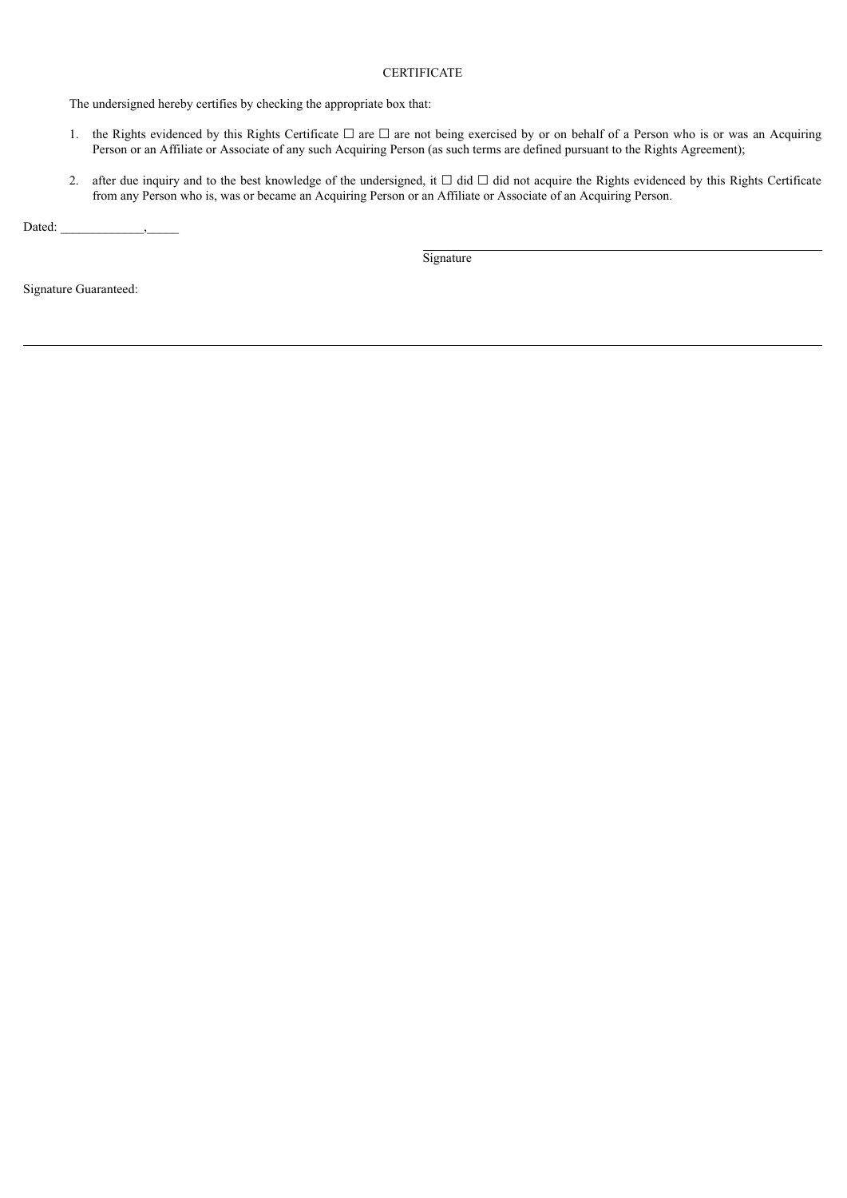CERTIFICATE

The undersigned hereby certifies by checking the appropriate box that:

1. the Rights evidenced by this Rights Certificate ☐ are ☐ are not being exercised by or on behalf of a Person who is or was an Acquiring Person or an Affiliate or Associate of any such Acquiring Person (as such terms are defined pursuant to the Rights Agreement);

2. after due inquiry and to the best knowledge of the undersigned, it ☐ did ☐ did not acquire the Rights evidenced by this Rights Certificate from any Person who is, was or became an Acquiring Person or an Affiliate or Associate of an Acquiring Person.

Dated: _____________,_____

_______________________________________
Signature

Signature Guaranteed:

_______________________________________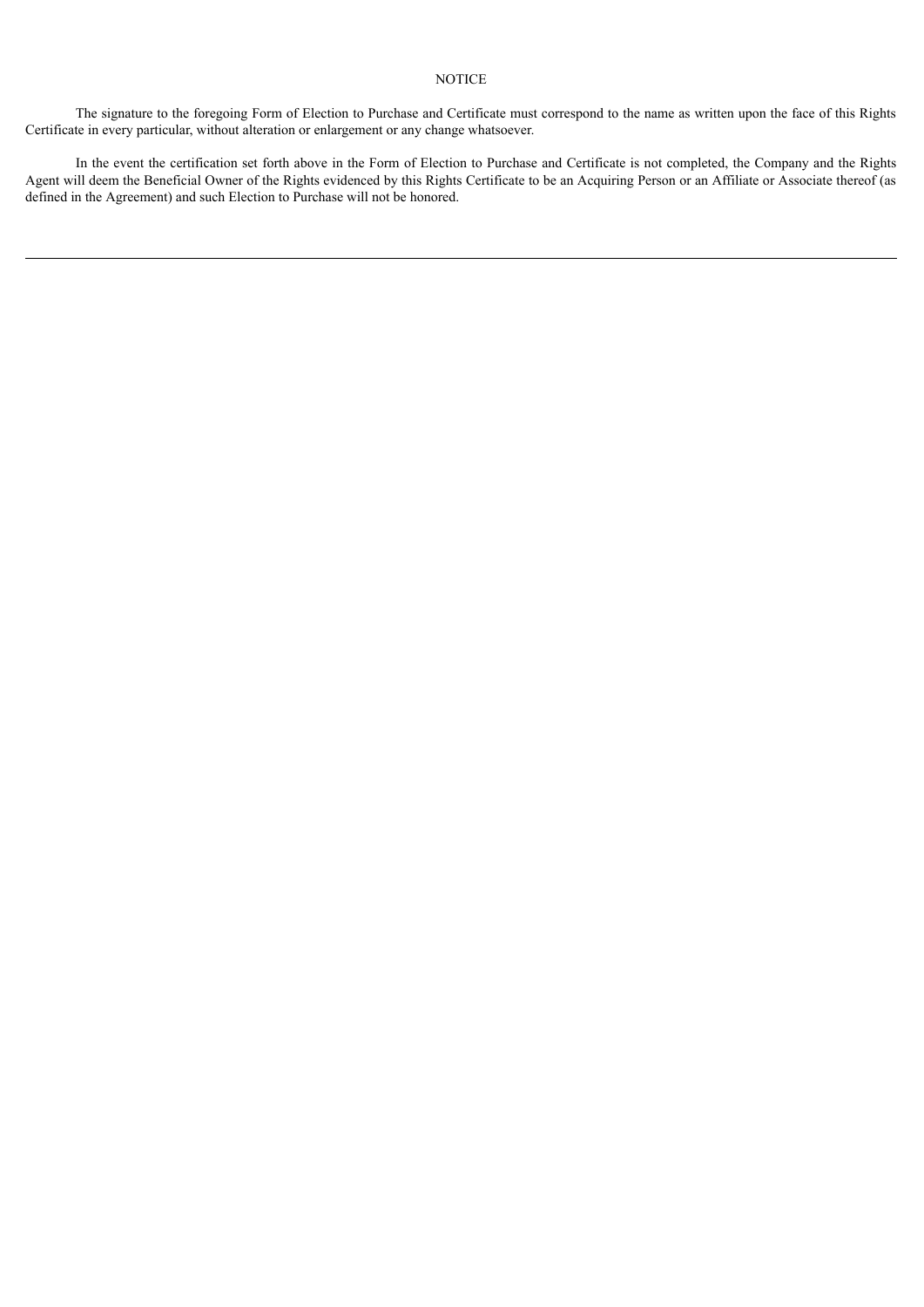NOTICE

The signature to the foregoing Form of Election to Purchase and Certificate must correspond to the name as written upon the face of this Rights Certificate in every particular, without alteration or enlargement or any change whatsoever.

In the event the certification set forth above in the Form of Election to Purchase and Certificate is not completed, the Company and the Rights Agent will deem the Beneficial Owner of the Rights evidenced by this Rights Certificate to be an Acquiring Person or an Affiliate or Associate thereof (as defined in the Agreement) and such Election to Purchase will not be honored.

---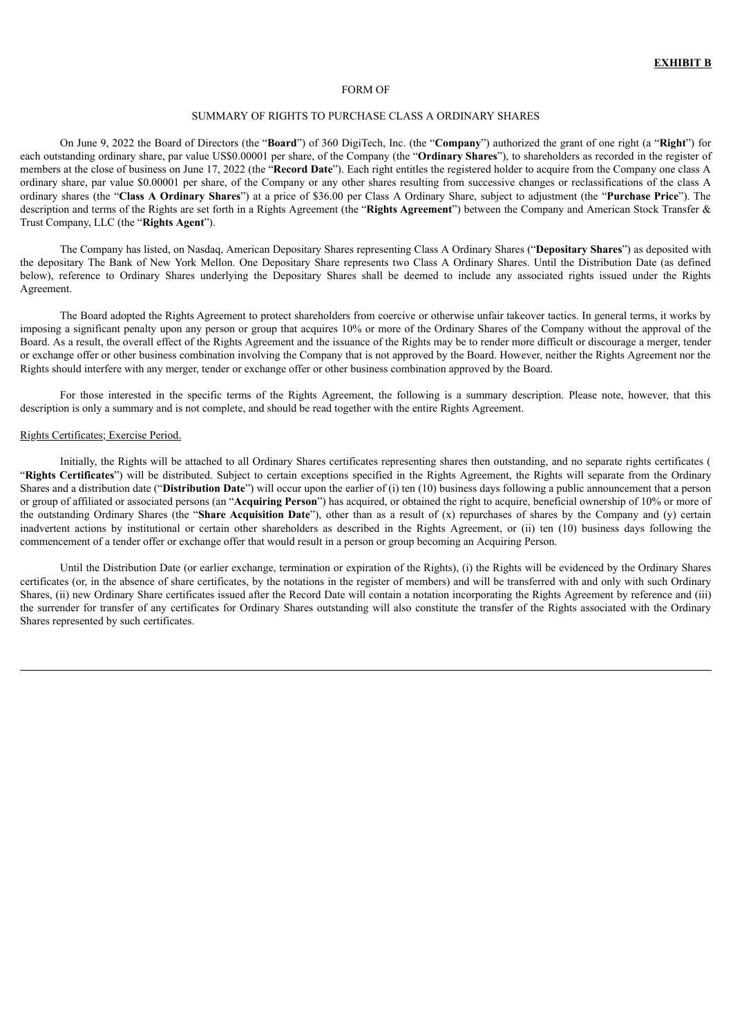**EXHIBIT B**

FORM OF

SUMMARY OF RIGHTS TO PURCHASE CLASS A ORDINARY SHARES

On June 9, 2022 the Board of Directors (the "**Board**") of 360 DigiTech, Inc. (the "**Company**") authorized the grant of one right (a "**Right**") for each outstanding ordinary share, par value US$0.00001 per share, of the Company (the "**Ordinary Shares**"), to shareholders as recorded in the register of members at the close of business on June 17, 2022 (the "**Record Date**"). Each right entitles the registered holder to acquire from the Company one class A ordinary share, par value $0.00001 per share, of the Company or any other shares resulting from successive changes or reclassifications of the class A ordinary shares (the "**Class A Ordinary Shares**") at a price of $36.00 per Class A Ordinary Share, subject to adjustment (the "**Purchase Price**"). The description and terms of the Rights are set forth in a Rights Agreement (the "**Rights Agreement**") between the Company and American Stock Transfer & Trust Company, LLC (the "**Rights Agent**").

The Company has listed, on Nasdaq, American Depositary Shares representing Class A Ordinary Shares ("**Depositary Shares**") as deposited with the depositary The Bank of New York Mellon. One Depositary Share represents two Class A Ordinary Shares. Until the Distribution Date (as defined below), reference to Ordinary Shares underlying the Depositary Shares shall be deemed to include any associated rights issued under the Rights Agreement.

The Board adopted the Rights Agreement to protect shareholders from coercive or otherwise unfair takeover tactics. In general terms, it works by imposing a significant penalty upon any person or group that acquires 10% or more of the Ordinary Shares of the Company without the approval of the Board. As a result, the overall effect of the Rights Agreement and the issuance of the Rights may be to render more difficult or discourage a merger, tender or exchange offer or other business combination involving the Company that is not approved by the Board. However, neither the Rights Agreement nor the Rights should interfere with any merger, tender or exchange offer or other business combination approved by the Board.

For those interested in the specific terms of the Rights Agreement, the following is a summary description. Please note, however, that this description is only a summary and is not complete, and should be read together with the entire Rights Agreement.

Rights Certificates; Exercise Period.

Initially, the Rights will be attached to all Ordinary Shares certificates representing shares then outstanding, and no separate rights certificates ( "**Rights Certificates**") will be distributed. Subject to certain exceptions specified in the Rights Agreement, the Rights will separate from the Ordinary Shares and a distribution date ("**Distribution Date**") will occur upon the earlier of (i) ten (10) business days following a public announcement that a person or group of affiliated or associated persons (an "**Acquiring Person**") has acquired, or obtained the right to acquire, beneficial ownership of 10% or more of the outstanding Ordinary Shares (the "**Share Acquisition Date**"), other than as a result of (x) repurchases of shares by the Company and (y) certain inadvertent actions by institutional or certain other shareholders as described in the Rights Agreement, or (ii) ten (10) business days following the commencement of a tender offer or exchange offer that would result in a person or group becoming an Acquiring Person.

Until the Distribution Date (or earlier exchange, termination or expiration of the Rights), (i) the Rights will be evidenced by the Ordinary Shares certificates (or, in the absence of share certificates, by the notations in the register of members) and will be transferred with and only with such Ordinary Shares, (ii) new Ordinary Share certificates issued after the Record Date will contain a notation incorporating the Rights Agreement by reference and (iii) the surrender for transfer of any certificates for Ordinary Shares outstanding will also constitute the transfer of the Rights associated with the Ordinary Shares represented by such certificates.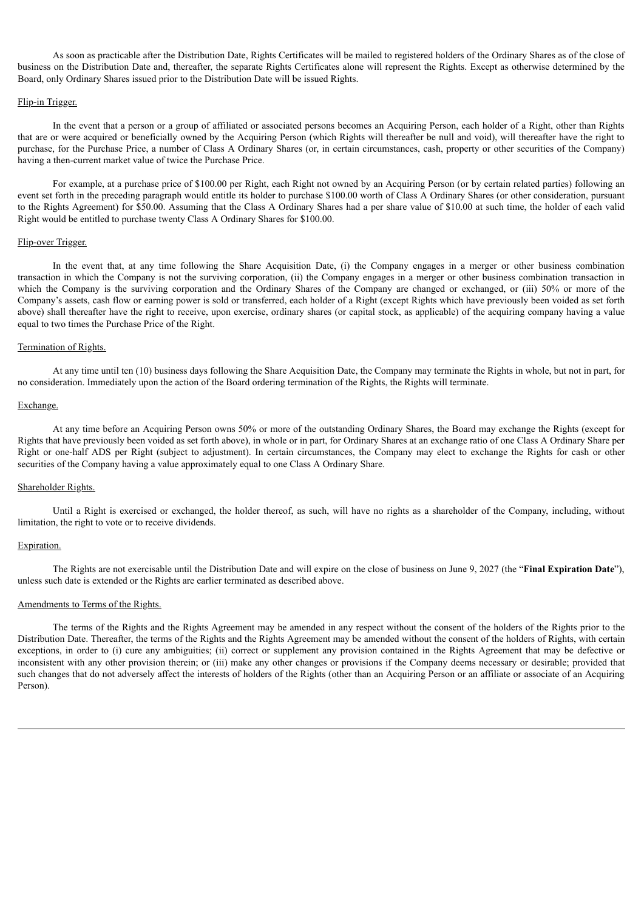As soon as practicable after the Distribution Date, Rights Certificates will be mailed to registered holders of the Ordinary Shares as of the close of business on the Distribution Date and, thereafter, the separate Rights Certificates alone will represent the Rights. Except as otherwise determined by the Board, only Ordinary Shares issued prior to the Distribution Date will be issued Rights.

Flip-in Trigger.

In the event that a person or a group of affiliated or associated persons becomes an Acquiring Person, each holder of a Right, other than Rights that are or were acquired or beneficially owned by the Acquiring Person (which Rights will thereafter be null and void), will thereafter have the right to purchase, for the Purchase Price, a number of Class A Ordinary Shares (or, in certain circumstances, cash, property or other securities of the Company) having a then-current market value of twice the Purchase Price.

For example, at a purchase price of $100.00 per Right, each Right not owned by an Acquiring Person (or by certain related parties) following an event set forth in the preceding paragraph would entitle its holder to purchase $100.00 worth of Class A Ordinary Shares (or other consideration, pursuant to the Rights Agreement) for $50.00. Assuming that the Class A Ordinary Shares had a per share value of $10.00 at such time, the holder of each valid Right would be entitled to purchase twenty Class A Ordinary Shares for $100.00.

Flip-over Trigger.

In the event that, at any time following the Share Acquisition Date, (i) the Company engages in a merger or other business combination transaction in which the Company is not the surviving corporation, (ii) the Company engages in a merger or other business combination transaction in which the Company is the surviving corporation and the Ordinary Shares of the Company are changed or exchanged, or (iii) 50% or more of the Company's assets, cash flow or earning power is sold or transferred, each holder of a Right (except Rights which have previously been voided as set forth above) shall thereafter have the right to receive, upon exercise, ordinary shares (or capital stock, as applicable) of the acquiring company having a value equal to two times the Purchase Price of the Right.

Termination of Rights.

At any time until ten (10) business days following the Share Acquisition Date, the Company may terminate the Rights in whole, but not in part, for no consideration. Immediately upon the action of the Board ordering termination of the Rights, the Rights will terminate.

Exchange.

At any time before an Acquiring Person owns 50% or more of the outstanding Ordinary Shares, the Board may exchange the Rights (except for Rights that have previously been voided as set forth above), in whole or in part, for Ordinary Shares at an exchange ratio of one Class A Ordinary Share per Right or one-half ADS per Right (subject to adjustment). In certain circumstances, the Company may elect to exchange the Rights for cash or other securities of the Company having a value approximately equal to one Class A Ordinary Share.

Shareholder Rights.

Until a Right is exercised or exchanged, the holder thereof, as such, will have no rights as a shareholder of the Company, including, without limitation, the right to vote or to receive dividends.

Expiration.

The Rights are not exercisable until the Distribution Date and will expire on the close of business on June 9, 2027 (the "**Final Expiration Date**"), unless such date is extended or the Rights are earlier terminated as described above.

Amendments to Terms of the Rights.

The terms of the Rights and the Rights Agreement may be amended in any respect without the consent of the holders of the Rights prior to the Distribution Date. Thereafter, the terms of the Rights and the Rights Agreement may be amended without the consent of the holders of Rights, with certain exceptions, in order to (i) cure any ambiguities; (ii) correct or supplement any provision contained in the Rights Agreement that may be defective or inconsistent with any other provision therein; or (iii) make any other changes or provisions if the Company deems necessary or desirable; provided that such changes that do not adversely affect the interests of holders of the Rights (other than an Acquiring Person or an affiliate or associate of an Acquiring Person).